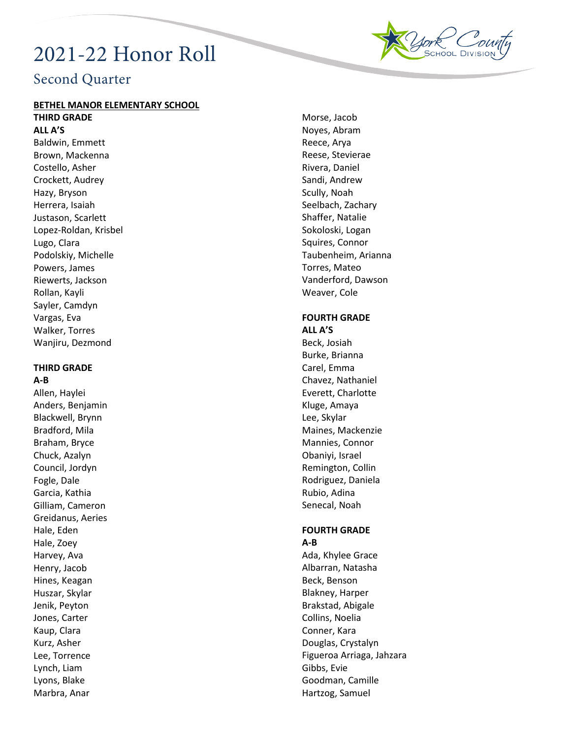# 2021-22 Honor Roll

## Second Quarter

**BETHEL MANOR ELEMENTARY SCHOOL**

**THIRD GRADE**
**ALL A'S**

Baldwin, Emmett
Brown, Mackenna
Costello, Asher
Crockett, Audrey
Hazy, Bryson
Herrera, Isaiah
Justason, Scarlett
Lopez-Roldan, Krisbel
Lugo, Clara
Podolskiy, Michelle
Powers, James
Riewerts, Jackson
Rollan, Kayli
Sayler, Camdyn
Vargas, Eva
Walker, Torres
Wanjiru, Dezmond

**THIRD GRADE**
**A-B**

Allen, Haylei
Anders, Benjamin
Blackwell, Brynn
Bradford, Mila
Braham, Bryce
Chuck, Azalyn
Council, Jordyn
Fogle, Dale
Garcia, Kathia
Gilliam, Cameron
Greidanus, Aeries
Hale, Eden
Hale, Zoey
Harvey, Ava
Henry, Jacob
Hines, Keagan
Huszar, Skylar
Jenik, Peyton
Jones, Carter
Kaup, Clara
Kurz, Asher
Lee, Torrence
Lynch, Liam
Lyons, Blake
Marbra, Anar
Morse, Jacob
Noyes, Abram
Reece, Arya
Reese, Stevierae
Rivera, Daniel
Sandi, Andrew
Scully, Noah
Seelbach, Zachary
Shaffer, Natalie
Sokoloski, Logan
Squires, Connor
Taubenheim, Arianna
Torres, Mateo
Vanderford, Dawson
Weaver, Cole

**FOURTH GRADE**
**ALL A'S**

Beck, Josiah
Burke, Brianna
Carel, Emma
Chavez, Nathaniel
Everett, Charlotte
Kluge, Amaya
Lee, Skylar
Maines, Mackenzie
Mannies, Connor
Obaniyi, Israel
Remington, Collin
Rodriguez, Daniela
Rubio, Adina
Senecal, Noah

**FOURTH GRADE**
**A-B**

Ada, Khylee Grace
Albarran, Natasha
Beck, Benson
Blakney, Harper
Brakstad, Abigale
Collins, Noelia
Conner, Kara
Douglas, Crystalyn
Figueroa Arriaga, Jahzara
Gibbs, Evie
Goodman, Camille
Hartzog, Samuel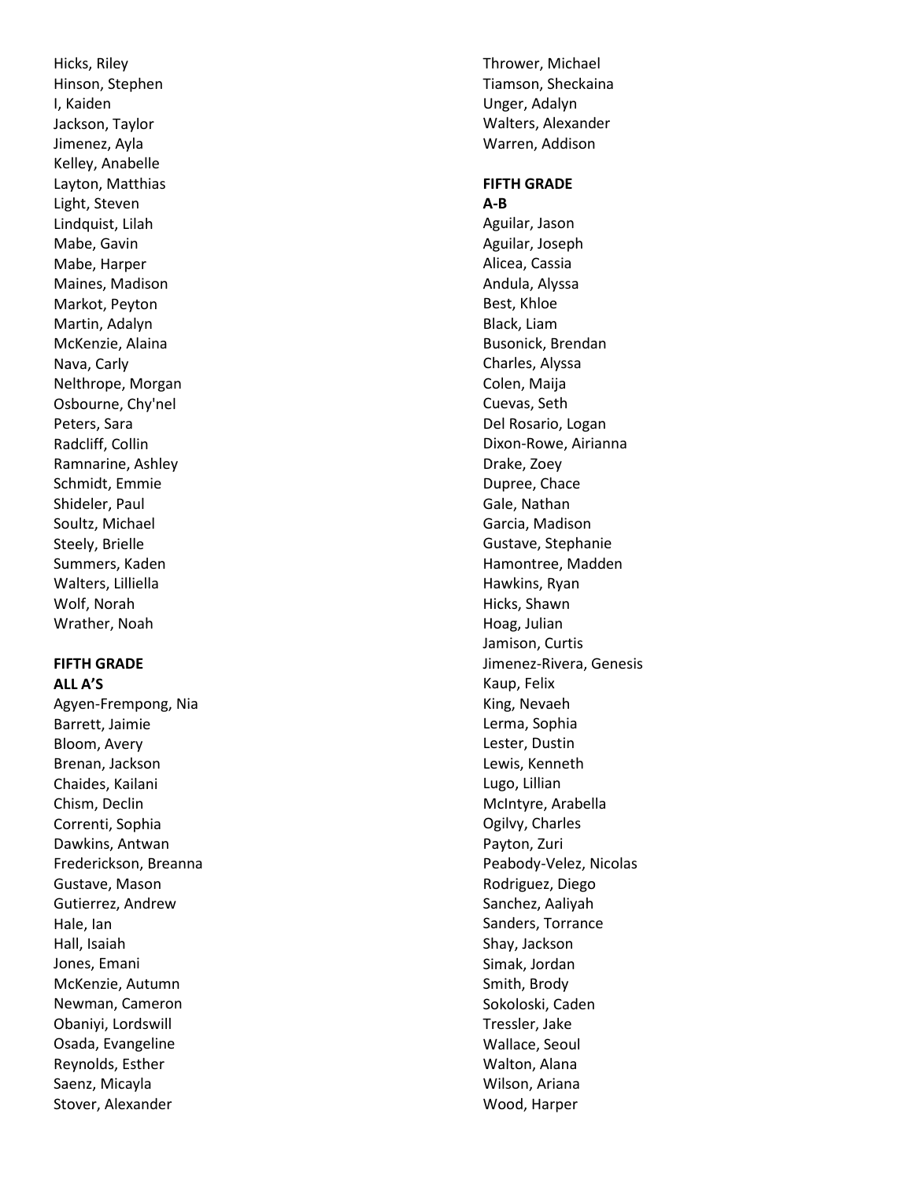Hicks, Riley
Hinson, Stephen
I, Kaiden
Jackson, Taylor
Jimenez, Ayla
Kelley, Anabelle
Layton, Matthias
Light, Steven
Lindquist, Lilah
Mabe, Gavin
Mabe, Harper
Maines, Madison
Markot, Peyton
Martin, Adalyn
McKenzie, Alaina
Nava, Carly
Nelthrope, Morgan
Osbourne, Chy'nel
Peters, Sara
Radcliff, Collin
Ramnarine, Ashley
Schmidt, Emmie
Shideler, Paul
Soultz, Michael
Steely, Brielle
Summers, Kaden
Walters, Lilliella
Wolf, Norah
Wrather, Noah

**FIFTH GRADE**
**ALL A'S**

Agyen-Frempong, Nia
Barrett, Jaimie
Bloom, Avery
Brenan, Jackson
Chaides, Kailani
Chism, Declin
Correnti, Sophia
Dawkins, Antwan
Frederickson, Breanna
Gustave, Mason
Gutierrez, Andrew
Hale, Ian
Hall, Isaiah
Jones, Emani
McKenzie, Autumn
Newman, Cameron
Obaniyi, Lordswill
Osada, Evangeline
Reynolds, Esther
Saenz, Micayla
Stover, Alexander
Thrower, Michael
Tiamson, Sheckaina
Unger, Adalyn
Walters, Alexander
Warren, Addison

**FIFTH GRADE**
**A-B**

Aguilar, Jason
Aguilar, Joseph
Alicea, Cassia
Andula, Alyssa
Best, Khloe
Black, Liam
Busonick, Brendan
Charles, Alyssa
Colen, Maija
Cuevas, Seth
Del Rosario, Logan
Dixon-Rowe, Airianna
Drake, Zoey
Dupree, Chace
Gale, Nathan
Garcia, Madison
Gustave, Stephanie
Hamontree, Madden
Hawkins, Ryan
Hicks, Shawn
Hoag, Julian
Jamison, Curtis
Jimenez-Rivera, Genesis
Kaup, Felix
King, Nevaeh
Lerma, Sophia
Lester, Dustin
Lewis, Kenneth
Lugo, Lillian
McIntyre, Arabella
Ogilvy, Charles
Payton, Zuri
Peabody-Velez, Nicolas
Rodriguez, Diego
Sanchez, Aaliyah
Sanders, Torrance
Shay, Jackson
Simak, Jordan
Smith, Brody
Sokoloski, Caden
Tressler, Jake
Wallace, Seoul
Walton, Alana
Wilson, Ariana
Wood, Harper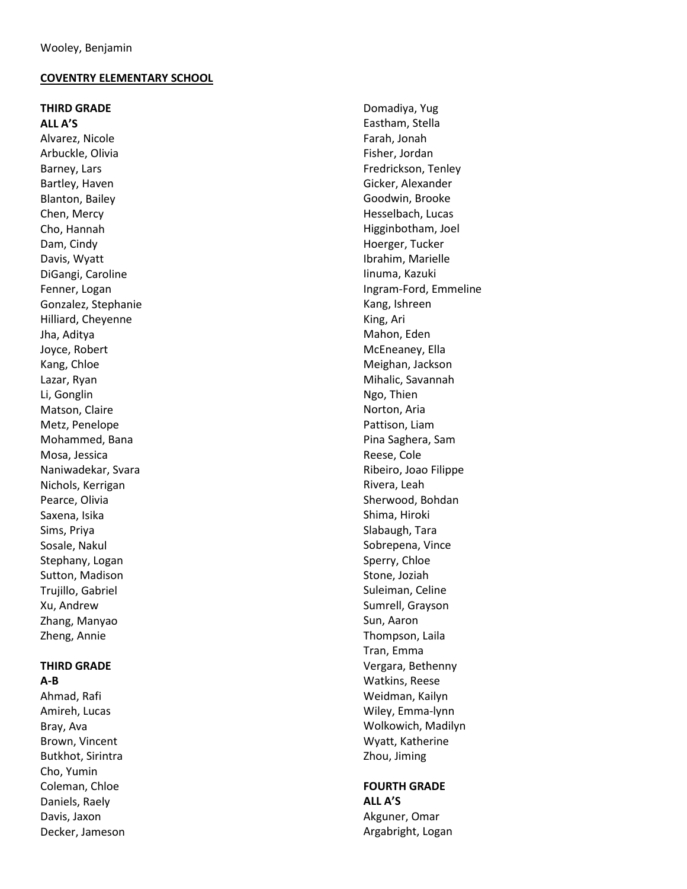Wooley, Benjamin

**COVENTRY ELEMENTARY SCHOOL**

**THIRD GRADE**
**ALL A'S**

Alvarez, Nicole
Arbuckle, Olivia
Barney, Lars
Bartley, Haven
Blanton, Bailey
Chen, Mercy
Cho, Hannah
Dam, Cindy
Davis, Wyatt
DiGangi, Caroline
Fenner, Logan
Gonzalez, Stephanie
Hilliard, Cheyenne
Jha, Aditya
Joyce, Robert
Kang, Chloe
Lazar, Ryan
Li, Gonglin
Matson, Claire
Metz, Penelope
Mohammed, Bana
Mosa, Jessica
Naniwadekar, Svara
Nichols, Kerrigan
Pearce, Olivia
Saxena, Isika
Sims, Priya
Sosale, Nakul
Stephany, Logan
Sutton, Madison
Trujillo, Gabriel
Xu, Andrew
Zhang, Manyao
Zheng, Annie

**THIRD GRADE**
**A-B**

Ahmad, Rafi
Amireh, Lucas
Bray, Ava
Brown, Vincent
Butkhot, Sirintra
Cho, Yumin
Coleman, Chloe
Daniels, Raely
Davis, Jaxon
Decker, Jameson
Domadiya, Yug
Eastham, Stella
Farah, Jonah
Fisher, Jordan
Fredrickson, Tenley
Gicker, Alexander
Goodwin, Brooke
Hesselbach, Lucas
Higginbotham, Joel
Hoerger, Tucker
Ibrahim, Marielle
Iinuma, Kazuki
Ingram-Ford, Emmeline
Kang, Ishreen
King, Ari
Mahon, Eden
McEneaney, Ella
Meighan, Jackson
Mihalic, Savannah
Ngo, Thien
Norton, Aria
Pattison, Liam
Pina Saghera, Sam
Reese, Cole
Ribeiro, Joao Filippe
Rivera, Leah
Sherwood, Bohdan
Shima, Hiroki
Slabaugh, Tara
Sobrepena, Vince
Sperry, Chloe
Stone, Joziah
Suleiman, Celine
Sumrell, Grayson
Sun, Aaron
Thompson, Laila
Tran, Emma
Vergara, Bethenny
Watkins, Reese
Weidman, Kailyn
Wiley, Emma-lynn
Wolkowich, Madilyn
Wyatt, Katherine
Zhou, Jiming

**FOURTH GRADE**
**ALL A'S**

Akguner, Omar
Argabright, Logan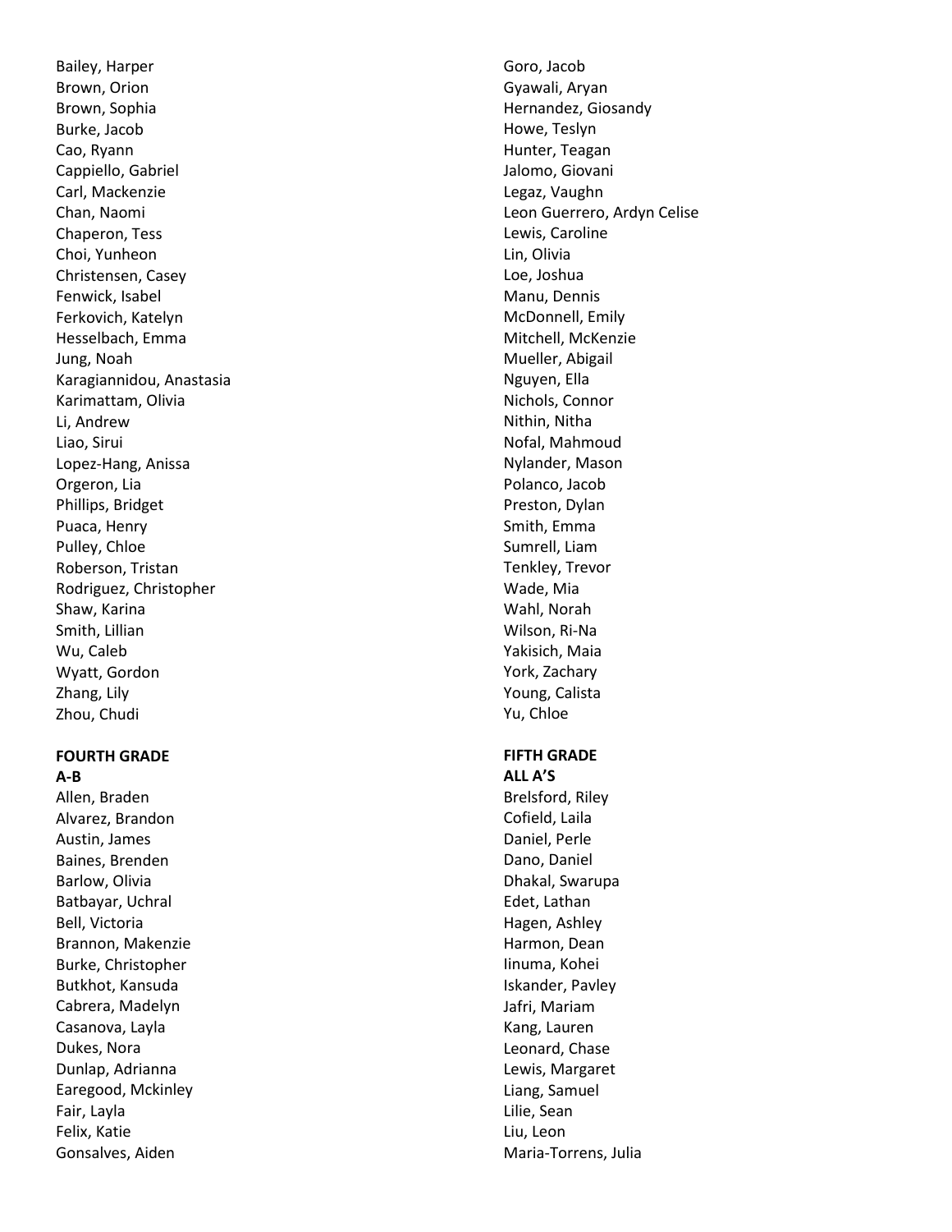Bailey, Harper
Brown, Orion
Brown, Sophia
Burke, Jacob
Cao, Ryann
Cappiello, Gabriel
Carl, Mackenzie
Chan, Naomi
Chaperon, Tess
Choi, Yunheon
Christensen, Casey
Fenwick, Isabel
Ferkovich, Katelyn
Hesselbach, Emma
Jung, Noah
Karagiannidou, Anastasia
Karimattam, Olivia
Li, Andrew
Liao, Sirui
Lopez-Hang, Anissa
Orgeron, Lia
Phillips, Bridget
Puaca, Henry
Pulley, Chloe
Roberson, Tristan
Rodriguez, Christopher
Shaw, Karina
Smith, Lillian
Wu, Caleb
Wyatt, Gordon
Zhang, Lily
Zhou, Chudi

**FOURTH GRADE**
**A-B**

Allen, Braden
Alvarez, Brandon
Austin, James
Baines, Brenden
Barlow, Olivia
Batbayar, Uchral
Bell, Victoria
Brannon, Makenzie
Burke, Christopher
Butkhot, Kansuda
Cabrera, Madelyn
Casanova, Layla
Dukes, Nora
Dunlap, Adrianna
Earegood, Mckinley
Fair, Layla
Felix, Katie
Gonsalves, Aiden
Goro, Jacob
Gyawali, Aryan
Hernandez, Giosandy
Howe, Teslyn
Hunter, Teagan
Jalomo, Giovani
Legaz, Vaughn
Leon Guerrero, Ardyn Celise
Lewis, Caroline
Lin, Olivia
Loe, Joshua
Manu, Dennis
McDonnell, Emily
Mitchell, McKenzie
Mueller, Abigail
Nguyen, Ella
Nichols, Connor
Nithin, Nitha
Nofal, Mahmoud
Nylander, Mason
Polanco, Jacob
Preston, Dylan
Smith, Emma
Sumrell, Liam
Tenkley, Trevor
Wade, Mia
Wahl, Norah
Wilson, Ri-Na
Yakisich, Maia
York, Zachary
Young, Calista
Yu, Chloe

**FIFTH GRADE**
**ALL A'S**

Brelsford, Riley
Cofield, Laila
Daniel, Perle
Dano, Daniel
Dhakal, Swarupa
Edet, Lathan
Hagen, Ashley
Harmon, Dean
Iinuma, Kohei
Iskander, Pavley
Jafri, Mariam
Kang, Lauren
Leonard, Chase
Lewis, Margaret
Liang, Samuel
Lilie, Sean
Liu, Leon
Maria-Torrens, Julia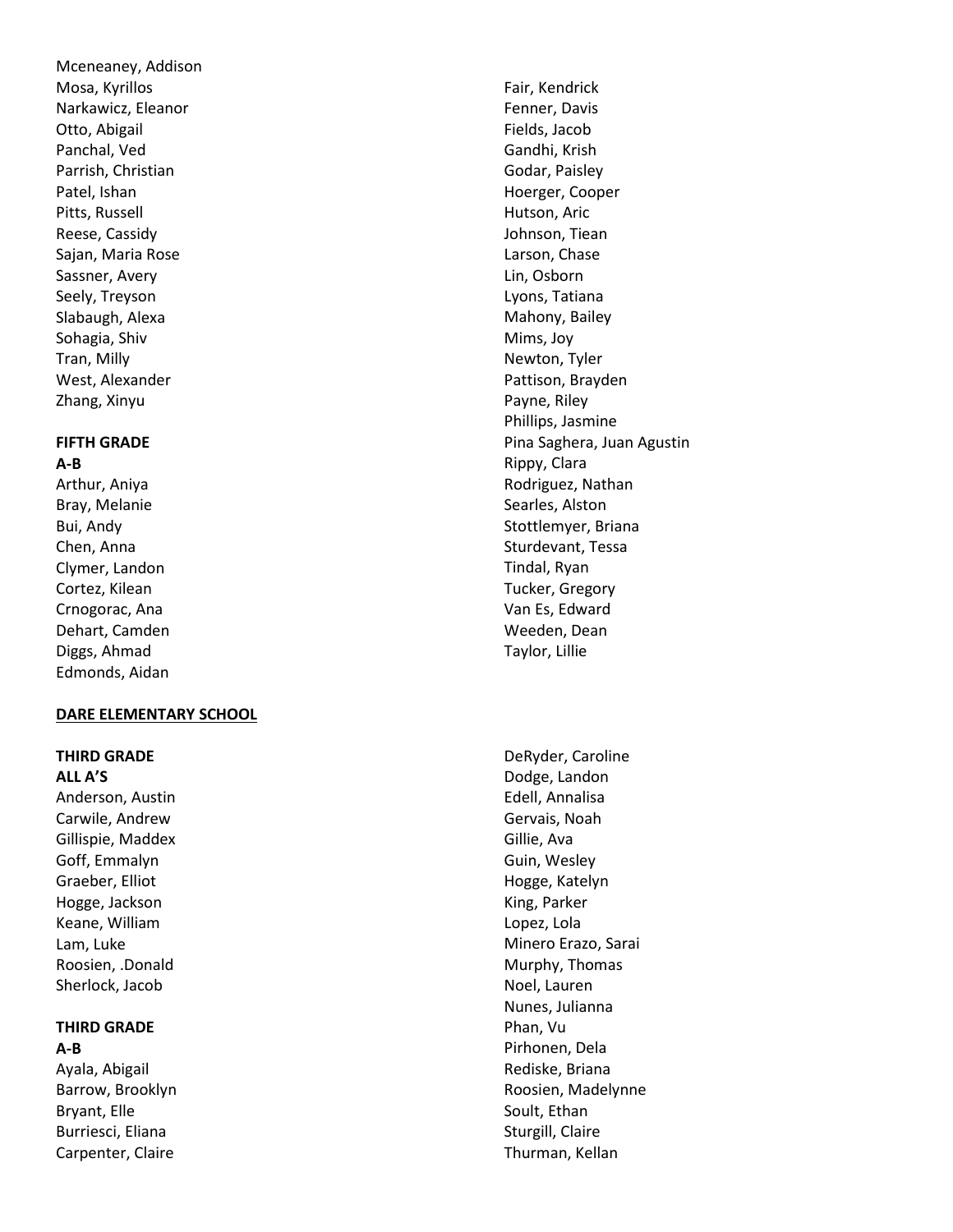Mceneaney, Addison
Mosa, Kyrillos
Narkawicz, Eleanor
Otto, Abigail
Panchal, Ved
Parrish, Christian
Patel, Ishan
Pitts, Russell
Reese, Cassidy
Sajan, Maria Rose
Sassner, Avery
Seely, Treyson
Slabaugh, Alexa
Sohagia, Shiv
Tran, Milly
West, Alexander
Zhang, Xinyu

**FIFTH GRADE**
**A-B**

Arthur, Aniya
Bray, Melanie
Bui, Andy
Chen, Anna
Clymer, Landon
Cortez, Kilean
Crnogorac, Ana
Dehart, Camden
Diggs, Ahmad
Edmonds, Aidan
Fair, Kendrick
Fenner, Davis
Fields, Jacob
Gandhi, Krish
Godar, Paisley
Hoerger, Cooper
Hutson, Aric
Johnson, Tiean
Larson, Chase
Lin, Osborn
Lyons, Tatiana
Mahony, Bailey
Mims, Joy
Newton, Tyler
Pattison, Brayden
Payne, Riley
Phillips, Jasmine
Pina Saghera, Juan Agustin
Rippy, Clara
Rodriguez, Nathan
Searles, Alston
Stottlemyer, Briana
Sturdevant, Tessa
Tindal, Ryan
Tucker, Gregory
Van Es, Edward
Weeden, Dean
Taylor, Lillie

## DARE ELEMENTARY SCHOOL

**THIRD GRADE**
**ALL A'S**

Anderson, Austin
Carwile, Andrew
Gillispie, Maddex
Goff, Emmalyn
Graeber, Elliot
Hogge, Jackson
Keane, William
Lam, Luke
Roosien, .Donald
Sherlock, Jacob

**THIRD GRADE**
**A-B**

Ayala, Abigail
Barrow, Brooklyn
Bryant, Elle
Burriesci, Eliana
Carpenter, Claire
DeRyder, Caroline
Dodge, Landon
Edell, Annalisa
Gervais, Noah
Gillie, Ava
Guin, Wesley
Hogge, Katelyn
King, Parker
Lopez, Lola
Minero Erazo, Sarai
Murphy, Thomas
Noel, Lauren
Nunes, Julianna
Phan, Vu
Pirhonen, Dela
Rediske, Briana
Roosien, Madelynne
Soult, Ethan
Sturgill, Claire
Thurman, Kellan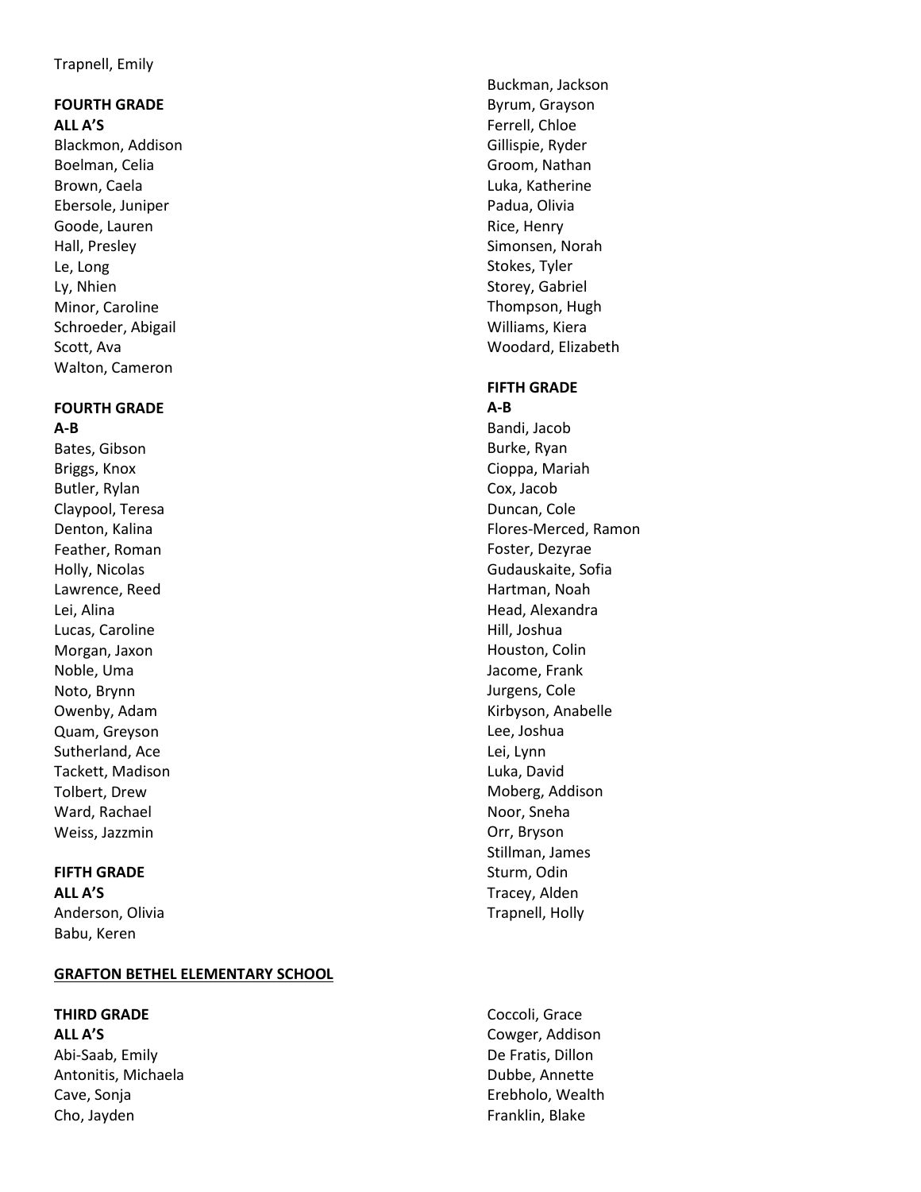Trapnell, Emily

**FOURTH GRADE**
**ALL A'S**

Blackmon, Addison
Boelman, Celia
Brown, Caela
Ebersole, Juniper
Goode, Lauren
Hall, Presley
Le, Long
Ly, Nhien
Minor, Caroline
Schroeder, Abigail
Scott, Ava
Walton, Cameron

**FOURTH GRADE**
**A-B**

Bates, Gibson
Briggs, Knox
Butler, Rylan
Claypool, Teresa
Denton, Kalina
Feather, Roman
Holly, Nicolas
Lawrence, Reed
Lei, Alina
Lucas, Caroline
Morgan, Jaxon
Noble, Uma
Noto, Brynn
Owenby, Adam
Quam, Greyson
Sutherland, Ace
Tackett, Madison
Tolbert, Drew
Ward, Rachael
Weiss, Jazzmin

**FIFTH GRADE**
**ALL A'S**

Anderson, Olivia
Babu, Keren
Buckman, Jackson
Byrum, Grayson
Ferrell, Chloe
Gillispie, Ryder
Groom, Nathan
Luka, Katherine
Padua, Olivia
Rice, Henry
Simonsen, Norah
Stokes, Tyler
Storey, Gabriel
Thompson, Hugh
Williams, Kiera
Woodard, Elizabeth

**FIFTH GRADE**
**A-B**

Bandi, Jacob
Burke, Ryan
Cioppa, Mariah
Cox, Jacob
Duncan, Cole
Flores-Merced, Ramon
Foster, Dezyrae
Gudauskaite, Sofia
Hartman, Noah
Head, Alexandra
Hill, Joshua
Houston, Colin
Jacome, Frank
Jurgens, Cole
Kirbyson, Anabelle
Lee, Joshua
Lei, Lynn
Luka, David
Moberg, Addison
Noor, Sneha
Orr, Bryson
Stillman, James
Sturm, Odin
Tracey, Alden
Trapnell, Holly

## GRAFTON BETHEL ELEMENTARY SCHOOL

**THIRD GRADE**
**ALL A'S**

Abi-Saab, Emily
Antonitis, Michaela
Cave, Sonja
Cho, Jayden
Coccoli, Grace
Cowger, Addison
De Fratis, Dillon
Dubbe, Annette
Erebholo, Wealth
Franklin, Blake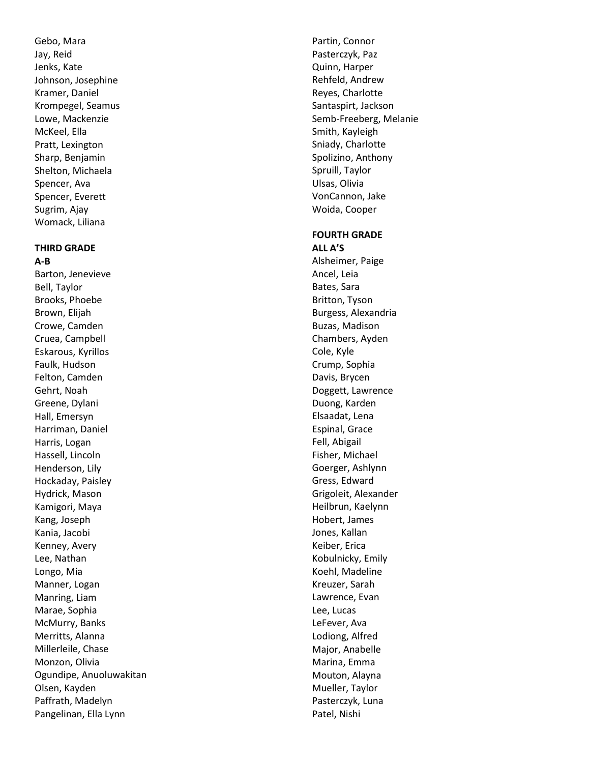Gebo, Mara
Jay, Reid
Jenks, Kate
Johnson, Josephine
Kramer, Daniel
Krompegel, Seamus
Lowe, Mackenzie
McKeel, Ella
Pratt, Lexington
Sharp, Benjamin
Shelton, Michaela
Spencer, Ava
Spencer, Everett
Sugrim, Ajay
Womack, Liliana

**THIRD GRADE**
**A-B**

Barton, Jenevieve
Bell, Taylor
Brooks, Phoebe
Brown, Elijah
Crowe, Camden
Cruea, Campbell
Eskarous, Kyrillos
Faulk, Hudson
Felton, Camden
Gehrt, Noah
Greene, Dylani
Hall, Emersyn
Harriman, Daniel
Harris, Logan
Hassell, Lincoln
Henderson, Lily
Hockaday, Paisley
Hydrick, Mason
Kamigori, Maya
Kang, Joseph
Kania, Jacobi
Kenney, Avery
Lee, Nathan
Longo, Mia
Manner, Logan
Manring, Liam
Marae, Sophia
McMurry, Banks
Merritts, Alanna
Millerleile, Chase
Monzon, Olivia
Ogundipe, Anuoluwakitan
Olsen, Kayden
Paffrath, Madelyn
Pangelinan, Ella Lynn
Partin, Connor
Pasterczyk, Paz
Quinn, Harper
Rehfeld, Andrew
Reyes, Charlotte
Santaspirt, Jackson
Semb-Freeberg, Melanie
Smith, Kayleigh
Sniady, Charlotte
Spolizino, Anthony
Spruill, Taylor
Ulsas, Olivia
VonCannon, Jake
Woida, Cooper

**FOURTH GRADE**
**ALL A'S**

Alsheimer, Paige
Ancel, Leia
Bates, Sara
Britton, Tyson
Burgess, Alexandria
Buzas, Madison
Chambers, Ayden
Cole, Kyle
Crump, Sophia
Davis, Brycen
Doggett, Lawrence
Duong, Karden
Elsaadat, Lena
Espinal, Grace
Fell, Abigail
Fisher, Michael
Goerger, Ashlynn
Gress, Edward
Grigoleit, Alexander
Heilbrun, Kaelynn
Hobert, James
Jones, Kallan
Keiber, Erica
Kobulnicky, Emily
Koehl, Madeline
Kreuzer, Sarah
Lawrence, Evan
Lee, Lucas
LeFever, Ava
Lodiong, Alfred
Major, Anabelle
Marina, Emma
Mouton, Alayna
Mueller, Taylor
Pasterczyk, Luna
Patel, Nishi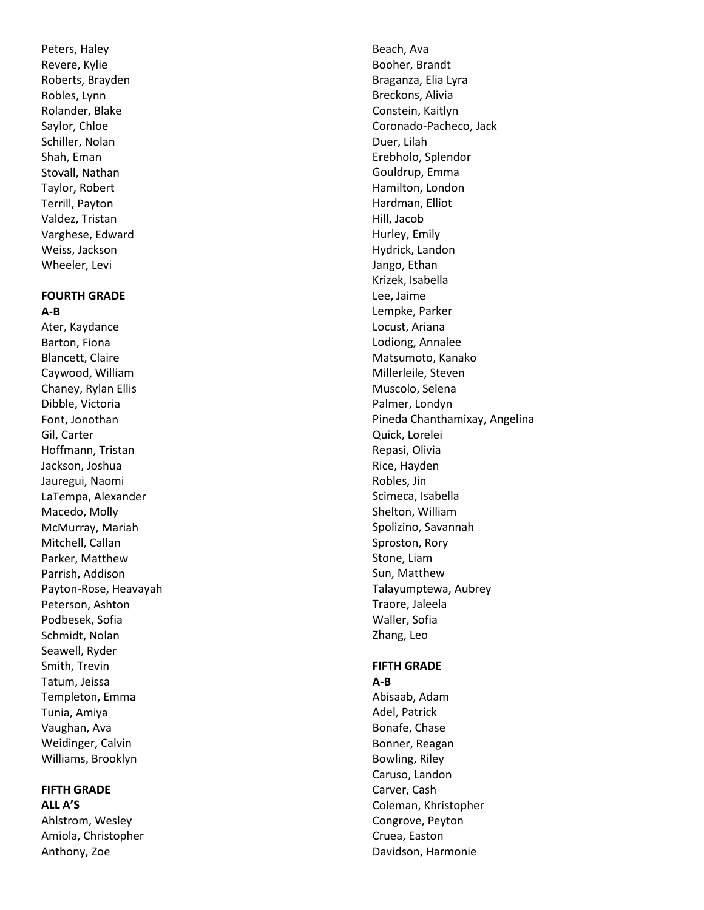Peters, Haley
Revere, Kylie
Roberts, Brayden
Robles, Lynn
Rolander, Blake
Saylor, Chloe
Schiller, Nolan
Shah, Eman
Stovall, Nathan
Taylor, Robert
Terrill, Payton
Valdez, Tristan
Varghese, Edward
Weiss, Jackson
Wheeler, Levi

**FOURTH GRADE**
**A-B**

Ater, Kaydance
Barton, Fiona
Blancett, Claire
Caywood, William
Chaney, Rylan Ellis
Dibble, Victoria
Font, Jonothan
Gil, Carter
Hoffmann, Tristan
Jackson, Joshua
Jauregui, Naomi
LaTempa, Alexander
Macedo, Molly
McMurray, Mariah
Mitchell, Callan
Parker, Matthew
Parrish, Addison
Payton-Rose, Heavayah
Peterson, Ashton
Podbesek, Sofia
Schmidt, Nolan
Seawell, Ryder
Smith, Trevin
Tatum, Jeissa
Templeton, Emma
Tunia, Amiya
Vaughan, Ava
Weidinger, Calvin
Williams, Brooklyn

**FIFTH GRADE**
**ALL A'S**

Ahlstrom, Wesley
Amiola, Christopher
Anthony, Zoe
Beach, Ava
Booher, Brandt
Braganza, Elia Lyra
Breckons, Alivia
Constein, Kaitlyn
Coronado-Pacheco, Jack
Duer, Lilah
Erebholo, Splendor
Gouldrup, Emma
Hamilton, London
Hardman, Elliot
Hill, Jacob
Hurley, Emily
Hydrick, Landon
Jango, Ethan
Krizek, Isabella
Lee, Jaime
Lempke, Parker
Locust, Ariana
Lodiong, Annalee
Matsumoto, Kanako
Millerleile, Steven
Muscolo, Selena
Palmer, Londyn
Pineda Chanthamixay, Angelina
Quick, Lorelei
Repasi, Olivia
Rice, Hayden
Robles, Jin
Scimeca, Isabella
Shelton, William
Spolizino, Savannah
Sproston, Rory
Stone, Liam
Sun, Matthew
Talayumptewa, Aubrey
Traore, Jaleela
Waller, Sofia
Zhang, Leo

**FIFTH GRADE**
**A-B**

Abisaab, Adam
Adel, Patrick
Bonafe, Chase
Bonner, Reagan
Bowling, Riley
Caruso, Landon
Carver, Cash
Coleman, Khristopher
Congrove, Peyton
Cruea, Easton
Davidson, Harmonie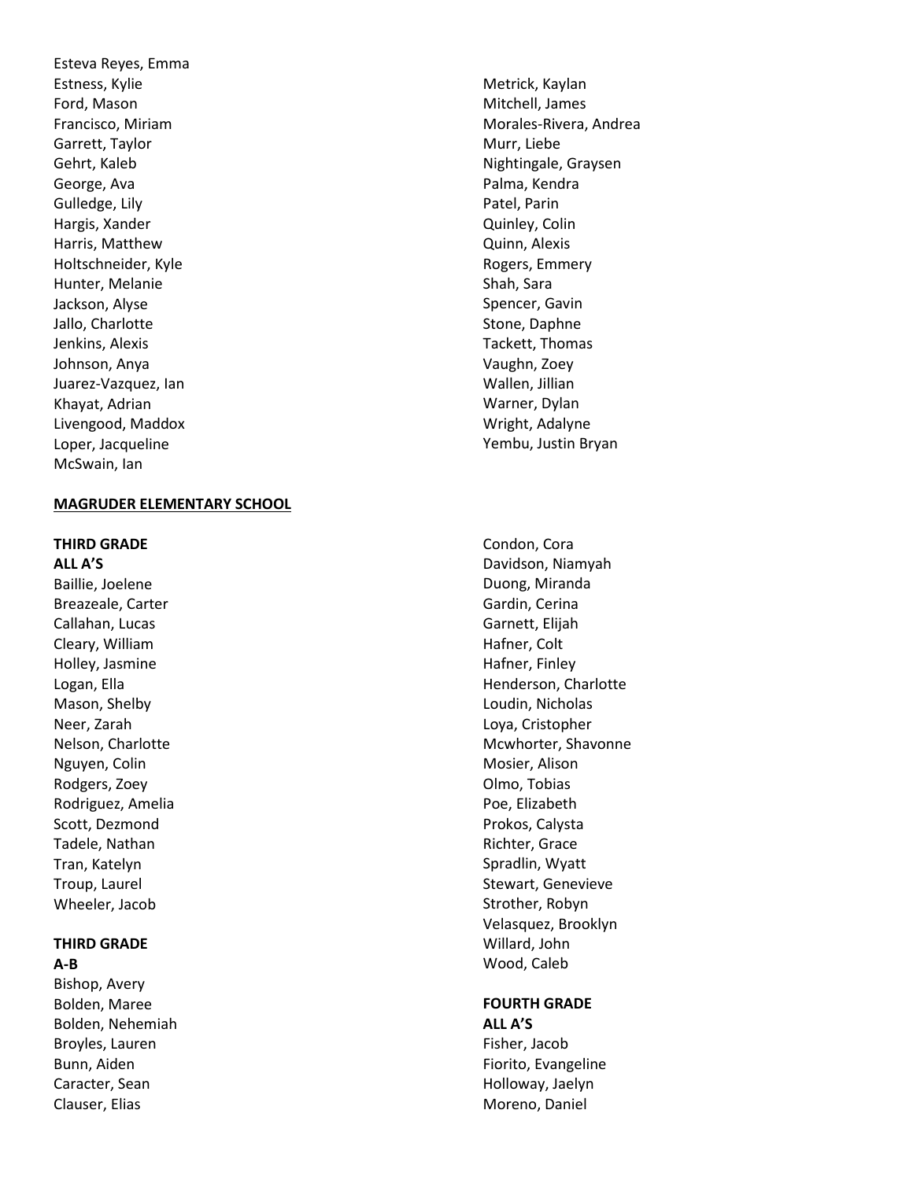Esteva Reyes, Emma
Estness, Kylie
Ford, Mason
Francisco, Miriam
Garrett, Taylor
Gehrt, Kaleb
George, Ava
Gulledge, Lily
Hargis, Xander
Harris, Matthew
Holtschneider, Kyle
Hunter, Melanie
Jackson, Alyse
Jallo, Charlotte
Jenkins, Alexis
Johnson, Anya
Juarez-Vazquez, Ian
Khayat, Adrian
Livengood, Maddox
Loper, Jacqueline
McSwain, Ian
Metrick, Kaylan
Mitchell, James
Morales-Rivera, Andrea
Murr, Liebe
Nightingale, Graysen
Palma, Kendra
Patel, Parin
Quinley, Colin
Quinn, Alexis
Rogers, Emmery
Shah, Sara
Spencer, Gavin
Stone, Daphne
Tackett, Thomas
Vaughn, Zoey
Wallen, Jillian
Warner, Dylan
Wright, Adalyne
Yembu, Justin Bryan

**MAGRUDER ELEMENTARY SCHOOL**

**THIRD GRADE**
**ALL A'S**

Baillie, Joelene
Breazeale, Carter
Callahan, Lucas
Cleary, William
Holley, Jasmine
Logan, Ella
Mason, Shelby
Neer, Zarah
Nelson, Charlotte
Nguyen, Colin
Rodgers, Zoey
Rodriguez, Amelia
Scott, Dezmond
Tadele, Nathan
Tran, Katelyn
Troup, Laurel
Wheeler, Jacob

**THIRD GRADE**
**A-B**

Bishop, Avery
Bolden, Maree
Bolden, Nehemiah
Broyles, Lauren
Bunn, Aiden
Caracter, Sean
Clauser, Elias
Condon, Cora
Davidson, Niamyah
Duong, Miranda
Gardin, Cerina
Garnett, Elijah
Hafner, Colt
Hafner, Finley
Henderson, Charlotte
Loudin, Nicholas
Loya, Cristopher
Mcwhorter, Shavonne
Mosier, Alison
Olmo, Tobias
Poe, Elizabeth
Prokos, Calysta
Richter, Grace
Spradlin, Wyatt
Stewart, Genevieve
Strother, Robyn
Velasquez, Brooklyn
Willard, John
Wood, Caleb

**FOURTH GRADE**
**ALL A'S**

Fisher, Jacob
Fiorito, Evangeline
Holloway, Jaelyn
Moreno, Daniel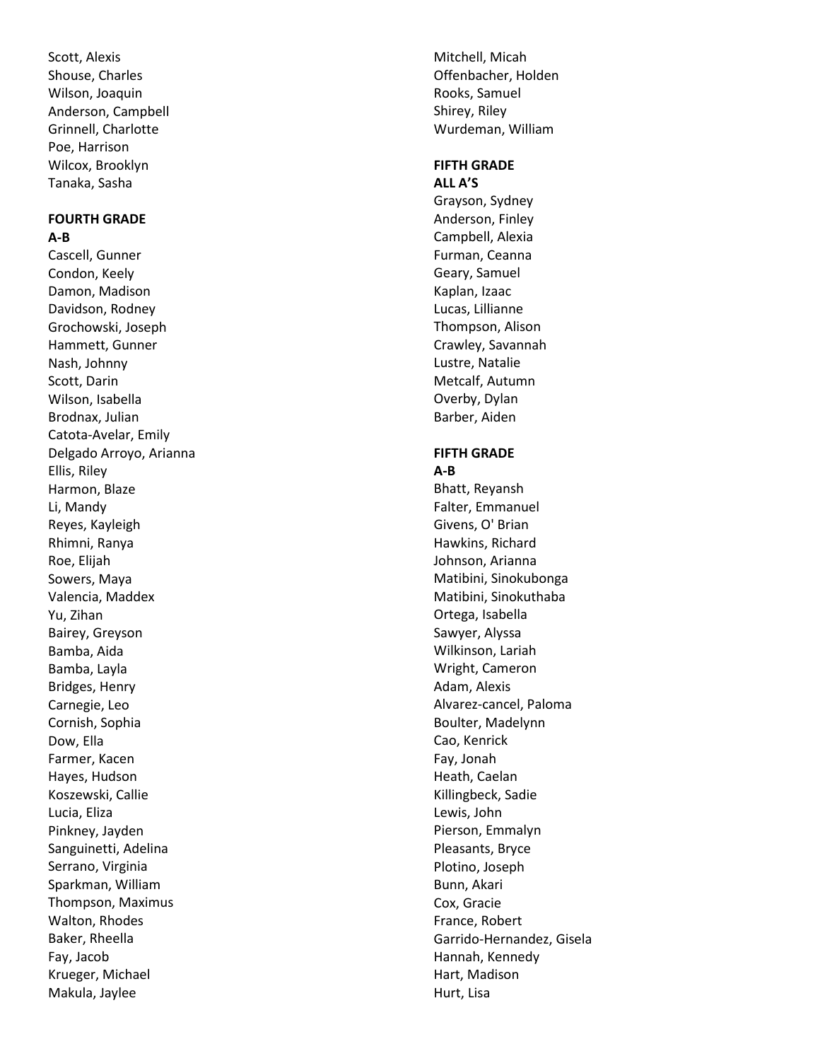Scott, Alexis
Shouse, Charles
Wilson, Joaquin
Anderson, Campbell
Grinnell, Charlotte
Poe, Harrison
Wilcox, Brooklyn
Tanaka, Sasha

**FOURTH GRADE**
**A-B**

Cascell, Gunner
Condon, Keely
Damon, Madison
Davidson, Rodney
Grochowski, Joseph
Hammett, Gunner
Nash, Johnny
Scott, Darin
Wilson, Isabella
Brodnax, Julian
Catota-Avelar, Emily
Delgado Arroyo, Arianna
Ellis, Riley
Harmon, Blaze
Li, Mandy
Reyes, Kayleigh
Rhimni, Ranya
Roe, Elijah
Sowers, Maya
Valencia, Maddex
Yu, Zihan
Bairey, Greyson
Bamba, Aida
Bamba, Layla
Bridges, Henry
Carnegie, Leo
Cornish, Sophia
Dow, Ella
Farmer, Kacen
Hayes, Hudson
Koszewski, Callie
Lucia, Eliza
Pinkney, Jayden
Sanguinetti, Adelina
Serrano, Virginia
Sparkman, William
Thompson, Maximus
Walton, Rhodes
Baker, Rheella
Fay, Jacob
Krueger, Michael
Makula, Jaylee
Mitchell, Micah
Offenbacher, Holden
Rooks, Samuel
Shirey, Riley
Wurdeman, William

**FIFTH GRADE**
**ALL A'S**

Grayson, Sydney
Anderson, Finley
Campbell, Alexia
Furman, Ceanna
Geary, Samuel
Kaplan, Izaac
Lucas, Lillianne
Thompson, Alison
Crawley, Savannah
Lustre, Natalie
Metcalf, Autumn
Overby, Dylan
Barber, Aiden

**FIFTH GRADE**
**A-B**

Bhatt, Reyansh
Falter, Emmanuel
Givens, O' Brian
Hawkins, Richard
Johnson, Arianna
Matibini, Sinokubonga
Matibini, Sinokuthaba
Ortega, Isabella
Sawyer, Alyssa
Wilkinson, Lariah
Wright, Cameron
Adam, Alexis
Alvarez-cancel, Paloma
Boulter, Madelynn
Cao, Kenrick
Fay, Jonah
Heath, Caelan
Killingbeck, Sadie
Lewis, John
Pierson, Emmalyn
Pleasants, Bryce
Plotino, Joseph
Bunn, Akari
Cox, Gracie
France, Robert
Garrido-Hernandez, Gisela
Hannah, Kennedy
Hart, Madison
Hurt, Lisa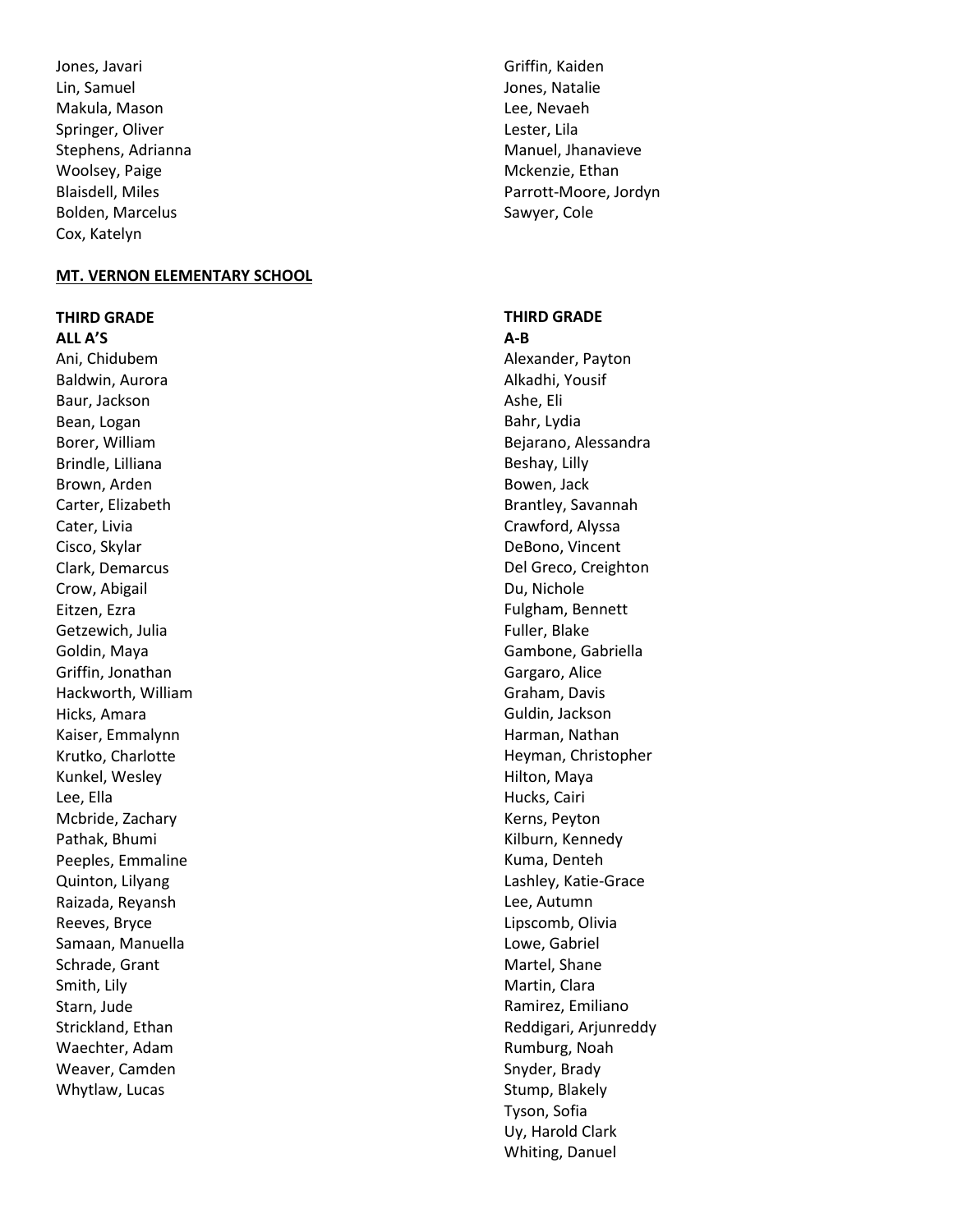Jones, Javari
Lin, Samuel
Makula, Mason
Springer, Oliver
Stephens, Adrianna
Woolsey, Paige
Blaisdell, Miles
Bolden, Marcelus
Cox, Katelyn
Griffin, Kaiden
Jones, Natalie
Lee, Nevaeh
Lester, Lila
Manuel, Jhanavieve
Mckenzie, Ethan
Parrott-Moore, Jordyn
Sawyer, Cole

## MT. VERNON ELEMENTARY SCHOOL

**THIRD GRADE**
**ALL A'S**

Ani, Chidubem
Baldwin, Aurora
Baur, Jackson
Bean, Logan
Borer, William
Brindle, Lilliana
Brown, Arden
Carter, Elizabeth
Cater, Livia
Cisco, Skylar
Clark, Demarcus
Crow, Abigail
Eitzen, Ezra
Getzewich, Julia
Goldin, Maya
Griffin, Jonathan
Hackworth, William
Hicks, Amara
Kaiser, Emmalynn
Krutko, Charlotte
Kunkel, Wesley
Lee, Ella
Mcbride, Zachary
Pathak, Bhumi
Peeples, Emmaline
Quinton, Lilyang
Raizada, Reyansh
Reeves, Bryce
Samaan, Manuella
Schrade, Grant
Smith, Lily
Starn, Jude
Strickland, Ethan
Waechter, Adam
Weaver, Camden
Whytlaw, Lucas

**THIRD GRADE**
**A-B**

Alexander, Payton
Alkadhi, Yousif
Ashe, Eli
Bahr, Lydia
Bejarano, Alessandra
Beshay, Lilly
Bowen, Jack
Brantley, Savannah
Crawford, Alyssa
DeBono, Vincent
Del Greco, Creighton
Du, Nichole
Fulgham, Bennett
Fuller, Blake
Gambone, Gabriella
Gargaro, Alice
Graham, Davis
Guldin, Jackson
Harman, Nathan
Heyman, Christopher
Hilton, Maya
Hucks, Cairi
Kerns, Peyton
Kilburn, Kennedy
Kuma, Denteh
Lashley, Katie-Grace
Lee, Autumn
Lipscomb, Olivia
Lowe, Gabriel
Martel, Shane
Martin, Clara
Ramirez, Emiliano
Reddigari, Arjunreddy
Rumburg, Noah
Snyder, Brady
Stump, Blakely
Tyson, Sofia
Uy, Harold Clark
Whiting, Danuel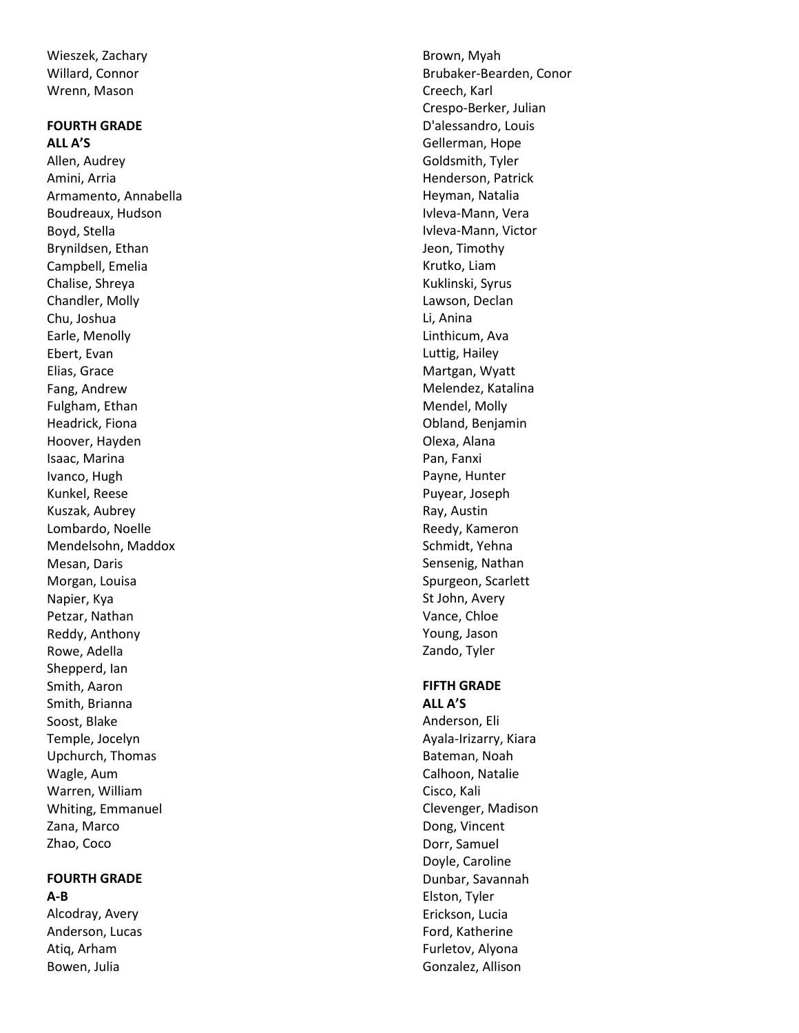Wieszek, Zachary
Willard, Connor
Wrenn, Mason

**FOURTH GRADE**
**ALL A'S**

Allen, Audrey
Amini, Arria
Armamento, Annabella
Boudreaux, Hudson
Boyd, Stella
Brynildsen, Ethan
Campbell, Emelia
Chalise, Shreya
Chandler, Molly
Chu, Joshua
Earle, Menolly
Ebert, Evan
Elias, Grace
Fang, Andrew
Fulgham, Ethan
Headrick, Fiona
Hoover, Hayden
Isaac, Marina
Ivanco, Hugh
Kunkel, Reese
Kuszak, Aubrey
Lombardo, Noelle
Mendelsohn, Maddox
Mesan, Daris
Morgan, Louisa
Napier, Kya
Petzar, Nathan
Reddy, Anthony
Rowe, Adella
Shepperd, Ian
Smith, Aaron
Smith, Brianna
Soost, Blake
Temple, Jocelyn
Upchurch, Thomas
Wagle, Aum
Warren, William
Whiting, Emmanuel
Zana, Marco
Zhao, Coco

**FOURTH GRADE**
**A-B**

Alcodray, Avery
Anderson, Lucas
Atiq, Arham
Bowen, Julia
Brown, Myah
Brubaker-Bearden, Conor
Creech, Karl
Crespo-Berker, Julian
D'alessandro, Louis
Gellerman, Hope
Goldsmith, Tyler
Henderson, Patrick
Heyman, Natalia
Ivleva-Mann, Vera
Ivleva-Mann, Victor
Jeon, Timothy
Krutko, Liam
Kuklinski, Syrus
Lawson, Declan
Li, Anina
Linthicum, Ava
Luttig, Hailey
Martgan, Wyatt
Melendez, Katalina
Mendel, Molly
Obland, Benjamin
Olexa, Alana
Pan, Fanxi
Payne, Hunter
Puyear, Joseph
Ray, Austin
Reedy, Kameron
Schmidt, Yehna
Sensenig, Nathan
Spurgeon, Scarlett
St John, Avery
Vance, Chloe
Young, Jason
Zando, Tyler

**FIFTH GRADE**
**ALL A'S**

Anderson, Eli
Ayala-Irizarry, Kiara
Bateman, Noah
Calhoon, Natalie
Cisco, Kali
Clevenger, Madison
Dong, Vincent
Dorr, Samuel
Doyle, Caroline
Dunbar, Savannah
Elston, Tyler
Erickson, Lucia
Ford, Katherine
Furletov, Alyona
Gonzalez, Allison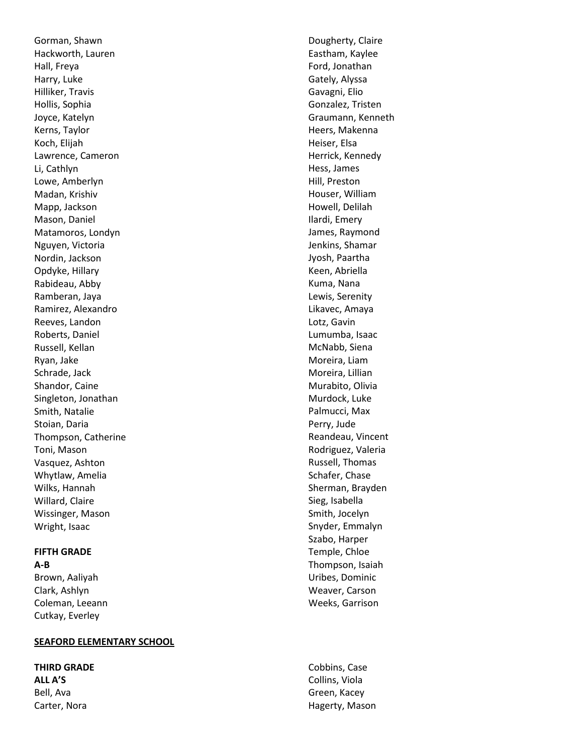Gorman, Shawn
Hackworth, Lauren
Hall, Freya
Harry, Luke
Hilliker, Travis
Hollis, Sophia
Joyce, Katelyn
Kerns, Taylor
Koch, Elijah
Lawrence, Cameron
Li, Cathlyn
Lowe, Amberlyn
Madan, Krishiv
Mapp, Jackson
Mason, Daniel
Matamoros, Londyn
Nguyen, Victoria
Nordin, Jackson
Opdyke, Hillary
Rabideau, Abby
Ramberan, Jaya
Ramirez, Alexandro
Reeves, Landon
Roberts, Daniel
Russell, Kellan
Ryan, Jake
Schrade, Jack
Shandor, Caine
Singleton, Jonathan
Smith, Natalie
Stoian, Daria
Thompson, Catherine
Toni, Mason
Vasquez, Ashton
Whytlaw, Amelia
Wilks, Hannah
Willard, Claire
Wissinger, Mason
Wright, Isaac

**FIFTH GRADE**
**A-B**
Brown, Aaliyah
Clark, Ashlyn
Coleman, Leeann
Cutkay, Everley
Dougherty, Claire
Eastham, Kaylee
Ford, Jonathan
Gately, Alyssa
Gavagni, Elio
Gonzalez, Tristen
Graumann, Kenneth
Heers, Makenna
Heiser, Elsa
Herrick, Kennedy
Hess, James
Hill, Preston
Houser, William
Howell, Delilah
Ilardi, Emery
James, Raymond
Jenkins, Shamar
Jyosh, Paartha
Keen, Abriella
Kuma, Nana
Lewis, Serenity
Likavec, Amaya
Lotz, Gavin
Lumumba, Isaac
McNabb, Siena
Moreira, Liam
Moreira, Lillian
Murabito, Olivia
Murdock, Luke
Palmucci, Max
Perry, Jude
Reandeau, Vincent
Rodriguez, Valeria
Russell, Thomas
Schafer, Chase
Sherman, Brayden
Sieg, Isabella
Smith, Jocelyn
Snyder, Emmalyn
Szabo, Harper
Temple, Chloe
Thompson, Isaiah
Uribes, Dominic
Weaver, Carson
Weeks, Garrison

## SEAFORD ELEMENTARY SCHOOL

**THIRD GRADE**
**ALL A'S**
Bell, Ava
Carter, Nora
Cobbins, Case
Collins, Viola
Green, Kacey
Hagerty, Mason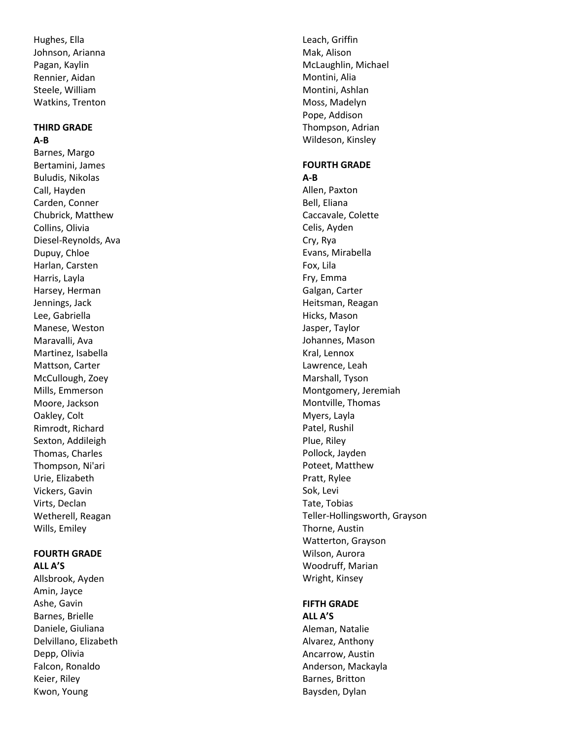Hughes, Ella
Johnson, Arianna
Pagan, Kaylin
Rennier, Aidan
Steele, William
Watkins, Trenton

**THIRD GRADE**
**A-B**

Barnes, Margo
Bertamini, James
Buludis, Nikolas
Call, Hayden
Carden, Conner
Chubrick, Matthew
Collins, Olivia
Diesel-Reynolds, Ava
Dupuy, Chloe
Harlan, Carsten
Harris, Layla
Harsey, Herman
Jennings, Jack
Lee, Gabriella
Manese, Weston
Maravalli, Ava
Martinez, Isabella
Mattson, Carter
McCullough, Zoey
Mills, Emmerson
Moore, Jackson
Oakley, Colt
Rimrodt, Richard
Sexton, Addileigh
Thomas, Charles
Thompson, Ni'ari
Urie, Elizabeth
Vickers, Gavin
Virts, Declan
Wetherell, Reagan
Wills, Emiley

**FOURTH GRADE**
**ALL A'S**

Allsbrook, Ayden
Amin, Jayce
Ashe, Gavin
Barnes, Brielle
Daniele, Giuliana
Delvillano, Elizabeth
Depp, Olivia
Falcon, Ronaldo
Keier, Riley
Kwon, Young
Leach, Griffin
Mak, Alison
McLaughlin, Michael
Montini, Alia
Montini, Ashlan
Moss, Madelyn
Pope, Addison
Thompson, Adrian
Wildeson, Kinsley

**FOURTH GRADE**
**A-B**

Allen, Paxton
Bell, Eliana
Caccavale, Colette
Celis, Ayden
Cry, Rya
Evans, Mirabella
Fox, Lila
Fry, Emma
Galgan, Carter
Heitsman, Reagan
Hicks, Mason
Jasper, Taylor
Johannes, Mason
Kral, Lennox
Lawrence, Leah
Marshall, Tyson
Montgomery, Jeremiah
Montville, Thomas
Myers, Layla
Patel, Rushil
Plue, Riley
Pollock, Jayden
Poteet, Matthew
Pratt, Rylee
Sok, Levi
Tate, Tobias
Teller-Hollingsworth, Grayson
Thorne, Austin
Watterton, Grayson
Wilson, Aurora
Woodruff, Marian
Wright, Kinsey

**FIFTH GRADE**
**ALL A'S**

Aleman, Natalie
Alvarez, Anthony
Ancarrow, Austin
Anderson, Mackayla
Barnes, Britton
Baysden, Dylan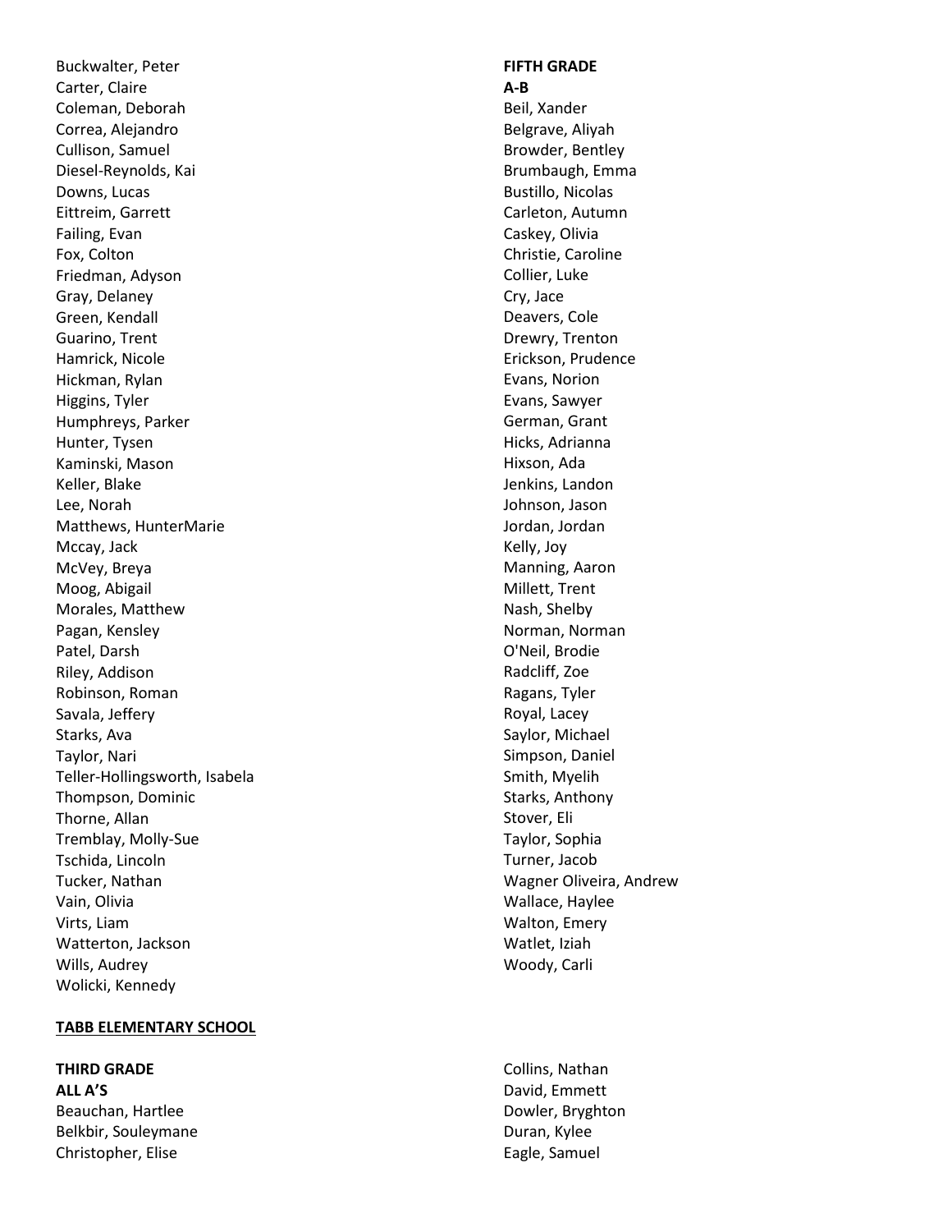Buckwalter, Peter
Carter, Claire
Coleman, Deborah
Correa, Alejandro
Cullison, Samuel
Diesel-Reynolds, Kai
Downs, Lucas
Eittreim, Garrett
Failing, Evan
Fox, Colton
Friedman, Adyson
Gray, Delaney
Green, Kendall
Guarino, Trent
Hamrick, Nicole
Hickman, Rylan
Higgins, Tyler
Humphreys, Parker
Hunter, Tysen
Kaminski, Mason
Keller, Blake
Lee, Norah
Matthews, HunterMarie
Mccay, Jack
McVey, Breya
Moog, Abigail
Morales, Matthew
Pagan, Kensley
Patel, Darsh
Riley, Addison
Robinson, Roman
Savala, Jeffery
Starks, Ava
Taylor, Nari
Teller-Hollingsworth, Isabela
Thompson, Dominic
Thorne, Allan
Tremblay, Molly-Sue
Tschida, Lincoln
Tucker, Nathan
Vain, Olivia
Virts, Liam
Watterton, Jackson
Wills, Audrey
Wolicki, Kennedy

**FIFTH GRADE**
**A-B**
Beil, Xander
Belgrave, Aliyah
Browder, Bentley
Brumbaugh, Emma
Bustillo, Nicolas
Carleton, Autumn
Caskey, Olivia
Christie, Caroline
Collier, Luke
Cry, Jace
Deavers, Cole
Drewry, Trenton
Erickson, Prudence
Evans, Norion
Evans, Sawyer
German, Grant
Hicks, Adrianna
Hixson, Ada
Jenkins, Landon
Johnson, Jason
Jordan, Jordan
Kelly, Joy
Manning, Aaron
Millett, Trent
Nash, Shelby
Norman, Norman
O'Neil, Brodie
Radcliff, Zoe
Ragans, Tyler
Royal, Lacey
Saylor, Michael
Simpson, Daniel
Smith, Myelih
Starks, Anthony
Stover, Eli
Taylor, Sophia
Turner, Jacob
Wagner Oliveira, Andrew
Wallace, Haylee
Walton, Emery
Watlet, Iziah
Woody, Carli

## TABB ELEMENTARY SCHOOL

**THIRD GRADE**
**ALL A'S**
Beauchan, Hartlee
Belkbir, Souleymane
Christopher, Elise
Collins, Nathan
David, Emmett
Dowler, Bryghton
Duran, Kylee
Eagle, Samuel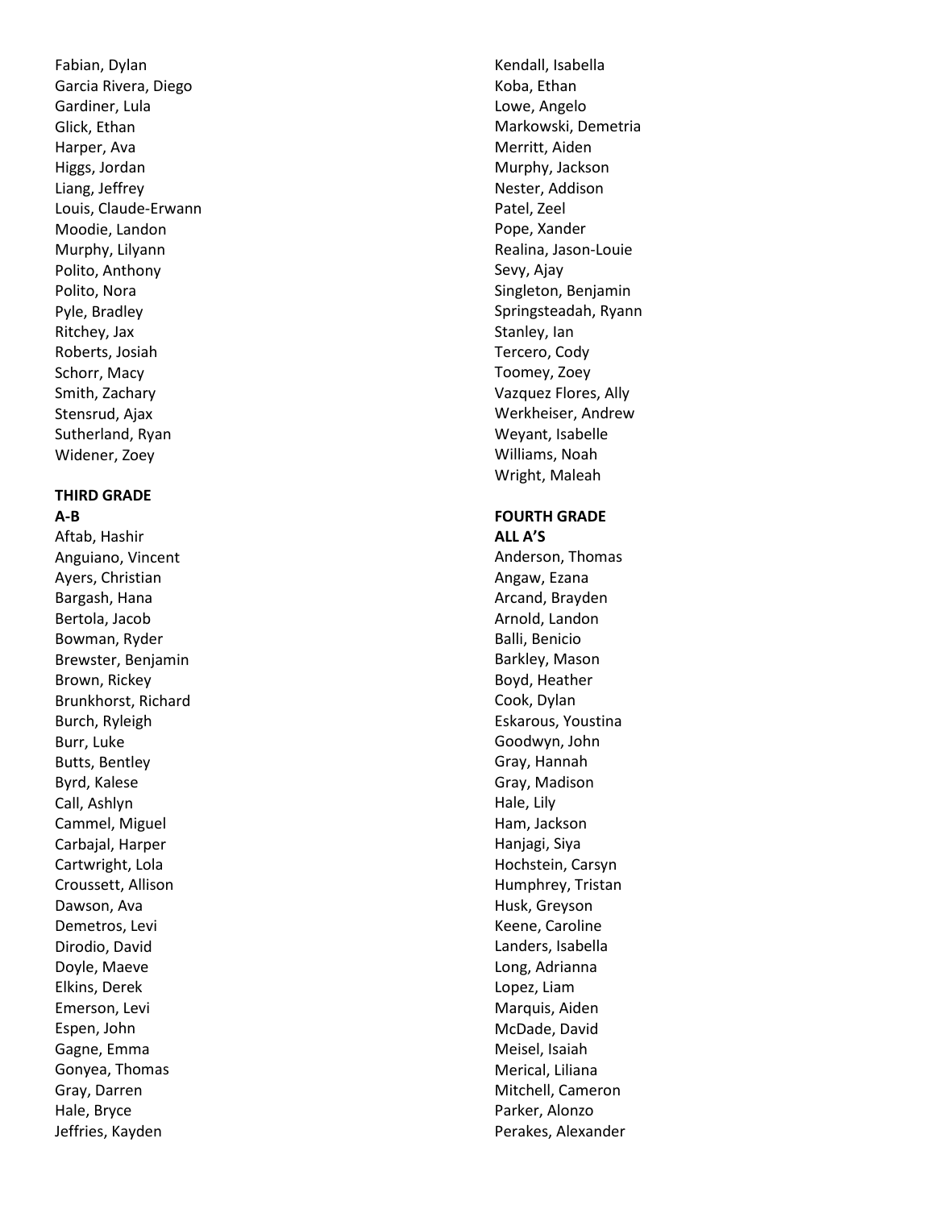Fabian, Dylan
Garcia Rivera, Diego
Gardiner, Lula
Glick, Ethan
Harper, Ava
Higgs, Jordan
Liang, Jeffrey
Louis, Claude-Erwann
Moodie, Landon
Murphy, Lilyann
Polito, Anthony
Polito, Nora
Pyle, Bradley
Ritchey, Jax
Roberts, Josiah
Schorr, Macy
Smith, Zachary
Stensrud, Ajax
Sutherland, Ryan
Widener, Zoey

**THIRD GRADE**
**A-B**

Aftab, Hashir
Anguiano, Vincent
Ayers, Christian
Bargash, Hana
Bertola, Jacob
Bowman, Ryder
Brewster, Benjamin
Brown, Rickey
Brunkhorst, Richard
Burch, Ryleigh
Burr, Luke
Butts, Bentley
Byrd, Kalese
Call, Ashlyn
Cammel, Miguel
Carbajal, Harper
Cartwright, Lola
Croussett, Allison
Dawson, Ava
Demetros, Levi
Dirodio, David
Doyle, Maeve
Elkins, Derek
Emerson, Levi
Espen, John
Gagne, Emma
Gonyea, Thomas
Gray, Darren
Hale, Bryce
Jeffries, Kayden
Kendall, Isabella
Koba, Ethan
Lowe, Angelo
Markowski, Demetria
Merritt, Aiden
Murphy, Jackson
Nester, Addison
Patel, Zeel
Pope, Xander
Realina, Jason-Louie
Sevy, Ajay
Singleton, Benjamin
Springsteadah, Ryann
Stanley, Ian
Tercero, Cody
Toomey, Zoey
Vazquez Flores, Ally
Werkheiser, Andrew
Weyant, Isabelle
Williams, Noah
Wright, Maleah

**FOURTH GRADE**
**ALL A'S**

Anderson, Thomas
Angaw, Ezana
Arcand, Brayden
Arnold, Landon
Balli, Benicio
Barkley, Mason
Boyd, Heather
Cook, Dylan
Eskarous, Youstina
Goodwyn, John
Gray, Hannah
Gray, Madison
Hale, Lily
Ham, Jackson
Hanjagi, Siya
Hochstein, Carsyn
Humphrey, Tristan
Husk, Greyson
Keene, Caroline
Landers, Isabella
Long, Adrianna
Lopez, Liam
Marquis, Aiden
McDade, David
Meisel, Isaiah
Merical, Liliana
Mitchell, Cameron
Parker, Alonzo
Perakes, Alexander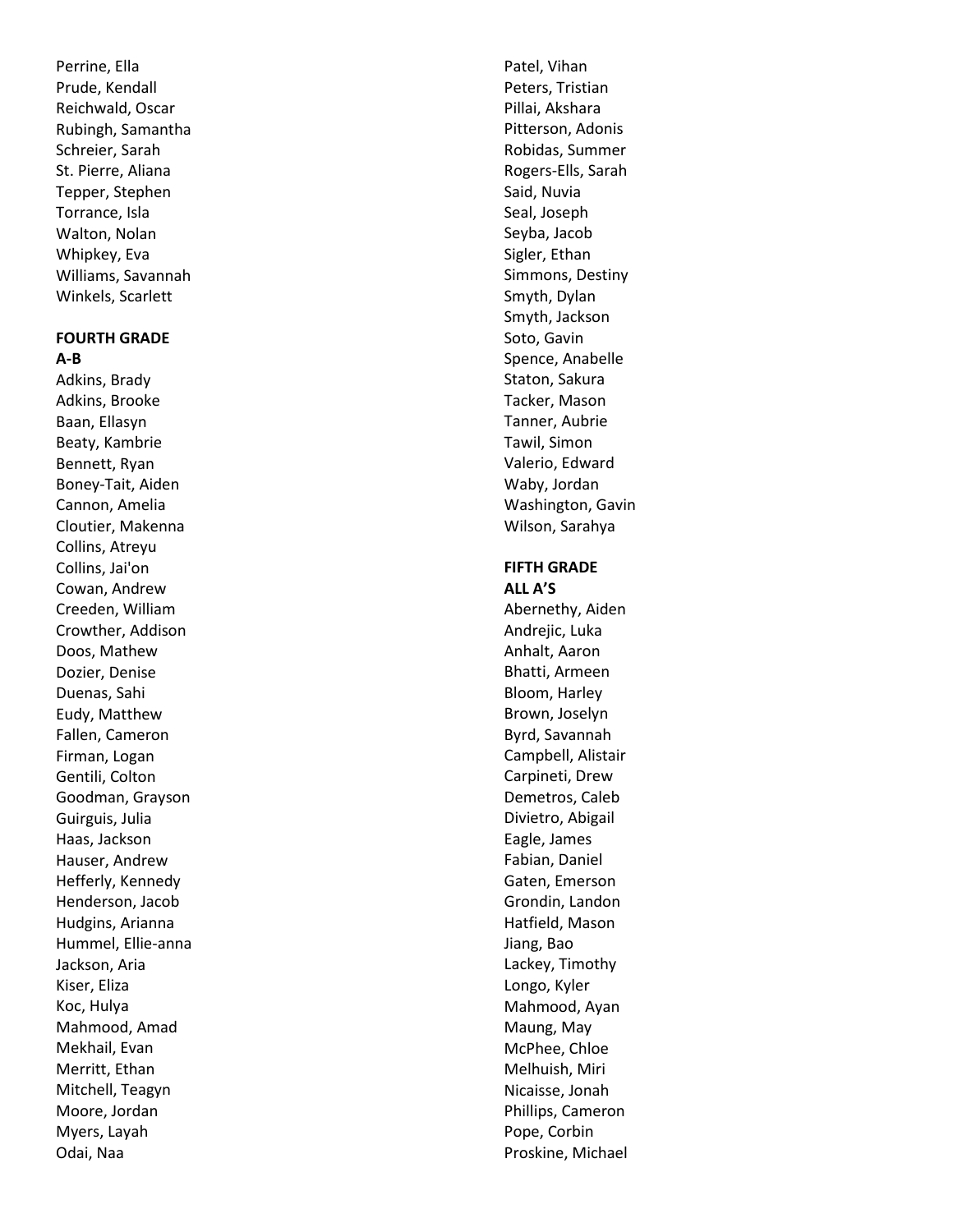Perrine, Ella
Prude, Kendall
Reichwald, Oscar
Rubingh, Samantha
Schreier, Sarah
St. Pierre, Aliana
Tepper, Stephen
Torrance, Isla
Walton, Nolan
Whipkey, Eva
Williams, Savannah
Winkels, Scarlett

**FOURTH GRADE**
**A-B**

Adkins, Brady
Adkins, Brooke
Baan, Ellasyn
Beaty, Kambrie
Bennett, Ryan
Boney-Tait, Aiden
Cannon, Amelia
Cloutier, Makenna
Collins, Atreyu
Collins, Jai'on
Cowan, Andrew
Creeden, William
Crowther, Addison
Doos, Mathew
Dozier, Denise
Duenas, Sahi
Eudy, Matthew
Fallen, Cameron
Firman, Logan
Gentili, Colton
Goodman, Grayson
Guirguis, Julia
Haas, Jackson
Hauser, Andrew
Hefferly, Kennedy
Henderson, Jacob
Hudgins, Arianna
Hummel, Ellie-anna
Jackson, Aria
Kiser, Eliza
Koc, Hulya
Mahmood, Amad
Mekhail, Evan
Merritt, Ethan
Mitchell, Teagyn
Moore, Jordan
Myers, Layah
Odai, Naa
Patel, Vihan
Peters, Tristian
Pillai, Akshara
Pitterson, Adonis
Robidas, Summer
Rogers-Ells, Sarah
Said, Nuvia
Seal, Joseph
Seyba, Jacob
Sigler, Ethan
Simmons, Destiny
Smyth, Dylan
Smyth, Jackson
Soto, Gavin
Spence, Anabelle
Staton, Sakura
Tacker, Mason
Tanner, Aubrie
Tawil, Simon
Valerio, Edward
Waby, Jordan
Washington, Gavin
Wilson, Sarahya

**FIFTH GRADE**
**ALL A'S**

Abernethy, Aiden
Andrejic, Luka
Anhalt, Aaron
Bhatti, Armeen
Bloom, Harley
Brown, Joselyn
Byrd, Savannah
Campbell, Alistair
Carpineti, Drew
Demetros, Caleb
Divietro, Abigail
Eagle, James
Fabian, Daniel
Gaten, Emerson
Grondin, Landon
Hatfield, Mason
Jiang, Bao
Lackey, Timothy
Longo, Kyler
Mahmood, Ayan
Maung, May
McPhee, Chloe
Melhuish, Miri
Nicaisse, Jonah
Phillips, Cameron
Pope, Corbin
Proskine, Michael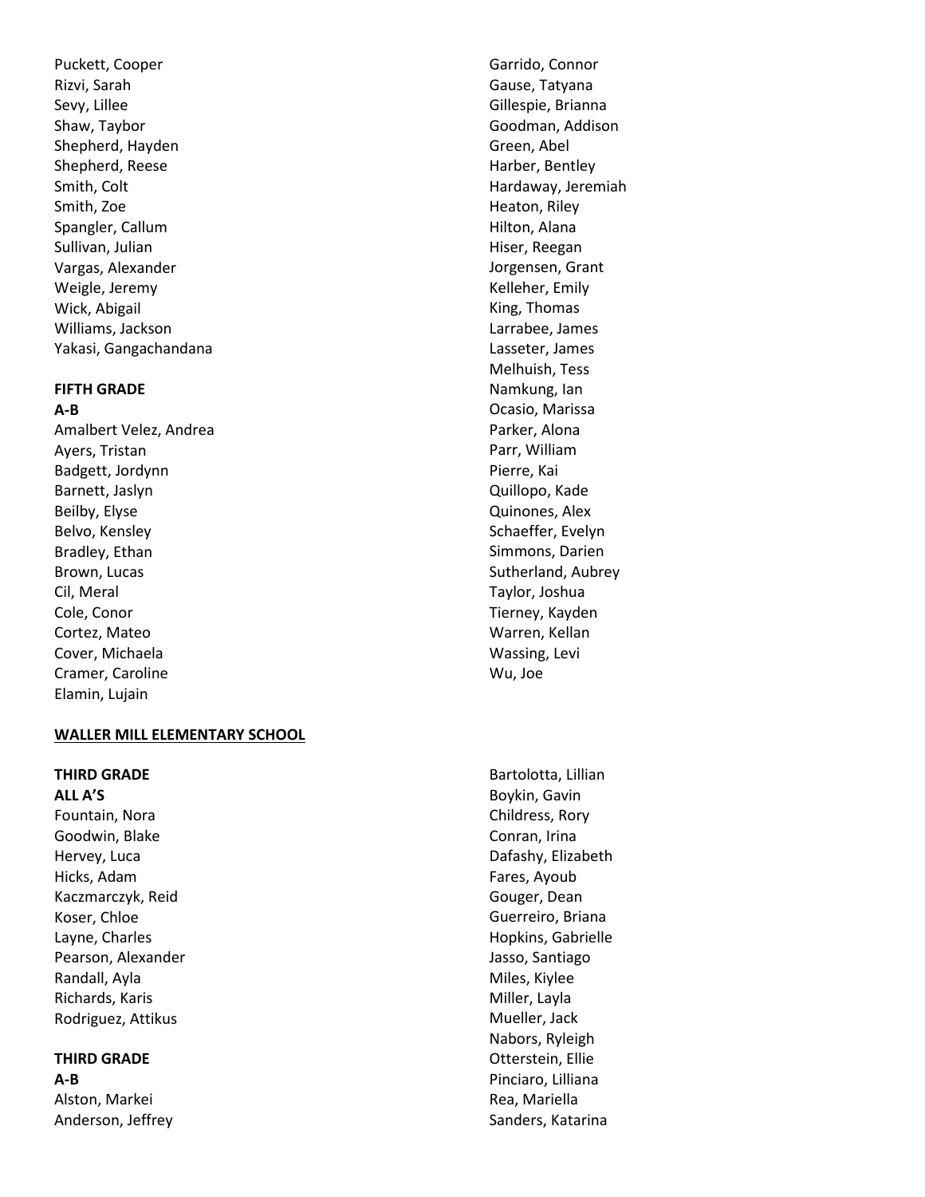Puckett, Cooper
Rizvi, Sarah
Sevy, Lillee
Shaw, Taybor
Shepherd, Hayden
Shepherd, Reese
Smith, Colt
Smith, Zoe
Spangler, Callum
Sullivan, Julian
Vargas, Alexander
Weigle, Jeremy
Wick, Abigail
Williams, Jackson
Yakasi, Gangachandana

**FIFTH GRADE**
**A-B**

Amalbert Velez, Andrea
Ayers, Tristan
Badgett, Jordynn
Barnett, Jaslyn
Beilby, Elyse
Belvo, Kensley
Bradley, Ethan
Brown, Lucas
Cil, Meral
Cole, Conor
Cortez, Mateo
Cover, Michaela
Cramer, Caroline
Elamin, Lujain
Garrido, Connor
Gause, Tatyana
Gillespie, Brianna
Goodman, Addison
Green, Abel
Harber, Bentley
Hardaway, Jeremiah
Heaton, Riley
Hilton, Alana
Hiser, Reegan
Jorgensen, Grant
Kelleher, Emily
King, Thomas
Larrabee, James
Lasseter, James
Melhuish, Tess
Namkung, Ian
Ocasio, Marissa
Parker, Alona
Parr, William
Pierre, Kai
Quillopo, Kade
Quinones, Alex
Schaeffer, Evelyn
Simmons, Darien
Sutherland, Aubrey
Taylor, Joshua
Tierney, Kayden
Warren, Kellan
Wassing, Levi
Wu, Joe

## WALLER MILL ELEMENTARY SCHOOL

**THIRD GRADE**
**ALL A'S**

Fountain, Nora
Goodwin, Blake
Hervey, Luca
Hicks, Adam
Kaczmarczyk, Reid
Koser, Chloe
Layne, Charles
Pearson, Alexander
Randall, Ayla
Richards, Karis
Rodriguez, Attikus

**THIRD GRADE**
**A-B**

Alston, Markei
Anderson, Jeffrey
Bartolotta, Lillian
Boykin, Gavin
Childress, Rory
Conran, Irina
Dafashy, Elizabeth
Fares, Ayoub
Gouger, Dean
Guerreiro, Briana
Hopkins, Gabrielle
Jasso, Santiago
Miles, Kiylee
Miller, Layla
Mueller, Jack
Nabors, Ryleigh
Otterstein, Ellie
Pinciaro, Lilliana
Rea, Mariella
Sanders, Katarina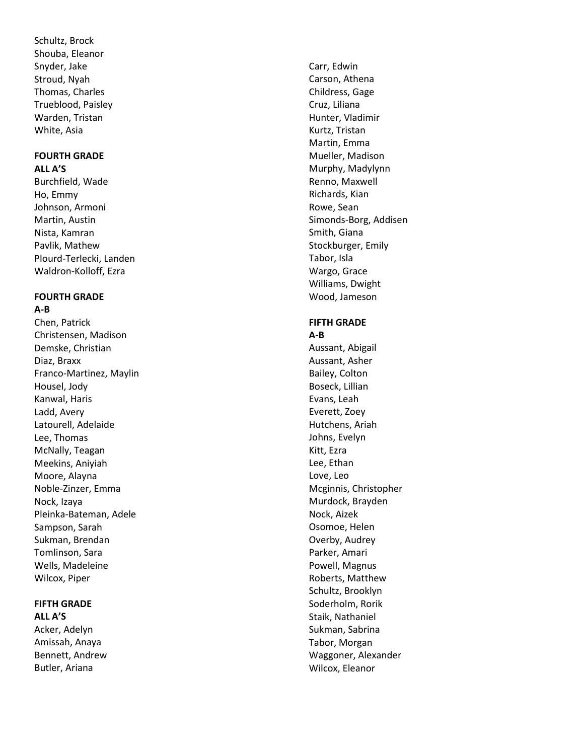Schultz, Brock
Shouba, Eleanor
Snyder, Jake
Stroud, Nyah
Thomas, Charles
Trueblood, Paisley
Warden, Tristan
White, Asia

**FOURTH GRADE**
**ALL A'S**

Burchfield, Wade
Ho, Emmy
Johnson, Armoni
Martin, Austin
Nista, Kamran
Pavlik, Mathew
Plourd-Terlecki, Landen
Waldron-Kolloff, Ezra

**FOURTH GRADE**
**A-B**

Chen, Patrick
Christensen, Madison
Demske, Christian
Diaz, Braxx
Franco-Martinez, Maylin
Housel, Jody
Kanwal, Haris
Ladd, Avery
Latourell, Adelaide
Lee, Thomas
McNally, Teagan
Meekins, Aniyiah
Moore, Alayna
Noble-Zinzer, Emma
Nock, Izaya
Pleinka-Bateman, Adele
Sampson, Sarah
Sukman, Brendan
Tomlinson, Sara
Wells, Madeleine
Wilcox, Piper

**FIFTH GRADE**
**ALL A'S**

Acker, Adelyn
Amissah, Anaya
Bennett, Andrew
Butler, Ariana
Carr, Edwin
Carson, Athena
Childress, Gage
Cruz, Liliana
Hunter, Vladimir
Kurtz, Tristan
Martin, Emma
Mueller, Madison
Murphy, Madylynn
Renno, Maxwell
Richards, Kian
Rowe, Sean
Simonds-Borg, Addisen
Smith, Giana
Stockburger, Emily
Tabor, Isla
Wargo, Grace
Williams, Dwight
Wood, Jameson

**FIFTH GRADE**
**A-B**

Aussant, Abigail
Aussant, Asher
Bailey, Colton
Boseck, Lillian
Evans, Leah
Everett, Zoey
Hutchens, Ariah
Johns, Evelyn
Kitt, Ezra
Lee, Ethan
Love, Leo
Mcginnis, Christopher
Murdock, Brayden
Nock, Aizek
Osomoe, Helen
Overby, Audrey
Parker, Amari
Powell, Magnus
Roberts, Matthew
Schultz, Brooklyn
Soderholm, Rorik
Staik, Nathaniel
Sukman, Sabrina
Tabor, Morgan
Waggoner, Alexander
Wilcox, Eleanor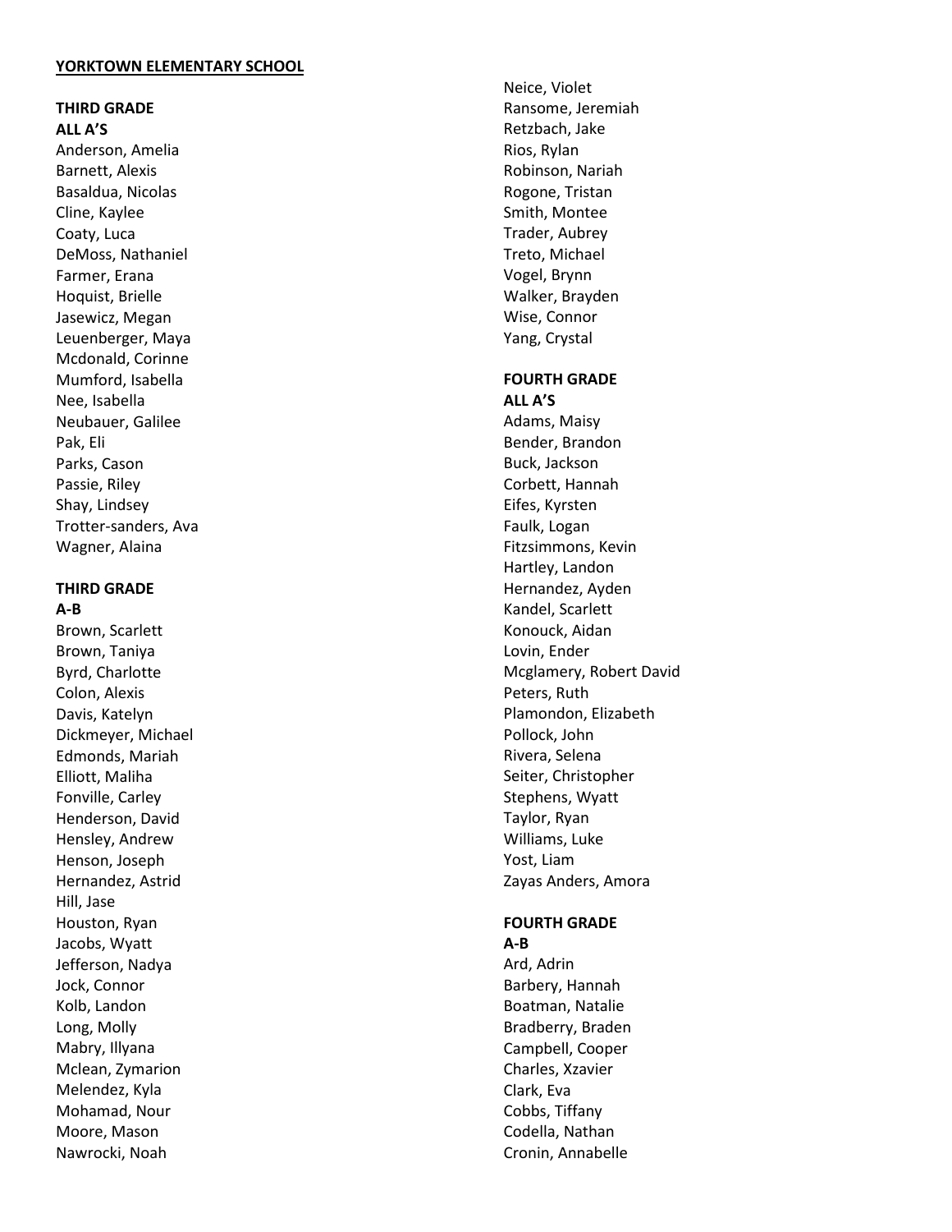**YORKTOWN ELEMENTARY SCHOOL**

**THIRD GRADE**
**ALL A'S**

Anderson, Amelia
Barnett, Alexis
Basaldua, Nicolas
Cline, Kaylee
Coaty, Luca
DeMoss, Nathaniel
Farmer, Erana
Hoquist, Brielle
Jasewicz, Megan
Leuenberger, Maya
Mcdonald, Corinne
Mumford, Isabella
Nee, Isabella
Neubauer, Galilee
Pak, Eli
Parks, Cason
Passie, Riley
Shay, Lindsey
Trotter-sanders, Ava
Wagner, Alaina

**THIRD GRADE**
**A-B**

Brown, Scarlett
Brown, Taniya
Byrd, Charlotte
Colon, Alexis
Davis, Katelyn
Dickmeyer, Michael
Edmonds, Mariah
Elliott, Maliha
Fonville, Carley
Henderson, David
Hensley, Andrew
Henson, Joseph
Hernandez, Astrid
Hill, Jase
Houston, Ryan
Jacobs, Wyatt
Jefferson, Nadya
Jock, Connor
Kolb, Landon
Long, Molly
Mabry, Illyana
Mclean, Zymarion
Melendez, Kyla
Mohamad, Nour
Moore, Mason
Nawrocki, Noah
Neice, Violet
Ransome, Jeremiah
Retzbach, Jake
Rios, Rylan
Robinson, Nariah
Rogone, Tristan
Smith, Montee
Trader, Aubrey
Treto, Michael
Vogel, Brynn
Walker, Brayden
Wise, Connor
Yang, Crystal

**FOURTH GRADE**
**ALL A'S**

Adams, Maisy
Bender, Brandon
Buck, Jackson
Corbett, Hannah
Eifes, Kyrsten
Faulk, Logan
Fitzsimmons, Kevin
Hartley, Landon
Hernandez, Ayden
Kandel, Scarlett
Konouck, Aidan
Lovin, Ender
Mcglamery, Robert David
Peters, Ruth
Plamondon, Elizabeth
Pollock, John
Rivera, Selena
Seiter, Christopher
Stephens, Wyatt
Taylor, Ryan
Williams, Luke
Yost, Liam
Zayas Anders, Amora

**FOURTH GRADE**
**A-B**

Ard, Adrin
Barbery, Hannah
Boatman, Natalie
Bradberry, Braden
Campbell, Cooper
Charles, Xzavier
Clark, Eva
Cobbs, Tiffany
Codella, Nathan
Cronin, Annabelle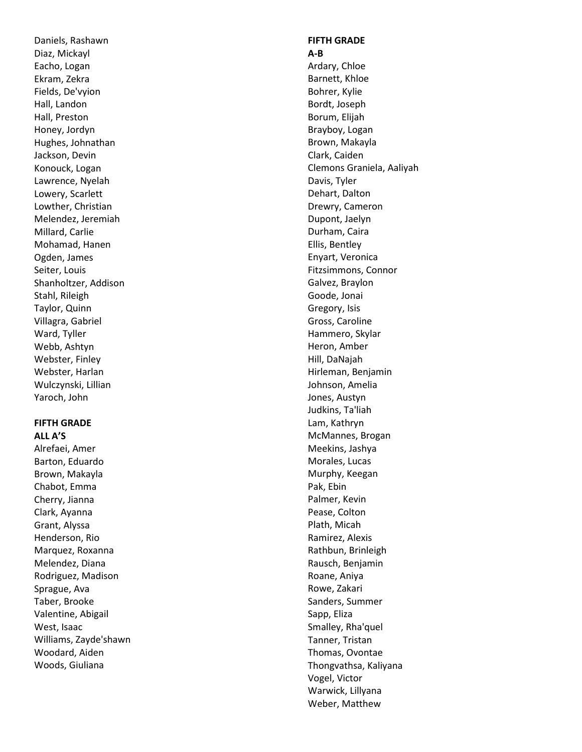Daniels, Rashawn
Diaz, Mickayl
Eacho, Logan
Ekram, Zekra
Fields, De'vyion
Hall, Landon
Hall, Preston
Honey, Jordyn
Hughes, Johnathan
Jackson, Devin
Konouck, Logan
Lawrence, Nyelah
Lowery, Scarlett
Lowther, Christian
Melendez, Jeremiah
Millard, Carlie
Mohamad, Hanen
Ogden, James
Seiter, Louis
Shanholtzer, Addison
Stahl, Rileigh
Taylor, Quinn
Villagra, Gabriel
Ward, Tyller
Webb, Ashtyn
Webster, Finley
Webster, Harlan
Wulczynski, Lillian
Yaroch, John

**FIFTH GRADE**
**ALL A'S**

Alrefaei, Amer
Barton, Eduardo
Brown, Makayla
Chabot, Emma
Cherry, Jianna
Clark, Ayanna
Grant, Alyssa
Henderson, Rio
Marquez, Roxanna
Melendez, Diana
Rodriguez, Madison
Sprague, Ava
Taber, Brooke
Valentine, Abigail
West, Isaac
Williams, Zayde'shawn
Woodard, Aiden
Woods, Giuliana

**FIFTH GRADE**
**A-B**

Ardary, Chloe
Barnett, Khloe
Bohrer, Kylie
Bordt, Joseph
Borum, Elijah
Brayboy, Logan
Brown, Makayla
Clark, Caiden
Clemons Graniela, Aaliyah
Davis, Tyler
Dehart, Dalton
Drewry, Cameron
Dupont, Jaelyn
Durham, Caira
Ellis, Bentley
Enyart, Veronica
Fitzsimmons, Connor
Galvez, Braylon
Goode, Jonai
Gregory, Isis
Gross, Caroline
Hammero, Skylar
Heron, Amber
Hill, DaNajah
Hirleman, Benjamin
Johnson, Amelia
Jones, Austyn
Judkins, Ta'liah
Lam, Kathryn
McMannes, Brogan
Meekins, Jashya
Morales, Lucas
Murphy, Keegan
Pak, Ebin
Palmer, Kevin
Pease, Colton
Plath, Micah
Ramirez, Alexis
Rathbun, Brinleigh
Rausch, Benjamin
Roane, Aniya
Rowe, Zakari
Sanders, Summer
Sapp, Eliza
Smalley, Rha'quel
Tanner, Tristan
Thomas, Ovontae
Thongvathsa, Kaliyana
Vogel, Victor
Warwick, Lillyana
Weber, Matthew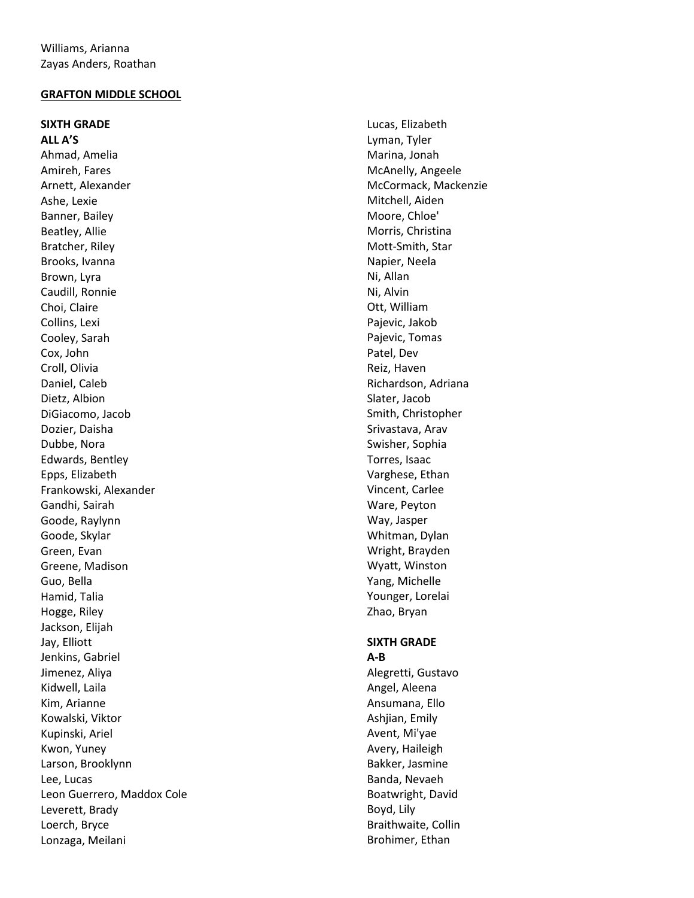Williams, Arianna
Zayas Anders, Roathan

## GRAFTON MIDDLE SCHOOL

### SIXTH GRADE
#### ALL A'S

Ahmad, Amelia
Amireh, Fares
Arnett, Alexander
Ashe, Lexie
Banner, Bailey
Beatley, Allie
Bratcher, Riley
Brooks, Ivanna
Brown, Lyra
Caudill, Ronnie
Choi, Claire
Collins, Lexi
Cooley, Sarah
Cox, John
Croll, Olivia
Daniel, Caleb
Dietz, Albion
DiGiacomo, Jacob
Dozier, Daisha
Dubbe, Nora
Edwards, Bentley
Epps, Elizabeth
Frankowski, Alexander
Gandhi, Sairah
Goode, Raylynn
Goode, Skylar
Green, Evan
Greene, Madison
Guo, Bella
Hamid, Talia
Hogge, Riley
Jackson, Elijah
Jay, Elliott
Jenkins, Gabriel
Jimenez, Aliya
Kidwell, Laila
Kim, Arianne
Kowalski, Viktor
Kupinski, Ariel
Kwon, Yuney
Larson, Brooklynn
Lee, Lucas
Leon Guerrero, Maddox Cole
Leverett, Brady
Loerch, Bryce
Lonzaga, Meilani
Lucas, Elizabeth
Lyman, Tyler
Marina, Jonah
McAnelly, Angeele
McCormack, Mackenzie
Mitchell, Aiden
Moore, Chloe'
Morris, Christina
Mott-Smith, Star
Napier, Neela
Ni, Allan
Ni, Alvin
Ott, William
Pajevic, Jakob
Pajevic, Tomas
Patel, Dev
Reiz, Haven
Richardson, Adriana
Slater, Jacob
Smith, Christopher
Srivastava, Arav
Swisher, Sophia
Torres, Isaac
Varghese, Ethan
Vincent, Carlee
Ware, Peyton
Way, Jasper
Whitman, Dylan
Wright, Brayden
Wyatt, Winston
Yang, Michelle
Younger, Lorelai
Zhao, Bryan

### SIXTH GRADE
#### A-B

Alegretti, Gustavo
Angel, Aleena
Ansumana, Ello
Ashjian, Emily
Avent, Mi'yae
Avery, Haileigh
Bakker, Jasmine
Banda, Nevaeh
Boatwright, David
Boyd, Lily
Braithwaite, Collin
Brohimer, Ethan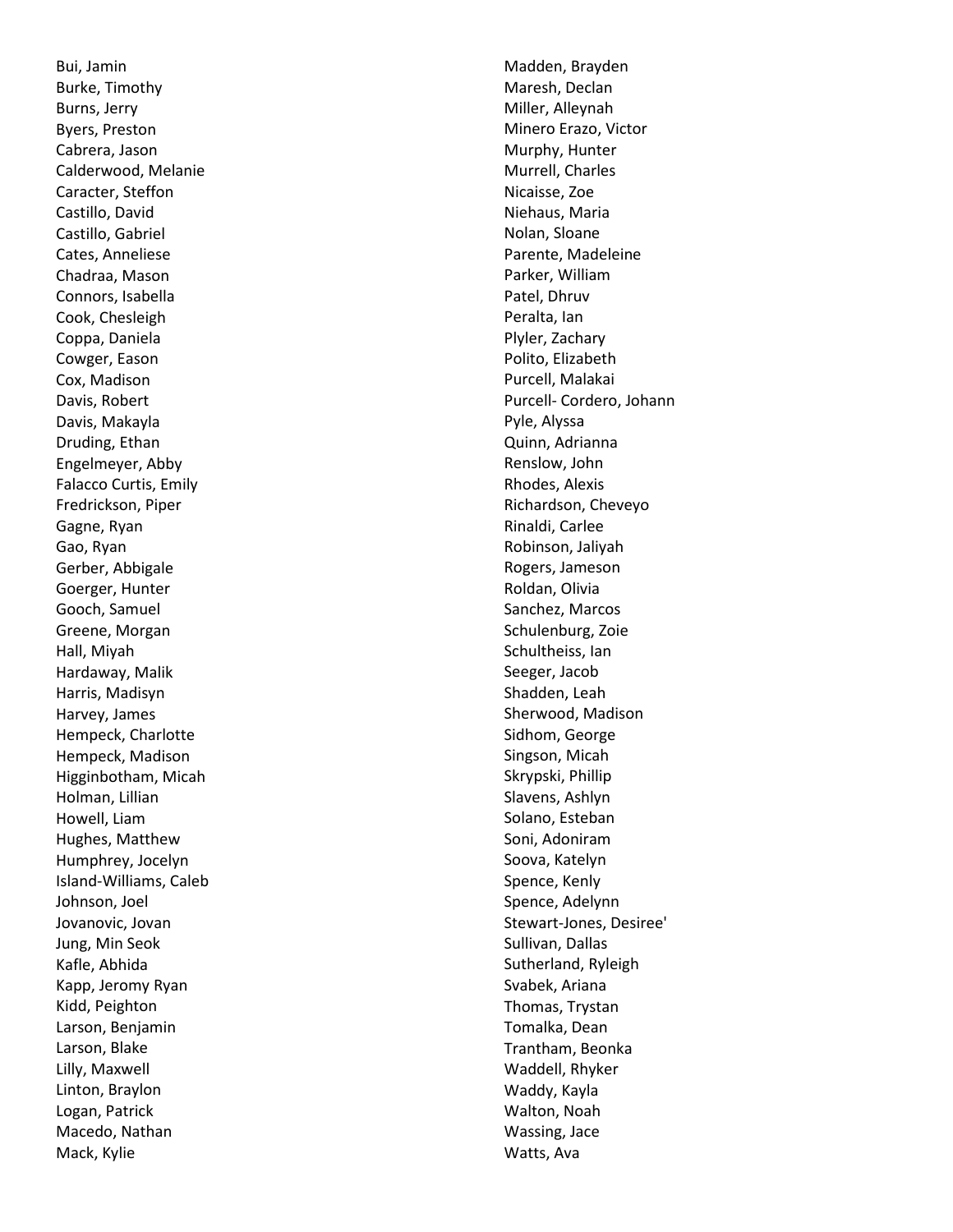Bui, Jamin
Burke, Timothy
Burns, Jerry
Byers, Preston
Cabrera, Jason
Calderwood, Melanie
Caracter, Steffon
Castillo, David
Castillo, Gabriel
Cates, Anneliese
Chadraa, Mason
Connors, Isabella
Cook, Chesleigh
Coppa, Daniela
Cowger, Eason
Cox, Madison
Davis, Robert
Davis, Makayla
Druding, Ethan
Engelmeyer, Abby
Falacco Curtis, Emily
Fredrickson, Piper
Gagne, Ryan
Gao, Ryan
Gerber, Abbigale
Goerger, Hunter
Gooch, Samuel
Greene, Morgan
Hall, Miyah
Hardaway, Malik
Harris, Madisyn
Harvey, James
Hempeck, Charlotte
Hempeck, Madison
Higginbotham, Micah
Holman, Lillian
Howell, Liam
Hughes, Matthew
Humphrey, Jocelyn
Island-Williams, Caleb
Johnson, Joel
Jovanovic, Jovan
Jung, Min Seok
Kafle, Abhida
Kapp, Jeromy Ryan
Kidd, Peighton
Larson, Benjamin
Larson, Blake
Lilly, Maxwell
Linton, Braylon
Logan, Patrick
Macedo, Nathan
Mack, Kylie
Madden, Brayden
Maresh, Declan
Miller, Alleynah
Minero Erazo, Victor
Murphy, Hunter
Murrell, Charles
Nicaisse, Zoe
Niehaus, Maria
Nolan, Sloane
Parente, Madeleine
Parker, William
Patel, Dhruv
Peralta, Ian
Plyler, Zachary
Polito, Elizabeth
Purcell, Malakai
Purcell- Cordero, Johann
Pyle, Alyssa
Quinn, Adrianna
Renslow, John
Rhodes, Alexis
Richardson, Cheveyo
Rinaldi, Carlee
Robinson, Jaliyah
Rogers, Jameson
Roldan, Olivia
Sanchez, Marcos
Schulenburg, Zoie
Schultheiss, Ian
Seeger, Jacob
Shadden, Leah
Sherwood, Madison
Sidhom, George
Singson, Micah
Skrypski, Phillip
Slavens, Ashlyn
Solano, Esteban
Soni, Adoniram
Soova, Katelyn
Spence, Kenly
Spence, Adelynn
Stewart-Jones, Desiree'
Sullivan, Dallas
Sutherland, Ryleigh
Svabek, Ariana
Thomas, Trystan
Tomalka, Dean
Trantham, Beonka
Waddell, Rhyker
Waddy, Kayla
Walton, Noah
Wassing, Jace
Watts, Ava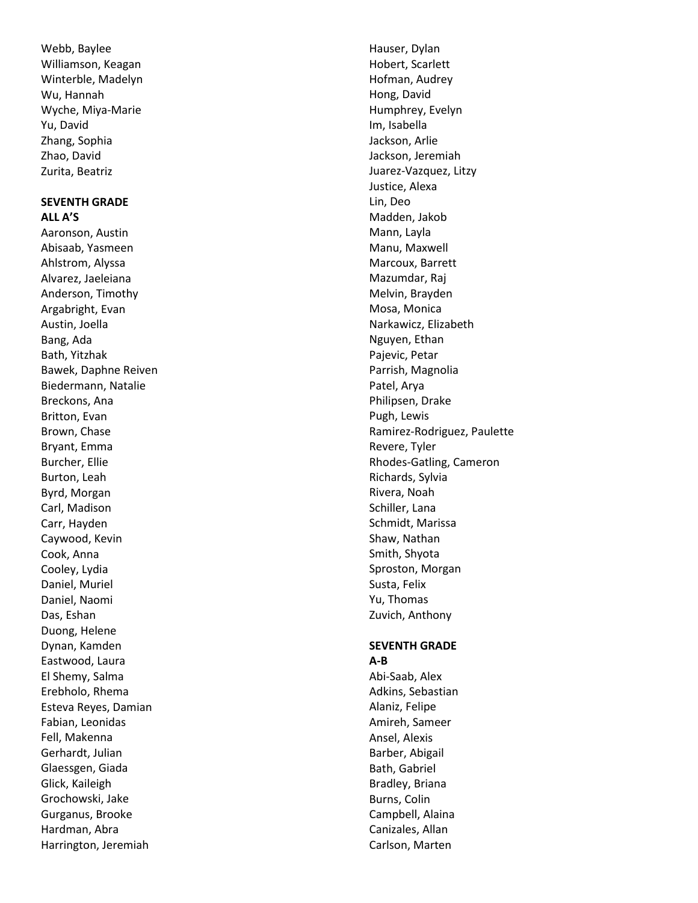Webb, Baylee
Williamson, Keagan
Winterble, Madelyn
Wu, Hannah
Wyche, Miya-Marie
Yu, David
Zhang, Sophia
Zhao, David
Zurita, Beatriz

**SEVENTH GRADE**
**ALL A'S**

Aaronson, Austin
Abisaab, Yasmeen
Ahlstrom, Alyssa
Alvarez, Jaeleiana
Anderson, Timothy
Argabright, Evan
Austin, Joella
Bang, Ada
Bath, Yitzhak
Bawek, Daphne Reiven
Biedermann, Natalie
Breckons, Ana
Britton, Evan
Brown, Chase
Bryant, Emma
Burcher, Ellie
Burton, Leah
Byrd, Morgan
Carl, Madison
Carr, Hayden
Caywood, Kevin
Cook, Anna
Cooley, Lydia
Daniel, Muriel
Daniel, Naomi
Das, Eshan
Duong, Helene
Dynan, Kamden
Eastwood, Laura
El Shemy, Salma
Erebholo, Rhema
Esteva Reyes, Damian
Fabian, Leonidas
Fell, Makenna
Gerhardt, Julian
Glaessgen, Giada
Glick, Kaileigh
Grochowski, Jake
Gurganus, Brooke
Hardman, Abra
Harrington, Jeremiah
Hauser, Dylan
Hobert, Scarlett
Hofman, Audrey
Hong, David
Humphrey, Evelyn
Im, Isabella
Jackson, Arlie
Jackson, Jeremiah
Juarez-Vazquez, Litzy
Justice, Alexa
Lin, Deo
Madden, Jakob
Mann, Layla
Manu, Maxwell
Marcoux, Barrett
Mazumdar, Raj
Melvin, Brayden
Mosa, Monica
Narkawicz, Elizabeth
Nguyen, Ethan
Pajevic, Petar
Parrish, Magnolia
Patel, Arya
Philipsen, Drake
Pugh, Lewis
Ramirez-Rodriguez, Paulette
Revere, Tyler
Rhodes-Gatling, Cameron
Richards, Sylvia
Rivera, Noah
Schiller, Lana
Schmidt, Marissa
Shaw, Nathan
Smith, Shyota
Sproston, Morgan
Susta, Felix
Yu, Thomas
Zuvich, Anthony

**SEVENTH GRADE**
**A-B**

Abi-Saab, Alex
Adkins, Sebastian
Alaniz, Felipe
Amireh, Sameer
Ansel, Alexis
Barber, Abigail
Bath, Gabriel
Bradley, Briana
Burns, Colin
Campbell, Alaina
Canizales, Allan
Carlson, Marten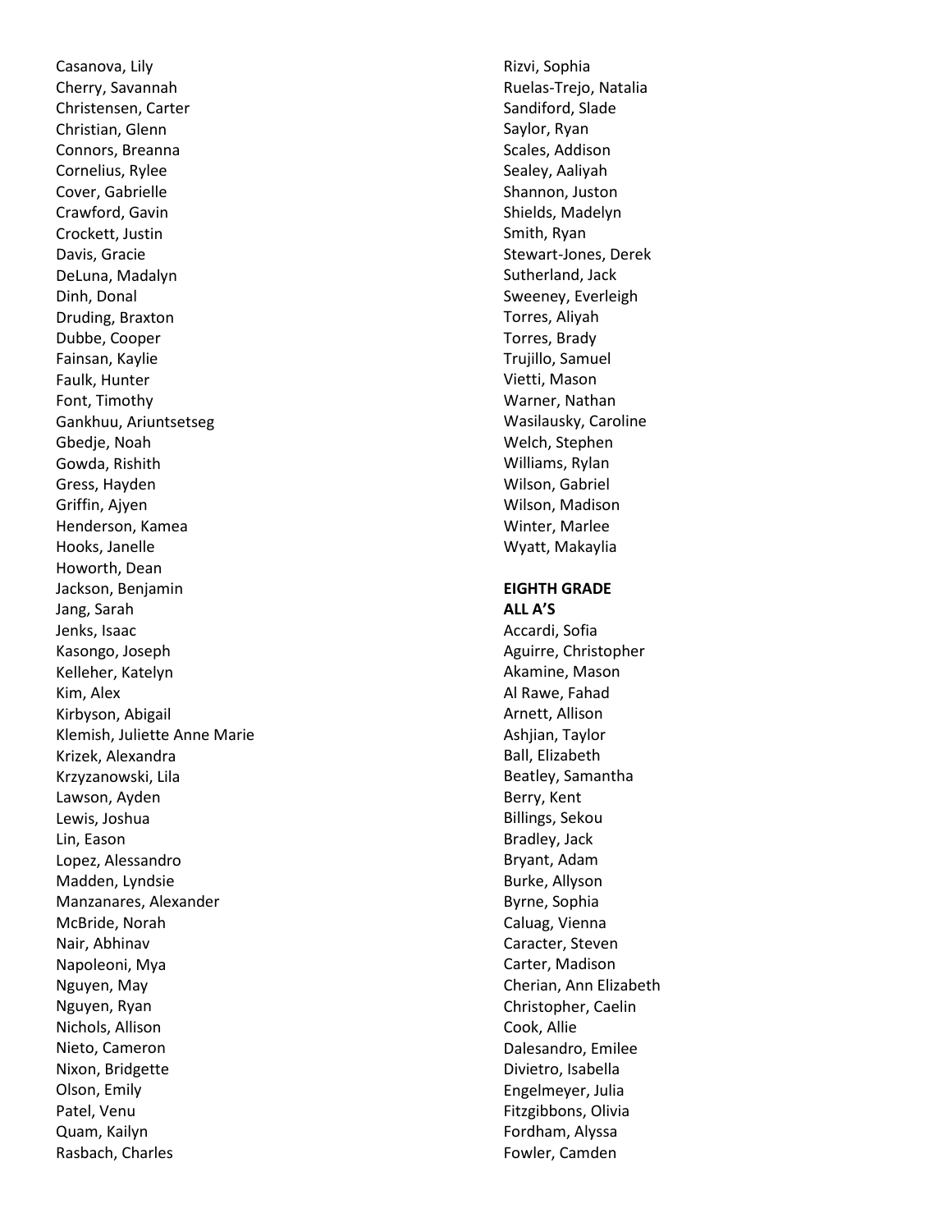Casanova, Lily
Cherry, Savannah
Christensen, Carter
Christian, Glenn
Connors, Breanna
Cornelius, Rylee
Cover, Gabrielle
Crawford, Gavin
Crockett, Justin
Davis, Gracie
DeLuna, Madalyn
Dinh, Donal
Druding, Braxton
Dubbe, Cooper
Fainsan, Kaylie
Faulk, Hunter
Font, Timothy
Gankhuu, Ariuntsetseg
Gbedje, Noah
Gowda, Rishith
Gress, Hayden
Griffin, Ajyen
Henderson, Kamea
Hooks, Janelle
Howorth, Dean
Jackson, Benjamin
Jang, Sarah
Jenks, Isaac
Kasongo, Joseph
Kelleher, Katelyn
Kim, Alex
Kirbyson, Abigail
Klemish, Juliette Anne Marie
Krizek, Alexandra
Krzyzanowski, Lila
Lawson, Ayden
Lewis, Joshua
Lin, Eason
Lopez, Alessandro
Madden, Lyndsie
Manzanares, Alexander
McBride, Norah
Nair, Abhinav
Napoleoni, Mya
Nguyen, May
Nguyen, Ryan
Nichols, Allison
Nieto, Cameron
Nixon, Bridgette
Olson, Emily
Patel, Venu
Quam, Kailyn
Rasbach, Charles
Rizvi, Sophia
Ruelas-Trejo, Natalia
Sandiford, Slade
Saylor, Ryan
Scales, Addison
Sealey, Aaliyah
Shannon, Juston
Shields, Madelyn
Smith, Ryan
Stewart-Jones, Derek
Sutherland, Jack
Sweeney, Everleigh
Torres, Aliyah
Torres, Brady
Trujillo, Samuel
Vietti, Mason
Warner, Nathan
Wasilausky, Caroline
Welch, Stephen
Williams, Rylan
Wilson, Gabriel
Wilson, Madison
Winter, Marlee
Wyatt, Makaylia

**EIGHTH GRADE**
**ALL A'S**

Accardi, Sofia
Aguirre, Christopher
Akamine, Mason
Al Rawe, Fahad
Arnett, Allison
Ashjian, Taylor
Ball, Elizabeth
Beatley, Samantha
Berry, Kent
Billings, Sekou
Bradley, Jack
Bryant, Adam
Burke, Allyson
Byrne, Sophia
Caluag, Vienna
Caracter, Steven
Carter, Madison
Cherian, Ann Elizabeth
Christopher, Caelin
Cook, Allie
Dalesandro, Emilee
Divietro, Isabella
Engelmeyer, Julia
Fitzgibbons, Olivia
Fordham, Alyssa
Fowler, Camden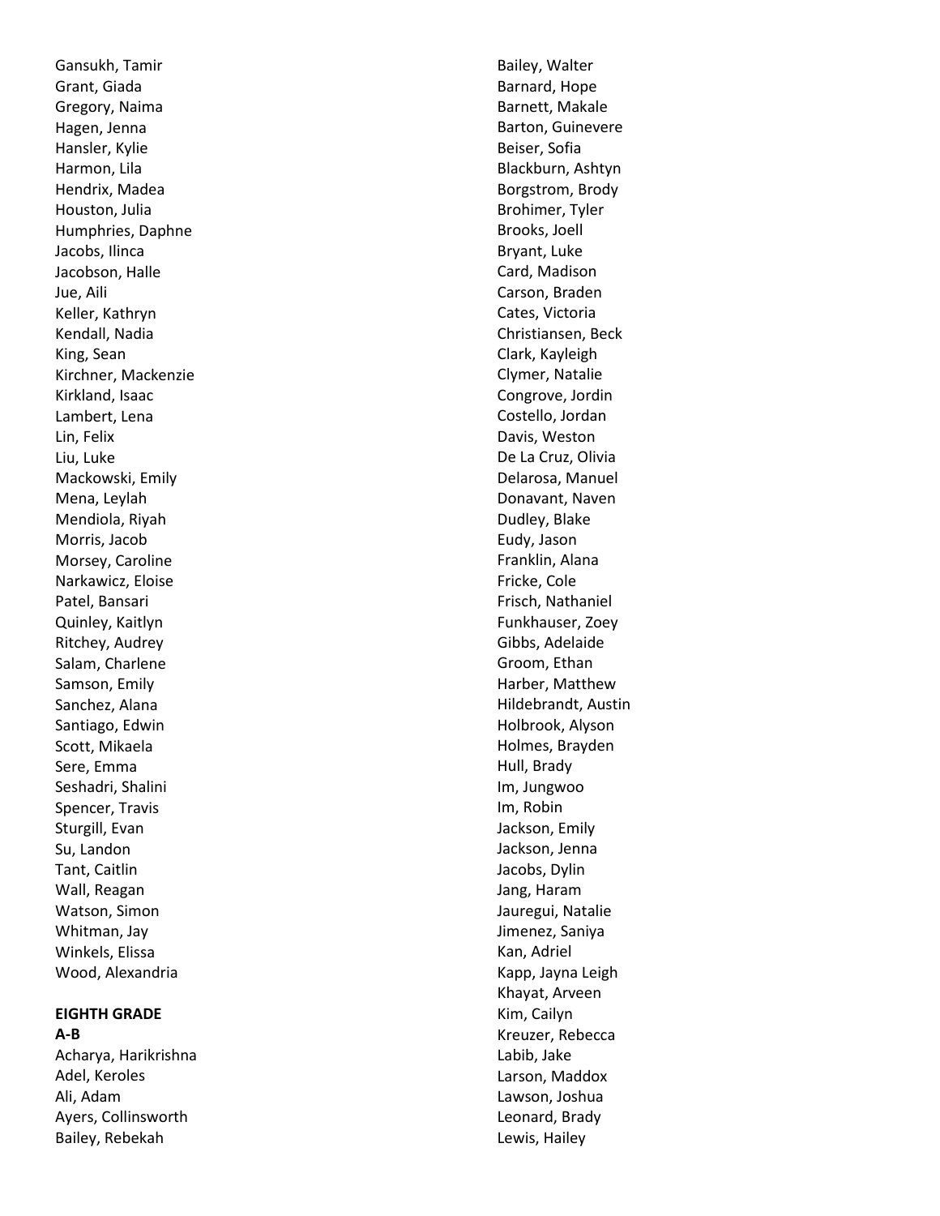Gansukh, Tamir
Grant, Giada
Gregory, Naima
Hagen, Jenna
Hansler, Kylie
Harmon, Lila
Hendrix, Madea
Houston, Julia
Humphries, Daphne
Jacobs, Ilinca
Jacobson, Halle
Jue, Aili
Keller, Kathryn
Kendall, Nadia
King, Sean
Kirchner, Mackenzie
Kirkland, Isaac
Lambert, Lena
Lin, Felix
Liu, Luke
Mackowski, Emily
Mena, Leylah
Mendiola, Riyah
Morris, Jacob
Morsey, Caroline
Narkawicz, Eloise
Patel, Bansari
Quinley, Kaitlyn
Ritchey, Audrey
Salam, Charlene
Samson, Emily
Sanchez, Alana
Santiago, Edwin
Scott, Mikaela
Sere, Emma
Seshadri, Shalini
Spencer, Travis
Sturgill, Evan
Su, Landon
Tant, Caitlin
Wall, Reagan
Watson, Simon
Whitman, Jay
Winkels, Elissa
Wood, Alexandria

**EIGHTH GRADE**

**A-B**

Acharya, Harikrishna
Adel, Keroles
Ali, Adam
Ayers, Collinsworth
Bailey, Rebekah
Bailey, Walter
Barnard, Hope
Barnett, Makale
Barton, Guinevere
Beiser, Sofia
Blackburn, Ashtyn
Borgstrom, Brody
Brohimer, Tyler
Brooks, Joell
Bryant, Luke
Card, Madison
Carson, Braden
Cates, Victoria
Christiansen, Beck
Clark, Kayleigh
Clymer, Natalie
Congrove, Jordin
Costello, Jordan
Davis, Weston
De La Cruz, Olivia
Delarosa, Manuel
Donavant, Naven
Dudley, Blake
Eudy, Jason
Franklin, Alana
Fricke, Cole
Frisch, Nathaniel
Funkhauser, Zoey
Gibbs, Adelaide
Groom, Ethan
Harber, Matthew
Hildebrandt, Austin
Holbrook, Alyson
Holmes, Brayden
Hull, Brady
Im, Jungwoo
Im, Robin
Jackson, Emily
Jackson, Jenna
Jacobs, Dylin
Jang, Haram
Jauregui, Natalie
Jimenez, Saniya
Kan, Adriel
Kapp, Jayna Leigh
Khayat, Arveen
Kim, Cailyn
Kreuzer, Rebecca
Labib, Jake
Larson, Maddox
Lawson, Joshua
Leonard, Brady
Lewis, Hailey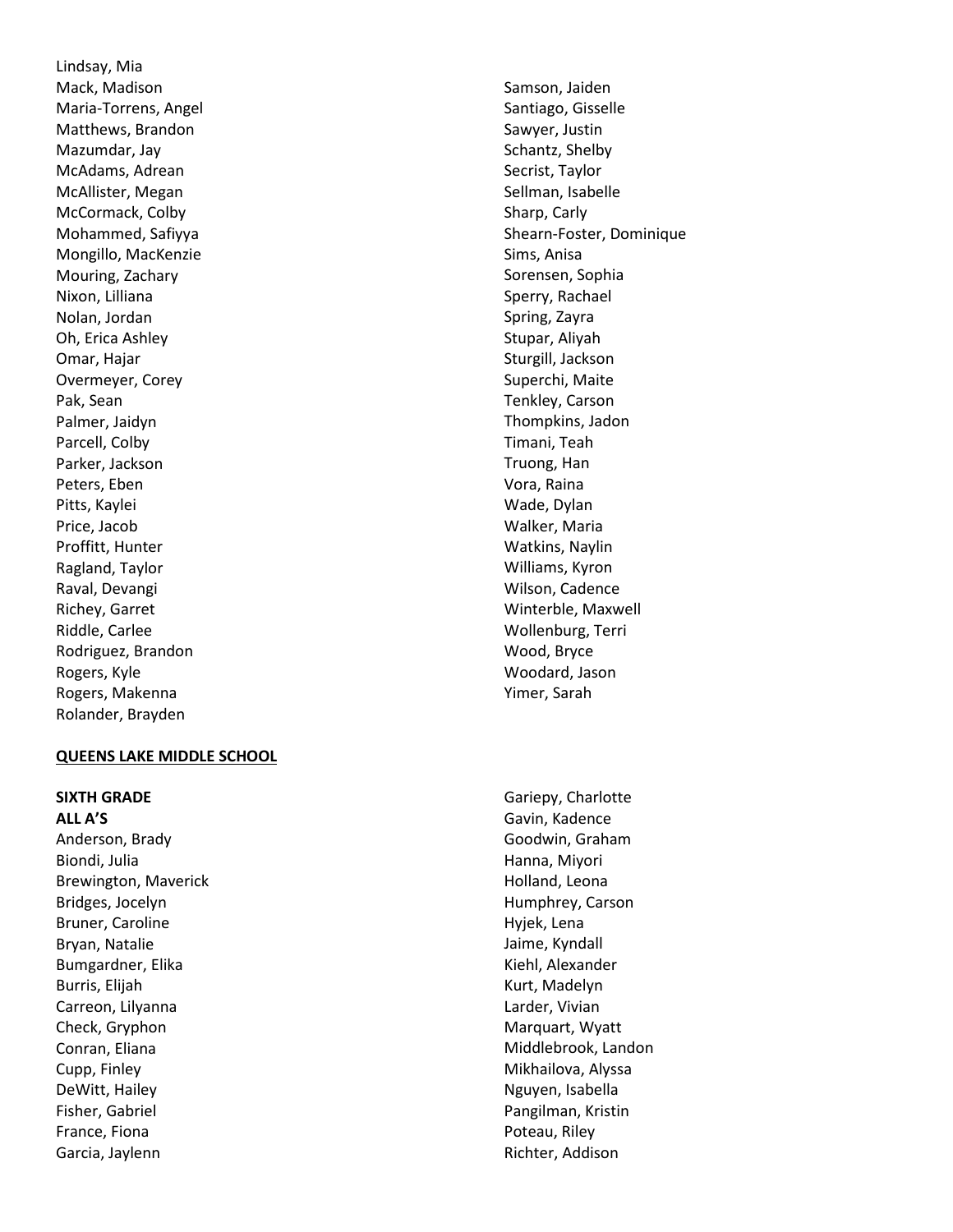Lindsay, Mia
Mack, Madison
Maria-Torrens, Angel
Matthews, Brandon
Mazumdar, Jay
McAdams, Adrean
McAllister, Megan
McCormack, Colby
Mohammed, Safiyya
Mongillo, MacKenzie
Mouring, Zachary
Nixon, Lilliana
Nolan, Jordan
Oh, Erica Ashley
Omar, Hajar
Overmeyer, Corey
Pak, Sean
Palmer, Jaidyn
Parcell, Colby
Parker, Jackson
Peters, Eben
Pitts, Kaylei
Price, Jacob
Proffitt, Hunter
Ragland, Taylor
Raval, Devangi
Richey, Garret
Riddle, Carlee
Rodriguez, Brandon
Rogers, Kyle
Rogers, Makenna
Rolander, Brayden
Samson, Jaiden
Santiago, Gisselle
Sawyer, Justin
Schantz, Shelby
Secrist, Taylor
Sellman, Isabelle
Sharp, Carly
Shearn-Foster, Dominique
Sims, Anisa
Sorensen, Sophia
Sperry, Rachael
Spring, Zayra
Stupar, Aliyah
Sturgill, Jackson
Superchi, Maite
Tenkley, Carson
Thompkins, Jadon
Timani, Teah
Truong, Han
Vora, Raina
Wade, Dylan
Walker, Maria
Watkins, Naylin
Williams, Kyron
Wilson, Cadence
Winterble, Maxwell
Wollenburg, Terri
Wood, Bryce
Woodard, Jason
Yimer, Sarah

## QUEENS LAKE MIDDLE SCHOOL

**SIXTH GRADE**
**ALL A'S**

Anderson, Brady
Biondi, Julia
Brewington, Maverick
Bridges, Jocelyn
Bruner, Caroline
Bryan, Natalie
Bumgardner, Elika
Burris, Elijah
Carreon, Lilyanna
Check, Gryphon
Conran, Eliana
Cupp, Finley
DeWitt, Hailey
Fisher, Gabriel
France, Fiona
Garcia, Jaylenn
Gariepy, Charlotte
Gavin, Kadence
Goodwin, Graham
Hanna, Miyori
Holland, Leona
Humphrey, Carson
Hyjek, Lena
Jaime, Kyndall
Kiehl, Alexander
Kurt, Madelyn
Larder, Vivian
Marquart, Wyatt
Middlebrook, Landon
Mikhailova, Alyssa
Nguyen, Isabella
Pangilman, Kristin
Poteau, Riley
Richter, Addison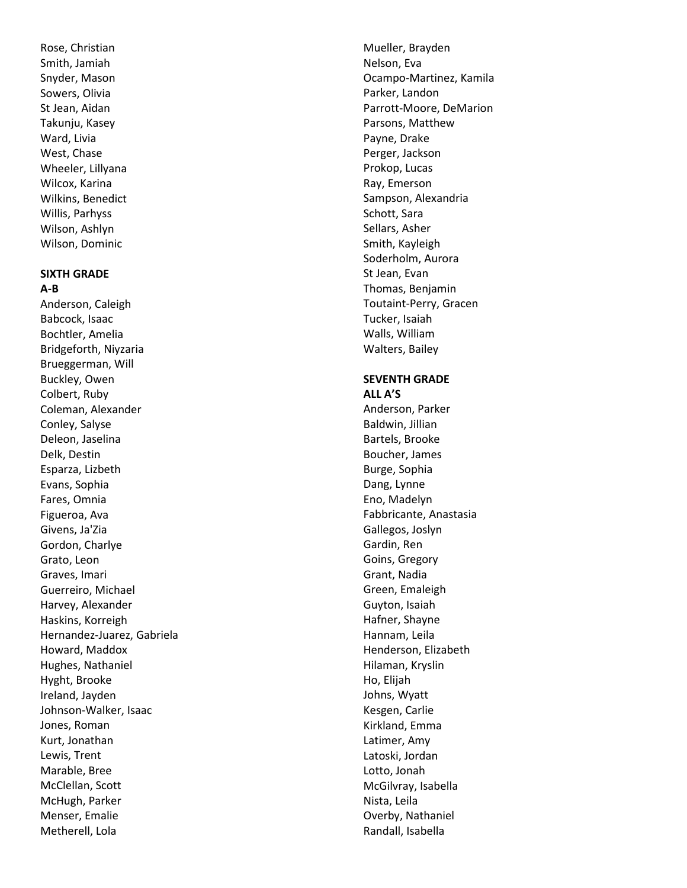Rose, Christian
Smith, Jamiah
Snyder, Mason
Sowers, Olivia
St Jean, Aidan
Takunju, Kasey
Ward, Livia
West, Chase
Wheeler, Lillyana
Wilcox, Karina
Wilkins, Benedict
Willis, Parhyss
Wilson, Ashlyn
Wilson, Dominic

**SIXTH GRADE**
**A-B**

Anderson, Caleigh
Babcock, Isaac
Bochtler, Amelia
Bridgeforth, Niyzaria
Brueggerman, Will
Buckley, Owen
Colbert, Ruby
Coleman, Alexander
Conley, Salyse
Deleon, Jaselina
Delk, Destin
Esparza, Lizbeth
Evans, Sophia
Fares, Omnia
Figueroa, Ava
Givens, Ja'Zia
Gordon, Charlye
Grato, Leon
Graves, Imari
Guerreiro, Michael
Harvey, Alexander
Haskins, Korreigh
Hernandez-Juarez, Gabriela
Howard, Maddox
Hughes, Nathaniel
Hyght, Brooke
Ireland, Jayden
Johnson-Walker, Isaac
Jones, Roman
Kurt, Jonathan
Lewis, Trent
Marable, Bree
McClellan, Scott
McHugh, Parker
Menser, Emalie
Metherell, Lola
Mueller, Brayden
Nelson, Eva
Ocampo-Martinez, Kamila
Parker, Landon
Parrott-Moore, DeMarion
Parsons, Matthew
Payne, Drake
Perger, Jackson
Prokop, Lucas
Ray, Emerson
Sampson, Alexandria
Schott, Sara
Sellars, Asher
Smith, Kayleigh
Soderholm, Aurora
St Jean, Evan
Thomas, Benjamin
Toutaint-Perry, Gracen
Tucker, Isaiah
Walls, William
Walters, Bailey

**SEVENTH GRADE**
**ALL A'S**

Anderson, Parker
Baldwin, Jillian
Bartels, Brooke
Boucher, James
Burge, Sophia
Dang, Lynne
Eno, Madelyn
Fabbricante, Anastasia
Gallegos, Joslyn
Gardin, Ren
Goins, Gregory
Grant, Nadia
Green, Emaleigh
Guyton, Isaiah
Hafner, Shayne
Hannam, Leila
Henderson, Elizabeth
Hilaman, Kryslin
Ho, Elijah
Johns, Wyatt
Kesgen, Carlie
Kirkland, Emma
Latimer, Amy
Latoski, Jordan
Lotto, Jonah
McGilvray, Isabella
Nista, Leila
Overby, Nathaniel
Randall, Isabella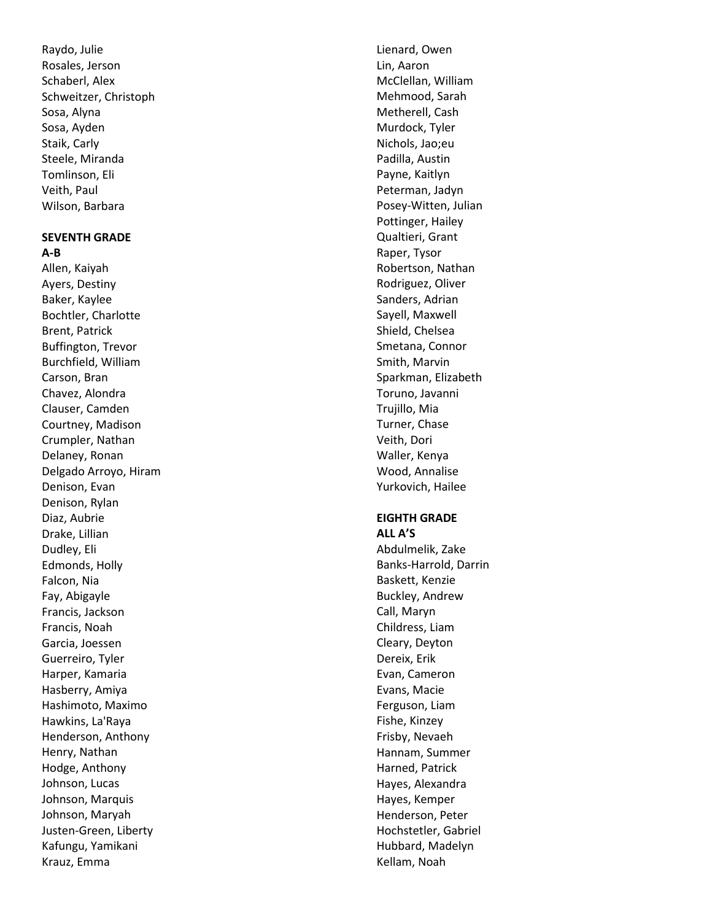Raydo, Julie
Rosales, Jerson
Schaberl, Alex
Schweitzer, Christoph
Sosa, Alyna
Sosa, Ayden
Staik, Carly
Steele, Miranda
Tomlinson, Eli
Veith, Paul
Wilson, Barbara

**SEVENTH GRADE**
**A-B**

Allen, Kaiyah
Ayers, Destiny
Baker, Kaylee
Bochtler, Charlotte
Brent, Patrick
Buffington, Trevor
Burchfield, William
Carson, Bran
Chavez, Alondra
Clauser, Camden
Courtney, Madison
Crumpler, Nathan
Delaney, Ronan
Delgado Arroyo, Hiram
Denison, Evan
Denison, Rylan
Diaz, Aubrie
Drake, Lillian
Dudley, Eli
Edmonds, Holly
Falcon, Nia
Fay, Abigayle
Francis, Jackson
Francis, Noah
Garcia, Joessen
Guerreiro, Tyler
Harper, Kamaria
Hasberry, Amiya
Hashimoto, Maximo
Hawkins, La'Raya
Henderson, Anthony
Henry, Nathan
Hodge, Anthony
Johnson, Lucas
Johnson, Marquis
Johnson, Maryah
Justen-Green, Liberty
Kafungu, Yamikani
Krauz, Emma
Lienard, Owen
Lin, Aaron
McClellan, William
Mehmood, Sarah
Metherell, Cash
Murdock, Tyler
Nichols, Jao;eu
Padilla, Austin
Payne, Kaitlyn
Peterman, Jadyn
Posey-Witten, Julian
Pottinger, Hailey
Qualtieri, Grant
Raper, Tysor
Robertson, Nathan
Rodriguez, Oliver
Sanders, Adrian
Sayell, Maxwell
Shield, Chelsea
Smetana, Connor
Smith, Marvin
Sparkman, Elizabeth
Toruno, Javanni
Trujillo, Mia
Turner, Chase
Veith, Dori
Waller, Kenya
Wood, Annalise
Yurkovich, Hailee

**EIGHTH GRADE**
**ALL A'S**

Abdulmelik, Zake
Banks-Harrold, Darrin
Baskett, Kenzie
Buckley, Andrew
Call, Maryn
Childress, Liam
Cleary, Deyton
Dereix, Erik
Evan, Cameron
Evans, Macie
Ferguson, Liam
Fishe, Kinzey
Frisby, Nevaeh
Hannam, Summer
Harned, Patrick
Hayes, Alexandra
Hayes, Kemper
Henderson, Peter
Hochstetler, Gabriel
Hubbard, Madelyn
Kellam, Noah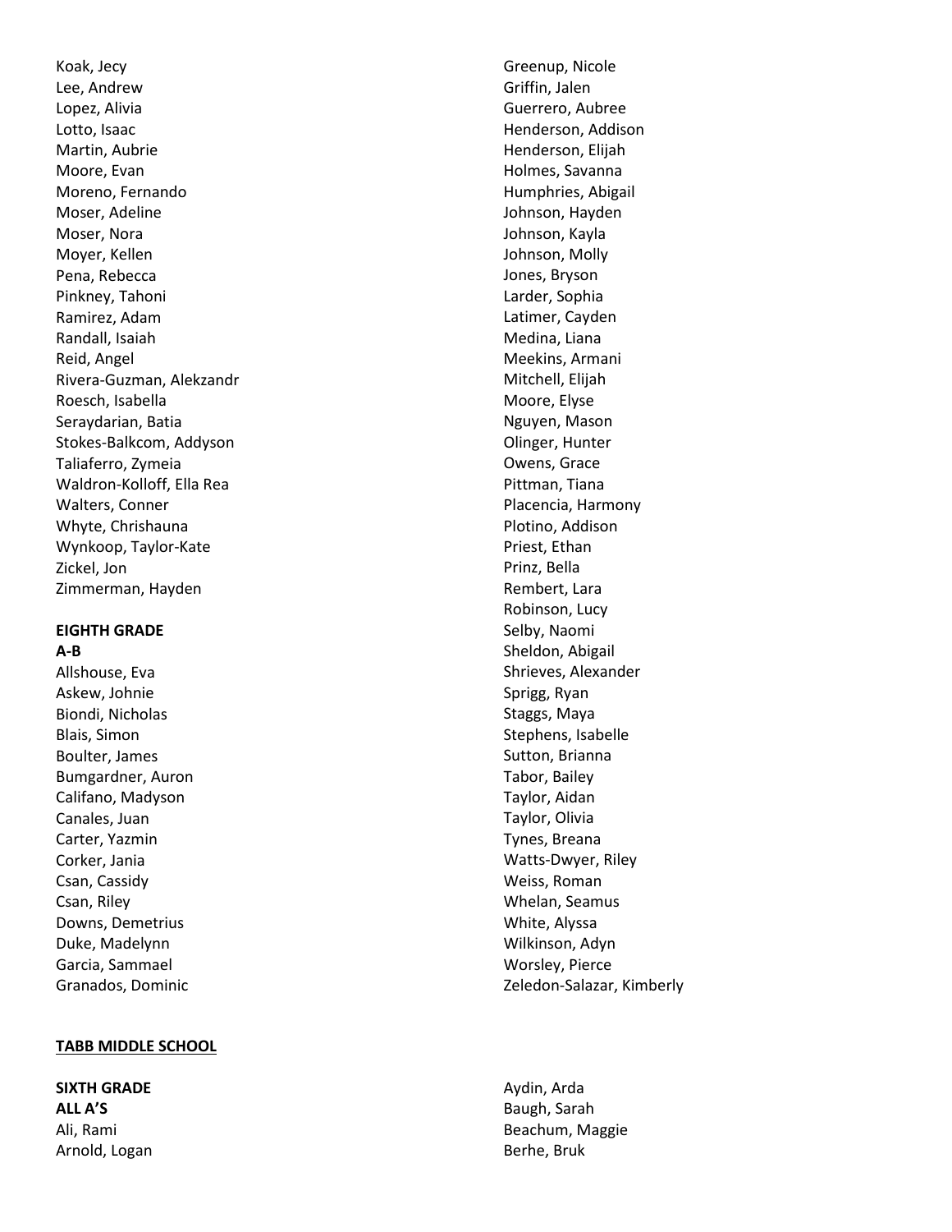Koak, Jecy
Lee, Andrew
Lopez, Alivia
Lotto, Isaac
Martin, Aubrie
Moore, Evan
Moreno, Fernando
Moser, Adeline
Moser, Nora
Moyer, Kellen
Pena, Rebecca
Pinkney, Tahoni
Ramirez, Adam
Randall, Isaiah
Reid, Angel
Rivera-Guzman, Alekzandr
Roesch, Isabella
Seraydarian, Batia
Stokes-Balkcom, Addyson
Taliaferro, Zymeia
Waldron-Kolloff, Ella Rea
Walters, Conner
Whyte, Chrishauna
Wynkoop, Taylor-Kate
Zickel, Jon
Zimmerman, Hayden

**EIGHTH GRADE**
**A-B**
Allshouse, Eva
Askew, Johnie
Biondi, Nicholas
Blais, Simon
Boulter, James
Bumgardner, Auron
Califano, Madyson
Canales, Juan
Carter, Yazmin
Corker, Jania
Csan, Cassidy
Csan, Riley
Downs, Demetrius
Duke, Madelynn
Garcia, Sammael
Granados, Dominic
Greenup, Nicole
Griffin, Jalen
Guerrero, Aubree
Henderson, Addison
Henderson, Elijah
Holmes, Savanna
Humphries, Abigail
Johnson, Hayden
Johnson, Kayla
Johnson, Molly
Jones, Bryson
Larder, Sophia
Latimer, Cayden
Medina, Liana
Meekins, Armani
Mitchell, Elijah
Moore, Elyse
Nguyen, Mason
Olinger, Hunter
Owens, Grace
Pittman, Tiana
Placencia, Harmony
Plotino, Addison
Priest, Ethan
Prinz, Bella
Rembert, Lara
Robinson, Lucy
Selby, Naomi
Sheldon, Abigail
Shrieves, Alexander
Sprigg, Ryan
Staggs, Maya
Stephens, Isabelle
Sutton, Brianna
Tabor, Bailey
Taylor, Aidan
Taylor, Olivia
Tynes, Breana
Watts-Dwyer, Riley
Weiss, Roman
Whelan, Seamus
White, Alyssa
Wilkinson, Adyn
Worsley, Pierce
Zeledon-Salazar, Kimberly

## TABB MIDDLE SCHOOL

**SIXTH GRADE**
**ALL A'S**
Ali, Rami
Arnold, Logan
Aydin, Arda
Baugh, Sarah
Beachum, Maggie
Berhe, Bruk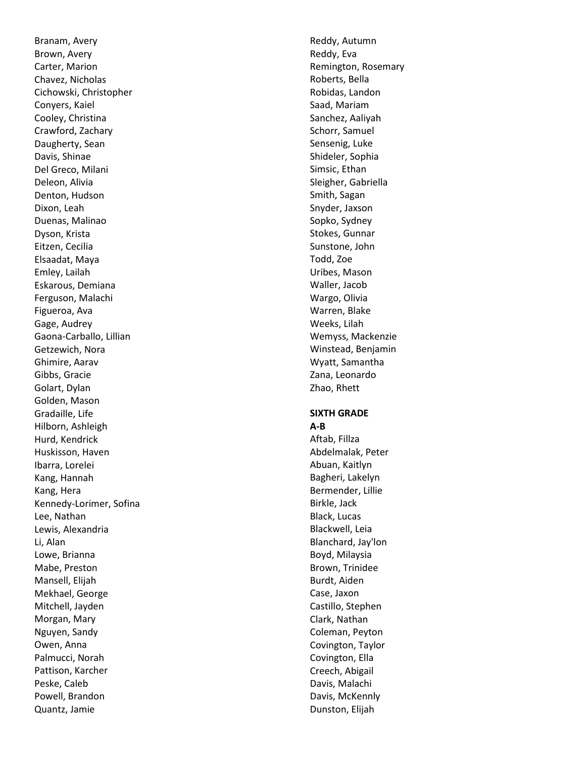Branam, Avery
Brown, Avery
Carter, Marion
Chavez, Nicholas
Cichowski, Christopher
Conyers, Kaiel
Cooley, Christina
Crawford, Zachary
Daugherty, Sean
Davis, Shinae
Del Greco, Milani
Deleon, Alivia
Denton, Hudson
Dixon, Leah
Duenas, Malinao
Dyson, Krista
Eitzen, Cecilia
Elsaadat, Maya
Emley, Lailah
Eskarous, Demiana
Ferguson, Malachi
Figueroa, Ava
Gage, Audrey
Gaona-Carballo, Lillian
Getzewich, Nora
Ghimire, Aarav
Gibbs, Gracie
Golart, Dylan
Golden, Mason
Gradaille, Life
Hilborn, Ashleigh
Hurd, Kendrick
Huskisson, Haven
Ibarra, Lorelei
Kang, Hannah
Kang, Hera
Kennedy-Lorimer, Sofina
Lee, Nathan
Lewis, Alexandria
Li, Alan
Lowe, Brianna
Mabe, Preston
Mansell, Elijah
Mekhael, George
Mitchell, Jayden
Morgan, Mary
Nguyen, Sandy
Owen, Anna
Palmucci, Norah
Pattison, Karcher
Peske, Caleb
Powell, Brandon
Quantz, Jamie
Reddy, Autumn
Reddy, Eva
Remington, Rosemary
Roberts, Bella
Robidas, Landon
Saad, Mariam
Sanchez, Aaliyah
Schorr, Samuel
Sensenig, Luke
Shideler, Sophia
Simsic, Ethan
Sleigher, Gabriella
Smith, Sagan
Snyder, Jaxson
Sopko, Sydney
Stokes, Gunnar
Sunstone, John
Todd, Zoe
Uribes, Mason
Waller, Jacob
Wargo, Olivia
Warren, Blake
Weeks, Lilah
Wemyss, Mackenzie
Winstead, Benjamin
Wyatt, Samantha
Zana, Leonardo
Zhao, Rhett

**SIXTH GRADE**

**A-B**

Aftab, Fillza
Abdelmalak, Peter
Abuan, Kaitlyn
Bagheri, Lakelyn
Bermender, Lillie
Birkle, Jack
Black, Lucas
Blackwell, Leia
Blanchard, Jay'lon
Boyd, Milaysia
Brown, Trinidee
Burdt, Aiden
Case, Jaxon
Castillo, Stephen
Clark, Nathan
Coleman, Peyton
Covington, Taylor
Covington, Ella
Creech, Abigail
Davis, Malachi
Davis, McKennly
Dunston, Elijah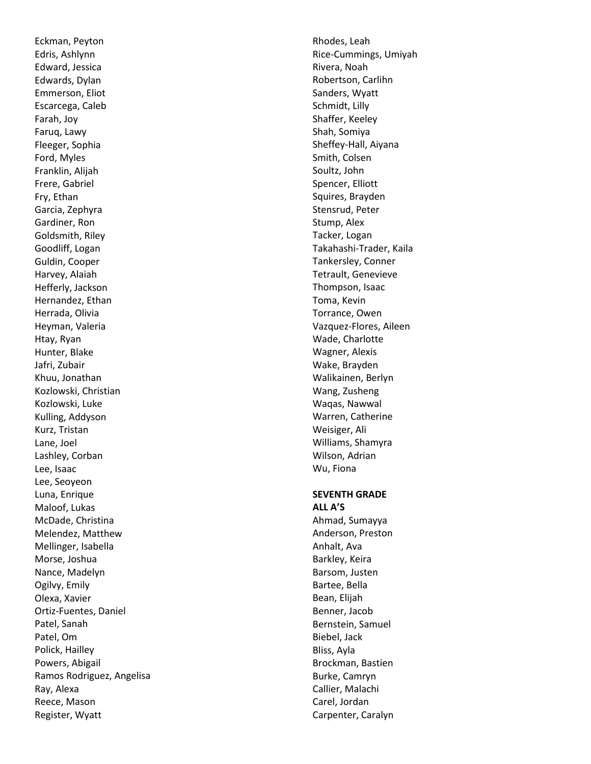Eckman, Peyton
Edris, Ashlynn
Edward, Jessica
Edwards, Dylan
Emmerson, Eliot
Escarcega, Caleb
Farah, Joy
Faruq, Lawy
Fleeger, Sophia
Ford, Myles
Franklin, Alijah
Frere, Gabriel
Fry, Ethan
Garcia, Zephyra
Gardiner, Ron
Goldsmith, Riley
Goodliff, Logan
Guldin, Cooper
Harvey, Alaiah
Hefferly, Jackson
Hernandez, Ethan
Herrada, Olivia
Heyman, Valeria
Htay, Ryan
Hunter, Blake
Jafri, Zubair
Khuu, Jonathan
Kozlowski, Christian
Kozlowski, Luke
Kulling, Addyson
Kurz, Tristan
Lane, Joel
Lashley, Corban
Lee, Isaac
Lee, Seoyeon
Luna, Enrique
Maloof, Lukas
McDade, Christina
Melendez, Matthew
Mellinger, Isabella
Morse, Joshua
Nance, Madelyn
Ogilvy, Emily
Olexa, Xavier
Ortiz-Fuentes, Daniel
Patel, Sanah
Patel, Om
Polick, Hailley
Powers, Abigail
Ramos Rodriguez, Angelisa
Ray, Alexa
Reece, Mason
Register, Wyatt
Rhodes, Leah
Rice-Cummings, Umiyah
Rivera, Noah
Robertson, Carlihn
Sanders, Wyatt
Schmidt, Lilly
Shaffer, Keeley
Shah, Somiya
Sheffey-Hall, Aiyana
Smith, Colsen
Soultz, John
Spencer, Elliott
Squires, Brayden
Stensrud, Peter
Stump, Alex
Tacker, Logan
Takahashi-Trader, Kaila
Tankersley, Conner
Tetrault, Genevieve
Thompson, Isaac
Toma, Kevin
Torrance, Owen
Vazquez-Flores, Aileen
Wade, Charlotte
Wagner, Alexis
Wake, Brayden
Walikainen, Berlyn
Wang, Zusheng
Waqas, Nawwal
Warren, Catherine
Weisiger, Ali
Williams, Shamyra
Wilson, Adrian
Wu, Fiona

**SEVENTH GRADE**
**ALL A'S**

Ahmad, Sumayya
Anderson, Preston
Anhalt, Ava
Barkley, Keira
Barsom, Justen
Bartee, Bella
Bean, Elijah
Benner, Jacob
Bernstein, Samuel
Biebel, Jack
Bliss, Ayla
Brockman, Bastien
Burke, Camryn
Callier, Malachi
Carel, Jordan
Carpenter, Caralyn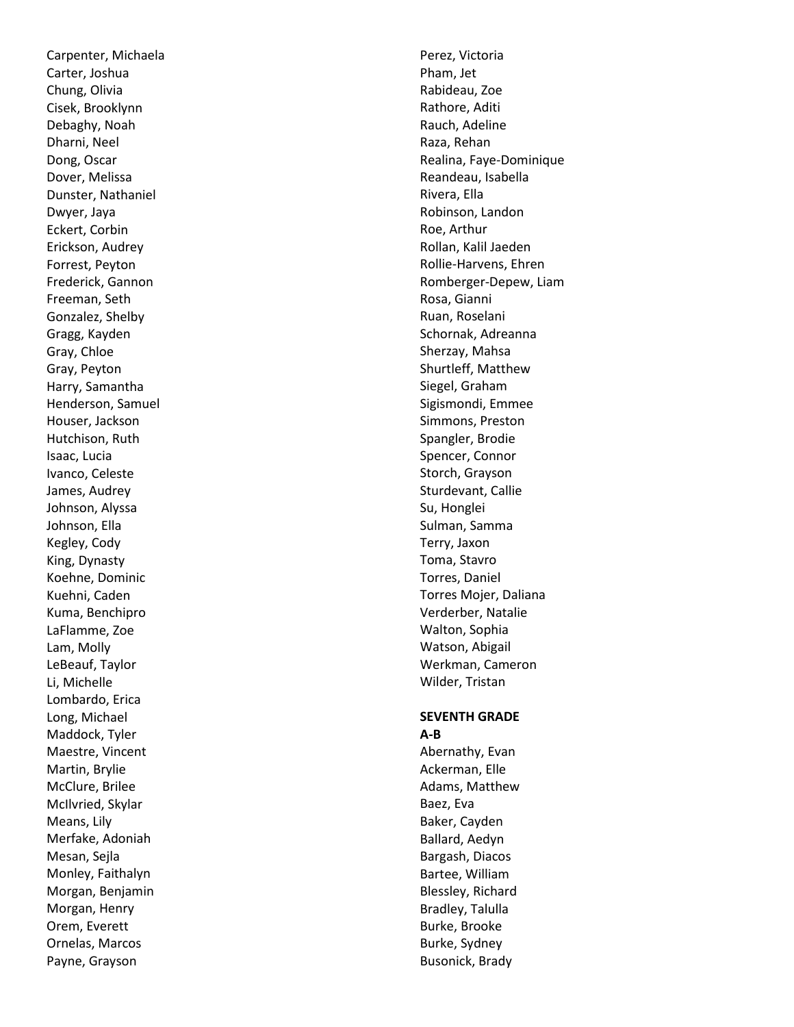Carpenter, Michaela
Carter, Joshua
Chung, Olivia
Cisek, Brooklynn
Debaghy, Noah
Dharni, Neel
Dong, Oscar
Dover, Melissa
Dunster, Nathaniel
Dwyer, Jaya
Eckert, Corbin
Erickson, Audrey
Forrest, Peyton
Frederick, Gannon
Freeman, Seth
Gonzalez, Shelby
Gragg, Kayden
Gray, Chloe
Gray, Peyton
Harry, Samantha
Henderson, Samuel
Houser, Jackson
Hutchison, Ruth
Isaac, Lucia
Ivanco, Celeste
James, Audrey
Johnson, Alyssa
Johnson, Ella
Kegley, Cody
King, Dynasty
Koehne, Dominic
Kuehni, Caden
Kuma, Benchipro
LaFlamme, Zoe
Lam, Molly
LeBeauf, Taylor
Li, Michelle
Lombardo, Erica
Long, Michael
Maddock, Tyler
Maestre, Vincent
Martin, Brylie
McClure, Brilee
McIlvried, Skylar
Means, Lily
Merfake, Adoniah
Mesan, Sejla
Monley, Faithalyn
Morgan, Benjamin
Morgan, Henry
Orem, Everett
Ornelas, Marcos
Payne, Grayson
Perez, Victoria
Pham, Jet
Rabideau, Zoe
Rathore, Aditi
Rauch, Adeline
Raza, Rehan
Realina, Faye-Dominique
Reandeau, Isabella
Rivera, Ella
Robinson, Landon
Roe, Arthur
Rollan, Kalil Jaeden
Rollie-Harvens, Ehren
Romberger-Depew, Liam
Rosa, Gianni
Ruan, Roselani
Schornak, Adreanna
Sherzay, Mahsa
Shurtleff, Matthew
Siegel, Graham
Sigismondi, Emmee
Simmons, Preston
Spangler, Brodie
Spencer, Connor
Storch, Grayson
Sturdevant, Callie
Su, Honglei
Sulman, Samma
Terry, Jaxon
Toma, Stavro
Torres, Daniel
Torres Mojer, Daliana
Verderber, Natalie
Walton, Sophia
Watson, Abigail
Werkman, Cameron
Wilder, Tristan

**SEVENTH GRADE**

**A-B**

Abernathy, Evan
Ackerman, Elle
Adams, Matthew
Baez, Eva
Baker, Cayden
Ballard, Aedyn
Bargash, Diacos
Bartee, William
Blessley, Richard
Bradley, Talulla
Burke, Brooke
Burke, Sydney
Busonick, Brady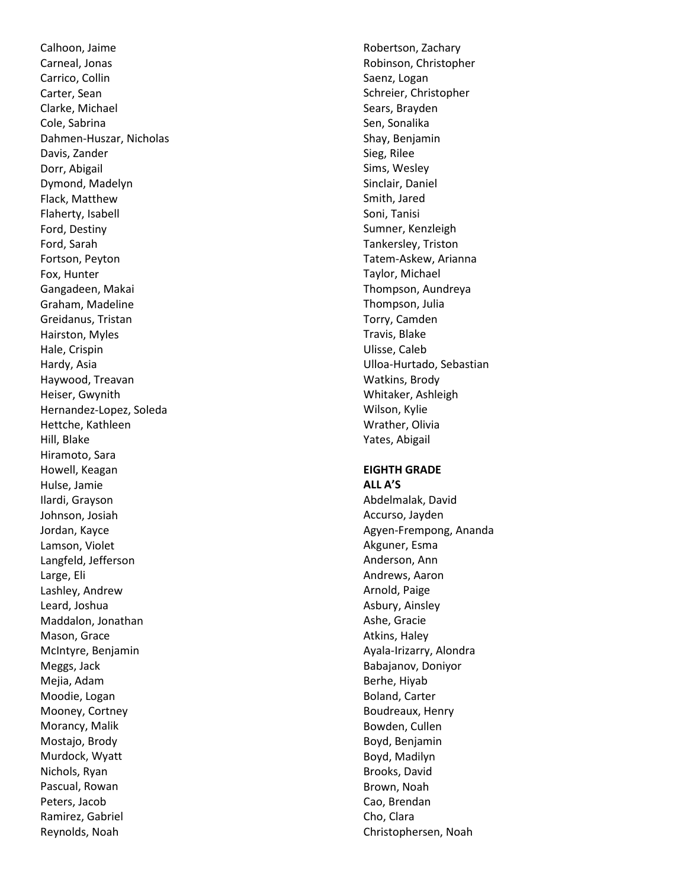Calhoon, Jaime
Carneal, Jonas
Carrico, Collin
Carter, Sean
Clarke, Michael
Cole, Sabrina
Dahmen-Huszar, Nicholas
Davis, Zander
Dorr, Abigail
Dymond, Madelyn
Flack, Matthew
Flaherty, Isabell
Ford, Destiny
Ford, Sarah
Fortson, Peyton
Fox, Hunter
Gangadeen, Makai
Graham, Madeline
Greidanus, Tristan
Hairston, Myles
Hale, Crispin
Hardy, Asia
Haywood, Treavan
Heiser, Gwynith
Hernandez-Lopez, Soleda
Hettche, Kathleen
Hill, Blake
Hiramoto, Sara
Howell, Keagan
Hulse, Jamie
Ilardi, Grayson
Johnson, Josiah
Jordan, Kayce
Lamson, Violet
Langfeld, Jefferson
Large, Eli
Lashley, Andrew
Leard, Joshua
Maddalon, Jonathan
Mason, Grace
McIntyre, Benjamin
Meggs, Jack
Mejia, Adam
Moodie, Logan
Mooney, Cortney
Morancy, Malik
Mostajo, Brody
Murdock, Wyatt
Nichols, Ryan
Pascual, Rowan
Peters, Jacob
Ramirez, Gabriel
Reynolds, Noah
Robertson, Zachary
Robinson, Christopher
Saenz, Logan
Schreier, Christopher
Sears, Brayden
Sen, Sonalika
Shay, Benjamin
Sieg, Rilee
Sims, Wesley
Sinclair, Daniel
Smith, Jared
Soni, Tanisi
Sumner, Kenzleigh
Tankersley, Triston
Tatem-Askew, Arianna
Taylor, Michael
Thompson, Aundreya
Thompson, Julia
Torry, Camden
Travis, Blake
Ulisse, Caleb
Ulloa-Hurtado, Sebastian
Watkins, Brody
Whitaker, Ashleigh
Wilson, Kylie
Wrather, Olivia
Yates, Abigail

**EIGHTH GRADE**
**ALL A'S**

Abdelmalak, David
Accurso, Jayden
Agyen-Frempong, Ananda
Akguner, Esma
Anderson, Ann
Andrews, Aaron
Arnold, Paige
Asbury, Ainsley
Ashe, Gracie
Atkins, Haley
Ayala-Irizarry, Alondra
Babajanov, Doniyor
Berhe, Hiyab
Boland, Carter
Boudreaux, Henry
Bowden, Cullen
Boyd, Benjamin
Boyd, Madilyn
Brooks, David
Brown, Noah
Cao, Brendan
Cho, Clara
Christophersen, Noah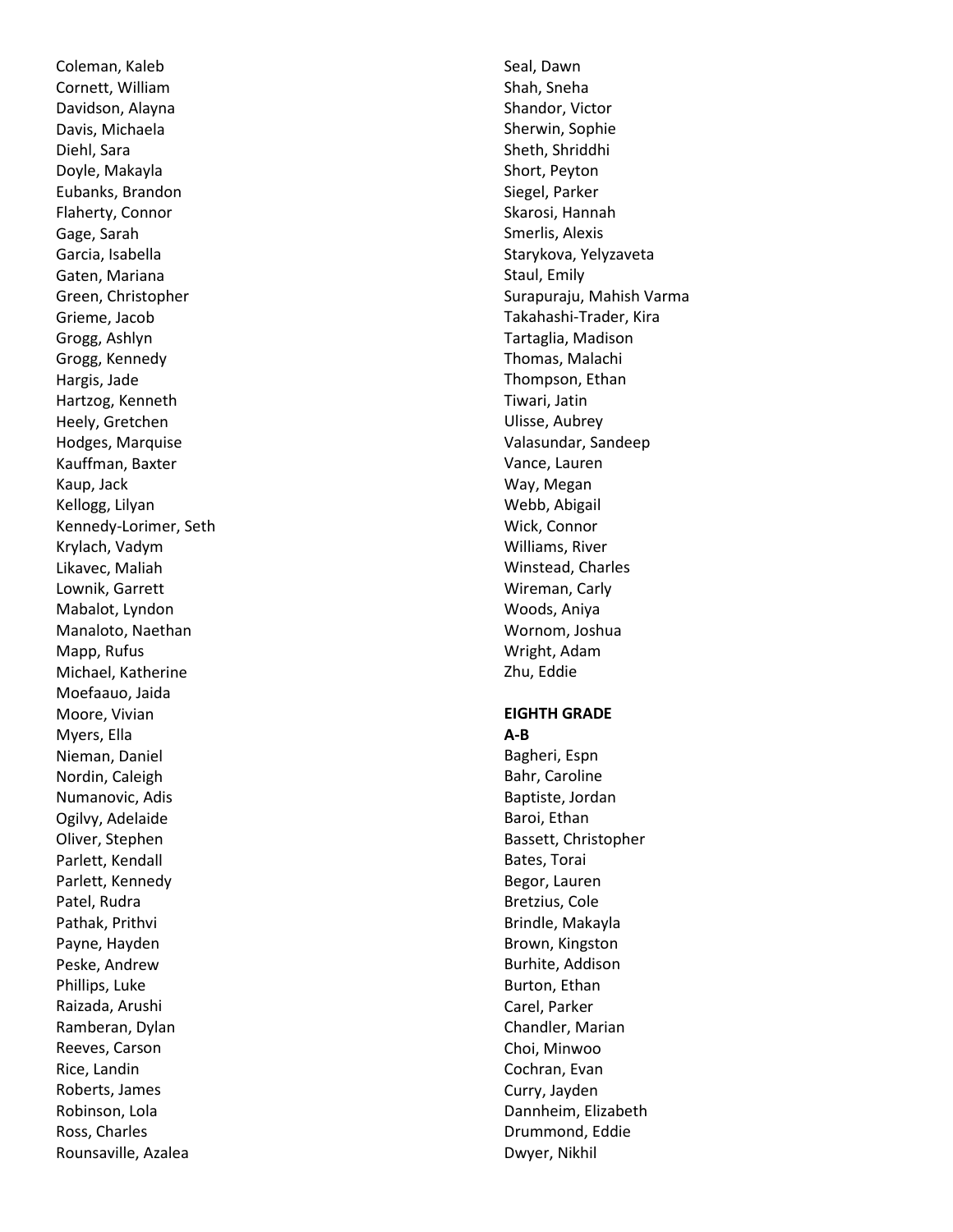Coleman, Kaleb
Cornett, William
Davidson, Alayna
Davis, Michaela
Diehl, Sara
Doyle, Makayla
Eubanks, Brandon
Flaherty, Connor
Gage, Sarah
Garcia, Isabella
Gaten, Mariana
Green, Christopher
Grieme, Jacob
Grogg, Ashlyn
Grogg, Kennedy
Hargis, Jade
Hartzog, Kenneth
Heely, Gretchen
Hodges, Marquise
Kauffman, Baxter
Kaup, Jack
Kellogg, Lilyan
Kennedy-Lorimer, Seth
Krylach, Vadym
Likavec, Maliah
Lownik, Garrett
Mabalot, Lyndon
Manaloto, Naethan
Mapp, Rufus
Michael, Katherine
Moefaauo, Jaida
Moore, Vivian
Myers, Ella
Nieman, Daniel
Nordin, Caleigh
Numanovic, Adis
Ogilvy, Adelaide
Oliver, Stephen
Parlett, Kendall
Parlett, Kennedy
Patel, Rudra
Pathak, Prithvi
Payne, Hayden
Peske, Andrew
Phillips, Luke
Raizada, Arushi
Ramberan, Dylan
Reeves, Carson
Rice, Landin
Roberts, James
Robinson, Lola
Ross, Charles
Rounsaville, Azalea
Seal, Dawn
Shah, Sneha
Shandor, Victor
Sherwin, Sophie
Sheth, Shriddhi
Short, Peyton
Siegel, Parker
Skarosi, Hannah
Smerlis, Alexis
Starykova, Yelyzaveta
Staul, Emily
Surapuraju, Mahish Varma
Takahashi-Trader, Kira
Tartaglia, Madison
Thomas, Malachi
Thompson, Ethan
Tiwari, Jatin
Ulisse, Aubrey
Valasundar, Sandeep
Vance, Lauren
Way, Megan
Webb, Abigail
Wick, Connor
Williams, River
Winstead, Charles
Wireman, Carly
Woods, Aniya
Wornom, Joshua
Wright, Adam
Zhu, Eddie

**EIGHTH GRADE**

**A-B**

Bagheri, Espn
Bahr, Caroline
Baptiste, Jordan
Baroi, Ethan
Bassett, Christopher
Bates, Torai
Begor, Lauren
Bretzius, Cole
Brindle, Makayla
Brown, Kingston
Burhite, Addison
Burton, Ethan
Carel, Parker
Chandler, Marian
Choi, Minwoo
Cochran, Evan
Curry, Jayden
Dannheim, Elizabeth
Drummond, Eddie
Dwyer, Nikhil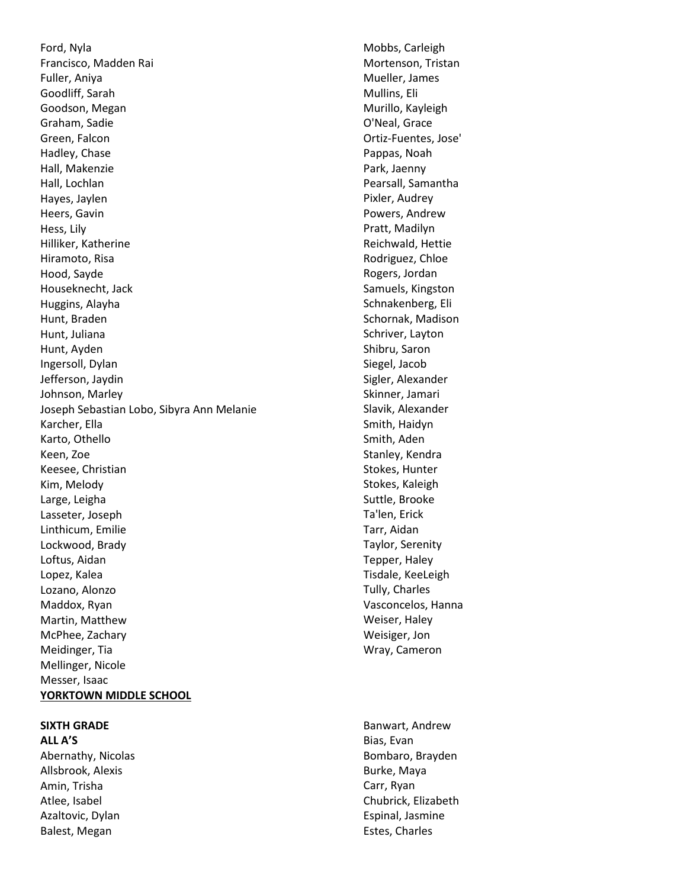Ford, Nyla
Francisco, Madden Rai
Fuller, Aniya
Goodliff, Sarah
Goodson, Megan
Graham, Sadie
Green, Falcon
Hadley, Chase
Hall, Makenzie
Hall, Lochlan
Hayes, Jaylen
Heers, Gavin
Hess, Lily
Hilliker, Katherine
Hiramoto, Risa
Hood, Sayde
Houseknecht, Jack
Huggins, Alayha
Hunt, Braden
Hunt, Juliana
Hunt, Ayden
Ingersoll, Dylan
Jefferson, Jaydin
Johnson, Marley
Joseph Sebastian Lobo, Sibyra Ann Melanie
Karcher, Ella
Karto, Othello
Keen, Zoe
Keesee, Christian
Kim, Melody
Large, Leigha
Lasseter, Joseph
Linthicum, Emilie
Lockwood, Brady
Loftus, Aidan
Lopez, Kalea
Lozano, Alonzo
Maddox, Ryan
Martin, Matthew
McPhee, Zachary
Meidinger, Tia
Mellinger, Nicole
Messer, Isaac
Mobbs, Carleigh
Mortenson, Tristan
Mueller, James
Mullins, Eli
Murillo, Kayleigh
O'Neal, Grace
Ortiz-Fuentes, Jose'
Pappas, Noah
Park, Jaenny
Pearsall, Samantha
Pixler, Audrey
Powers, Andrew
Pratt, Madilyn
Reichwald, Hettie
Rodriguez, Chloe
Rogers, Jordan
Samuels, Kingston
Schnakenberg, Eli
Schornak, Madison
Schriver, Layton
Shibru, Saron
Siegel, Jacob
Sigler, Alexander
Skinner, Jamari
Slavik, Alexander
Smith, Haidyn
Smith, Aden
Stanley, Kendra
Stokes, Hunter
Stokes, Kaleigh
Suttle, Brooke
Ta'len, Erick
Tarr, Aidan
Taylor, Serenity
Tepper, Haley
Tisdale, KeeLeigh
Tully, Charles
Vasconcelos, Hanna
Weiser, Haley
Weisiger, Jon
Wray, Cameron

**YORKTOWN MIDDLE SCHOOL**

**SIXTH GRADE**
**ALL A'S**

Abernathy, Nicolas
Allsbrook, Alexis
Amin, Trisha
Atlee, Isabel
Azaltovic, Dylan
Balest, Megan
Banwart, Andrew
Bias, Evan
Bombaro, Brayden
Burke, Maya
Carr, Ryan
Chubrick, Elizabeth
Espinal, Jasmine
Estes, Charles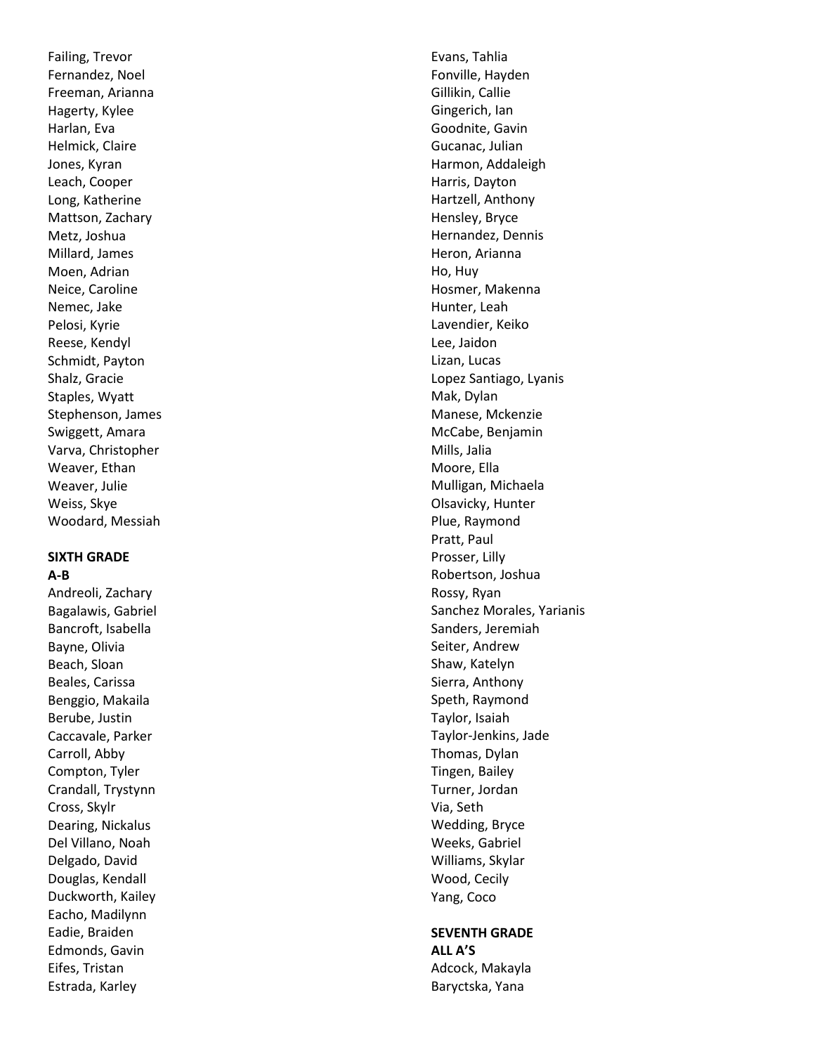Failing, Trevor
Fernandez, Noel
Freeman, Arianna
Hagerty, Kylee
Harlan, Eva
Helmick, Claire
Jones, Kyran
Leach, Cooper
Long, Katherine
Mattson, Zachary
Metz, Joshua
Millard, James
Moen, Adrian
Neice, Caroline
Nemec, Jake
Pelosi, Kyrie
Reese, Kendyl
Schmidt, Payton
Shalz, Gracie
Staples, Wyatt
Stephenson, James
Swiggett, Amara
Varva, Christopher
Weaver, Ethan
Weaver, Julie
Weiss, Skye
Woodard, Messiah

**SIXTH GRADE**
**A-B**

Andreoli, Zachary
Bagalawis, Gabriel
Bancroft, Isabella
Bayne, Olivia
Beach, Sloan
Beales, Carissa
Benggio, Makaila
Berube, Justin
Caccavale, Parker
Carroll, Abby
Compton, Tyler
Crandall, Trystynn
Cross, Skylr
Dearing, Nickalus
Del Villano, Noah
Delgado, David
Douglas, Kendall
Duckworth, Kailey
Eacho, Madilynn
Eadie, Braiden
Edmonds, Gavin
Eifes, Tristan
Estrada, Karley
Evans, Tahlia
Fonville, Hayden
Gillikin, Callie
Gingerich, Ian
Goodnite, Gavin
Gucanac, Julian
Harmon, Addaleigh
Harris, Dayton
Hartzell, Anthony
Hensley, Bryce
Hernandez, Dennis
Heron, Arianna
Ho, Huy
Hosmer, Makenna
Hunter, Leah
Lavendier, Keiko
Lee, Jaidon
Lizan, Lucas
Lopez Santiago, Lyanis
Mak, Dylan
Manese, Mckenzie
McCabe, Benjamin
Mills, Jalia
Moore, Ella
Mulligan, Michaela
Olsavicky, Hunter
Plue, Raymond
Pratt, Paul
Prosser, Lilly
Robertson, Joshua
Rossy, Ryan
Sanchez Morales, Yarianis
Sanders, Jeremiah
Seiter, Andrew
Shaw, Katelyn
Sierra, Anthony
Speth, Raymond
Taylor, Isaiah
Taylor-Jenkins, Jade
Thomas, Dylan
Tingen, Bailey
Turner, Jordan
Via, Seth
Wedding, Bryce
Weeks, Gabriel
Williams, Skylar
Wood, Cecily
Yang, Coco

**SEVENTH GRADE**
**ALL A'S**

Adcock, Makayla
Baryctska, Yana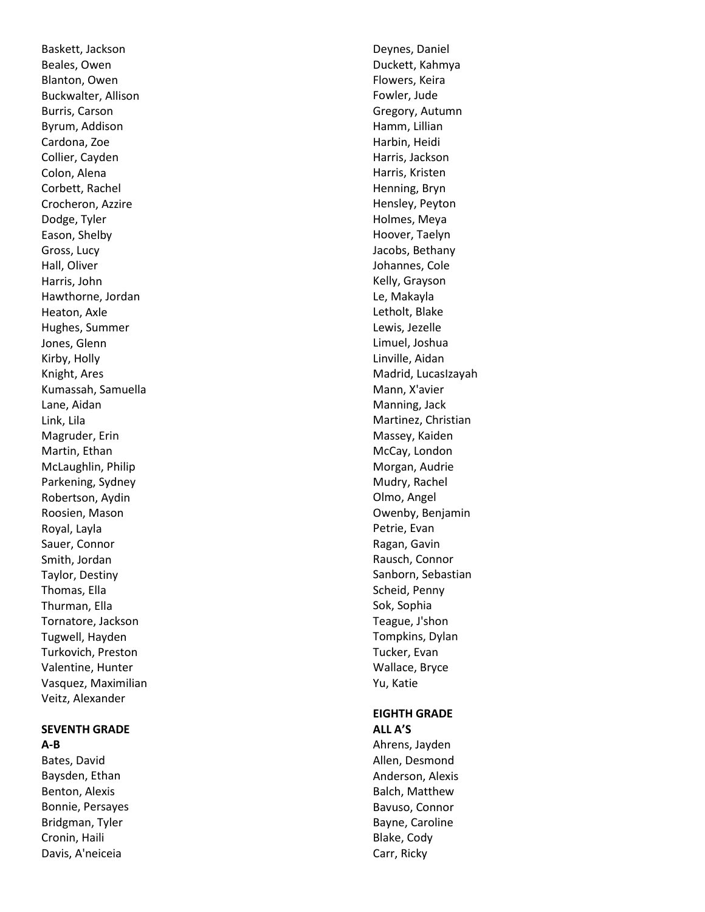Baskett, Jackson
Beales, Owen
Blanton, Owen
Buckwalter, Allison
Burris, Carson
Byrum, Addison
Cardona, Zoe
Collier, Cayden
Colon, Alena
Corbett, Rachel
Crocheron, Azzire
Dodge, Tyler
Eason, Shelby
Gross, Lucy
Hall, Oliver
Harris, John
Hawthorne, Jordan
Heaton, Axle
Hughes, Summer
Jones, Glenn
Kirby, Holly
Knight, Ares
Kumassah, Samuella
Lane, Aidan
Link, Lila
Magruder, Erin
Martin, Ethan
McLaughlin, Philip
Parkening, Sydney
Robertson, Aydin
Roosien, Mason
Royal, Layla
Sauer, Connor
Smith, Jordan
Taylor, Destiny
Thomas, Ella
Thurman, Ella
Tornatore, Jackson
Tugwell, Hayden
Turkovich, Preston
Valentine, Hunter
Vasquez, Maximilian
Veitz, Alexander

**SEVENTH GRADE**
**A-B**

Bates, David
Baysden, Ethan
Benton, Alexis
Bonnie, Persayes
Bridgman, Tyler
Cronin, Haili
Davis, A'neiceia
Deynes, Daniel
Duckett, Kahmya
Flowers, Keira
Fowler, Jude
Gregory, Autumn
Hamm, Lillian
Harbin, Heidi
Harris, Jackson
Harris, Kristen
Henning, Bryn
Hensley, Peyton
Holmes, Meya
Hoover, Taelyn
Jacobs, Bethany
Johannes, Cole
Kelly, Grayson
Le, Makayla
Letholt, Blake
Lewis, Jezelle
Limuel, Joshua
Linville, Aidan
Madrid, LucasIzayah
Mann, X'avier
Manning, Jack
Martinez, Christian
Massey, Kaiden
McCay, London
Morgan, Audrie
Mudry, Rachel
Olmo, Angel
Owenby, Benjamin
Petrie, Evan
Ragan, Gavin
Rausch, Connor
Sanborn, Sebastian
Scheid, Penny
Sok, Sophia
Teague, J'shon
Tompkins, Dylan
Tucker, Evan
Wallace, Bryce
Yu, Katie

**EIGHTH GRADE**
**ALL A'S**

Ahrens, Jayden
Allen, Desmond
Anderson, Alexis
Balch, Matthew
Bavuso, Connor
Bayne, Caroline
Blake, Cody
Carr, Ricky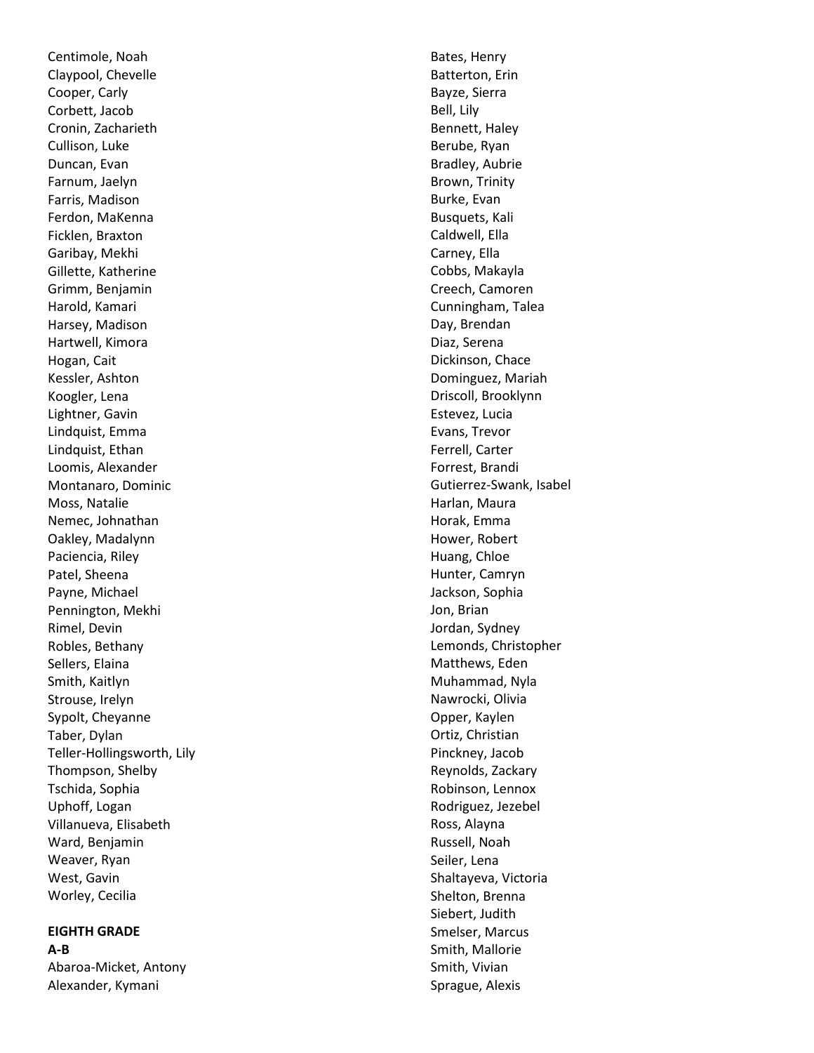Centimole, Noah
Claypool, Chevelle
Cooper, Carly
Corbett, Jacob
Cronin, Zacharieth
Cullison, Luke
Duncan, Evan
Farnum, Jaelyn
Farris, Madison
Ferdon, MaKenna
Ficklen, Braxton
Garibay, Mekhi
Gillette, Katherine
Grimm, Benjamin
Harold, Kamari
Harsey, Madison
Hartwell, Kimora
Hogan, Cait
Kessler, Ashton
Koogler, Lena
Lightner, Gavin
Lindquist, Emma
Lindquist, Ethan
Loomis, Alexander
Montanaro, Dominic
Moss, Natalie
Nemec, Johnathan
Oakley, Madalynn
Paciencia, Riley
Patel, Sheena
Payne, Michael
Pennington, Mekhi
Rimel, Devin
Robles, Bethany
Sellers, Elaina
Smith, Kaitlyn
Strouse, Irelyn
Sypolt, Cheyanne
Taber, Dylan
Teller-Hollingsworth, Lily
Thompson, Shelby
Tschida, Sophia
Uphoff, Logan
Villanueva, Elisabeth
Ward, Benjamin
Weaver, Ryan
West, Gavin
Worley, Cecilia

**EIGHTH GRADE**

**A-B**

Abaroa-Micket, Antony
Alexander, Kymani
Bates, Henry
Batterton, Erin
Bayze, Sierra
Bell, Lily
Bennett, Haley
Berube, Ryan
Bradley, Aubrie
Brown, Trinity
Burke, Evan
Busquets, Kali
Caldwell, Ella
Carney, Ella
Cobbs, Makayla
Creech, Camoren
Cunningham, Talea
Day, Brendan
Diaz, Serena
Dickinson, Chace
Dominguez, Mariah
Driscoll, Brooklynn
Estevez, Lucia
Evans, Trevor
Ferrell, Carter
Forrest, Brandi
Gutierrez-Swank, Isabel
Harlan, Maura
Horak, Emma
Hower, Robert
Huang, Chloe
Hunter, Camryn
Jackson, Sophia
Jon, Brian
Jordan, Sydney
Lemonds, Christopher
Matthews, Eden
Muhammad, Nyla
Nawrocki, Olivia
Opper, Kaylen
Ortiz, Christian
Pinckney, Jacob
Reynolds, Zackary
Robinson, Lennox
Rodriguez, Jezebel
Ross, Alayna
Russell, Noah
Seiler, Lena
Shaltayeva, Victoria
Shelton, Brenna
Siebert, Judith
Smelser, Marcus
Smith, Mallorie
Smith, Vivian
Sprague, Alexis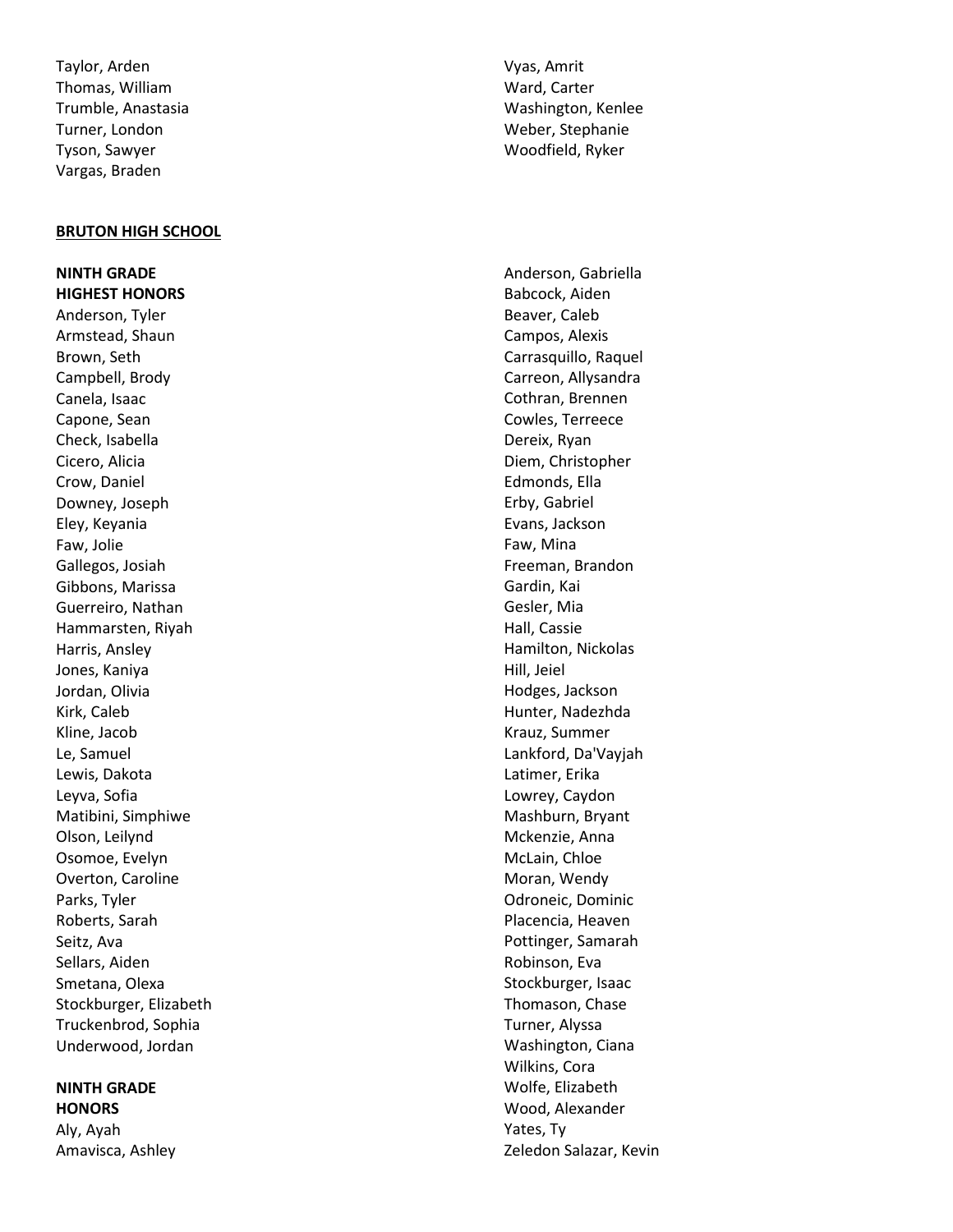Taylor, Arden
Thomas, William
Trumble, Anastasia
Turner, London
Tyson, Sawyer
Vargas, Braden
Vyas, Amrit
Ward, Carter
Washington, Kenlee
Weber, Stephanie
Woodfield, Ryker

**BRUTON HIGH SCHOOL**

**NINTH GRADE HIGHEST HONORS**

Anderson, Tyler
Armstead, Shaun
Brown, Seth
Campbell, Brody
Canela, Isaac
Capone, Sean
Check, Isabella
Cicero, Alicia
Crow, Daniel
Downey, Joseph
Eley, Keyania
Faw, Jolie
Gallegos, Josiah
Gibbons, Marissa
Guerreiro, Nathan
Hammarsten, Riyah
Harris, Ansley
Jones, Kaniya
Jordan, Olivia
Kirk, Caleb
Kline, Jacob
Le, Samuel
Lewis, Dakota
Leyva, Sofia
Matibini, Simphiwe
Olson, Leilynd
Osomoe, Evelyn
Overton, Caroline
Parks, Tyler
Roberts, Sarah
Seitz, Ava
Sellars, Aiden
Smetana, Olexa
Stockburger, Elizabeth
Truckenbrod, Sophia
Underwood, Jordan

**NINTH GRADE HONORS**

Aly, Ayah
Amavisca, Ashley
Anderson, Gabriella
Babcock, Aiden
Beaver, Caleb
Campos, Alexis
Carrasquillo, Raquel
Carreon, Allysandra
Cothran, Brennen
Cowles, Terreece
Dereix, Ryan
Diem, Christopher
Edmonds, Ella
Erby, Gabriel
Evans, Jackson
Faw, Mina
Freeman, Brandon
Gardin, Kai
Gesler, Mia
Hall, Cassie
Hamilton, Nickolas
Hill, Jeiel
Hodges, Jackson
Hunter, Nadezhda
Krauz, Summer
Lankford, Da'Vayjah
Latimer, Erika
Lowrey, Caydon
Mashburn, Bryant
Mckenzie, Anna
McLain, Chloe
Moran, Wendy
Odroneic, Dominic
Placencia, Heaven
Pottinger, Samarah
Robinson, Eva
Stockburger, Isaac
Thomason, Chase
Turner, Alyssa
Washington, Ciana
Wilkins, Cora
Wolfe, Elizabeth
Wood, Alexander
Yates, Ty
Zeledon Salazar, Kevin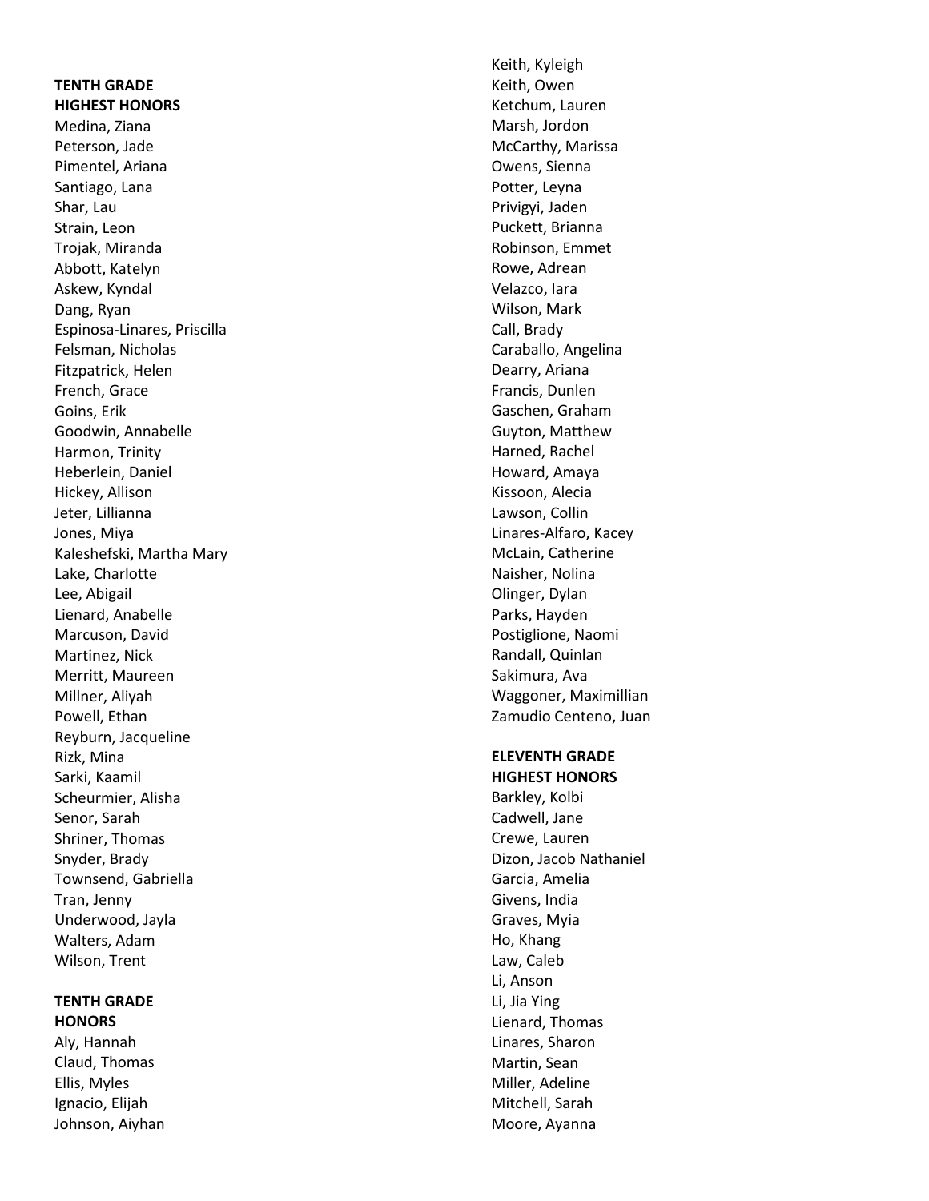**TENTH GRADE**
**HIGHEST HONORS**

Medina, Ziana
Peterson, Jade
Pimentel, Ariana
Santiago, Lana
Shar, Lau
Strain, Leon
Trojak, Miranda
Abbott, Katelyn
Askew, Kyndal
Dang, Ryan
Espinosa-Linares, Priscilla
Felsman, Nicholas
Fitzpatrick, Helen
French, Grace
Goins, Erik
Goodwin, Annabelle
Harmon, Trinity
Heberlein, Daniel
Hickey, Allison
Jeter, Lillianna
Jones, Miya
Kaleshefski, Martha Mary
Lake, Charlotte
Lee, Abigail
Lienard, Anabelle
Marcuson, David
Martinez, Nick
Merritt, Maureen
Millner, Aliyah
Powell, Ethan
Reyburn, Jacqueline
Rizk, Mina
Sarki, Kaamil
Scheurmier, Alisha
Senor, Sarah
Shriner, Thomas
Snyder, Brady
Townsend, Gabriella
Tran, Jenny
Underwood, Jayla
Walters, Adam
Wilson, Trent

**TENTH GRADE**
**HONORS**

Aly, Hannah
Claud, Thomas
Ellis, Myles
Ignacio, Elijah
Johnson, Aiyhan
Keith, Kyleigh
Keith, Owen
Ketchum, Lauren
Marsh, Jordon
McCarthy, Marissa
Owens, Sienna
Potter, Leyna
Privigyi, Jaden
Puckett, Brianna
Robinson, Emmet
Rowe, Adrean
Velazco, Iara
Wilson, Mark
Call, Brady
Caraballo, Angelina
Dearry, Ariana
Francis, Dunlen
Gaschen, Graham
Guyton, Matthew
Harned, Rachel
Howard, Amaya
Kissoon, Alecia
Lawson, Collin
Linares-Alfaro, Kacey
McLain, Catherine
Naisher, Nolina
Olinger, Dylan
Parks, Hayden
Postiglione, Naomi
Randall, Quinlan
Sakimura, Ava
Waggoner, Maximillian
Zamudio Centeno, Juan

**ELEVENTH GRADE**
**HIGHEST HONORS**

Barkley, Kolbi
Cadwell, Jane
Crewe, Lauren
Dizon, Jacob Nathaniel
Garcia, Amelia
Givens, India
Graves, Myia
Ho, Khang
Law, Caleb
Li, Anson
Li, Jia Ying
Lienard, Thomas
Linares, Sharon
Martin, Sean
Miller, Adeline
Mitchell, Sarah
Moore, Ayanna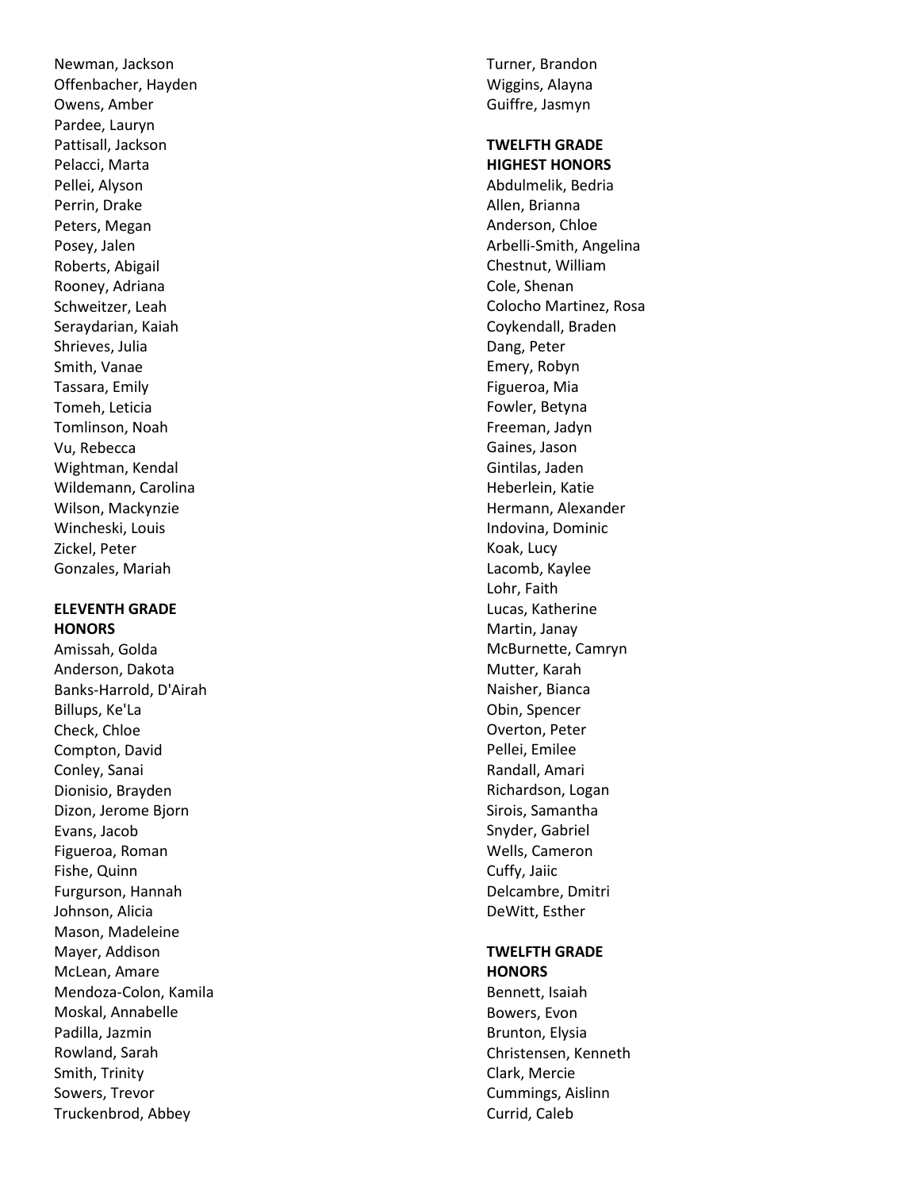Newman, Jackson
Offenbacher, Hayden
Owens, Amber
Pardee, Lauryn
Pattisall, Jackson
Pelacci, Marta
Pellei, Alyson
Perrin, Drake
Peters, Megan
Posey, Jalen
Roberts, Abigail
Rooney, Adriana
Schweitzer, Leah
Seraydarian, Kaiah
Shrieves, Julia
Smith, Vanae
Tassara, Emily
Tomeh, Leticia
Tomlinson, Noah
Vu, Rebecca
Wightman, Kendal
Wildemann, Carolina
Wilson, Mackynzie
Wincheski, Louis
Zickel, Peter
Gonzales, Mariah

**ELEVENTH GRADE HONORS**

Amissah, Golda
Anderson, Dakota
Banks-Harrold, D'Airah
Billups, Ke'La
Check, Chloe
Compton, David
Conley, Sanai
Dionisio, Brayden
Dizon, Jerome Bjorn
Evans, Jacob
Figueroa, Roman
Fishe, Quinn
Furgurson, Hannah
Johnson, Alicia
Mason, Madeleine
Mayer, Addison
McLean, Amare
Mendoza-Colon, Kamila
Moskal, Annabelle
Padilla, Jazmin
Rowland, Sarah
Smith, Trinity
Sowers, Trevor
Truckenbrod, Abbey
Turner, Brandon
Wiggins, Alayna
Guiffre, Jasmyn

**TWELFTH GRADE HIGHEST HONORS**

Abdulmelik, Bedria
Allen, Brianna
Anderson, Chloe
Arbelli-Smith, Angelina
Chestnut, William
Cole, Shenan
Colocho Martinez, Rosa
Coykendall, Braden
Dang, Peter
Emery, Robyn
Figueroa, Mia
Fowler, Betyna
Freeman, Jadyn
Gaines, Jason
Gintilas, Jaden
Heberlein, Katie
Hermann, Alexander
Indovina, Dominic
Koak, Lucy
Lacomb, Kaylee
Lohr, Faith
Lucas, Katherine
Martin, Janay
McBurnette, Camryn
Mutter, Karah
Naisher, Bianca
Obin, Spencer
Overton, Peter
Pellei, Emilee
Randall, Amari
Richardson, Logan
Sirois, Samantha
Snyder, Gabriel
Wells, Cameron
Cuffy, Jaiic
Delcambre, Dmitri
DeWitt, Esther

**TWELFTH GRADE HONORS**

Bennett, Isaiah
Bowers, Evon
Brunton, Elysia
Christensen, Kenneth
Clark, Mercie
Cummings, Aislinn
Currid, Caleb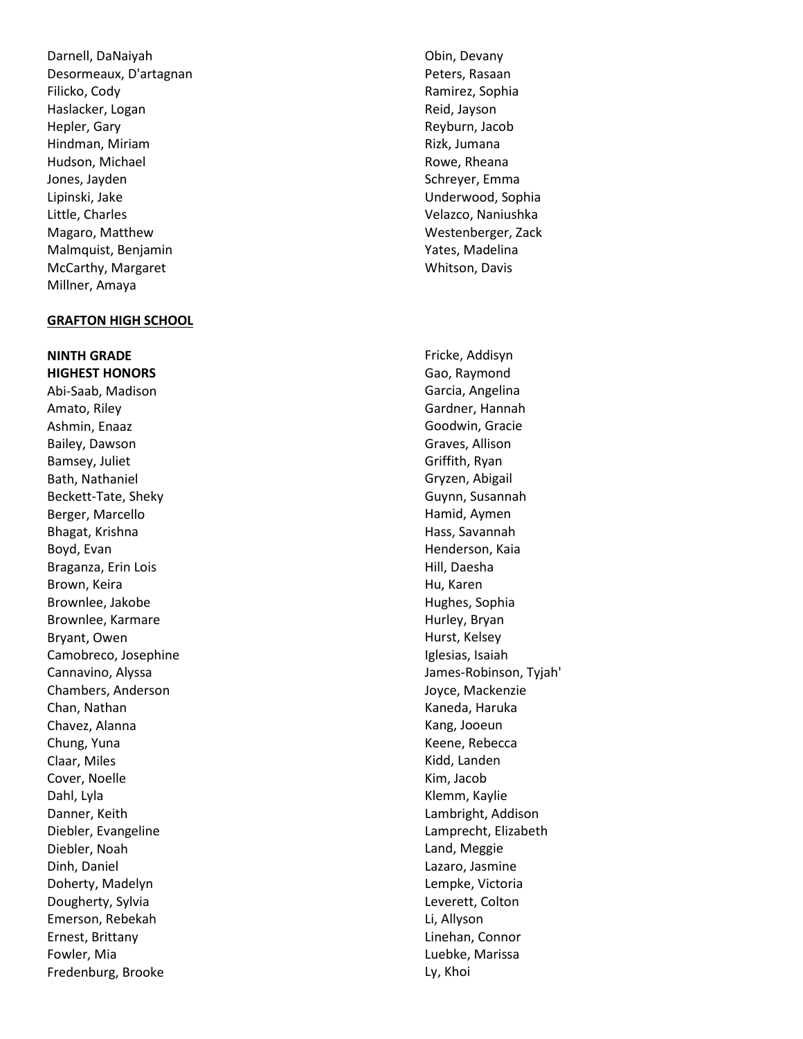Darnell, DaNaiyah
Desormeaux, D'artagnan
Filicko, Cody
Haslacker, Logan
Hepler, Gary
Hindman, Miriam
Hudson, Michael
Jones, Jayden
Lipinski, Jake
Little, Charles
Magaro, Matthew
Malmquist, Benjamin
McCarthy, Margaret
Millner, Amaya
Obin, Devany
Peters, Rasaan
Ramirez, Sophia
Reid, Jayson
Reyburn, Jacob
Rizk, Jumana
Rowe, Rheana
Schreyer, Emma
Underwood, Sophia
Velazco, Naniushka
Westenberger, Zack
Yates, Madelina
Whitson, Davis

**<u>GRAFTON HIGH SCHOOL</u>**

**NINTH GRADE**
**HIGHEST HONORS**

Abi-Saab, Madison
Amato, Riley
Ashmin, Enaaz
Bailey, Dawson
Bamsey, Juliet
Bath, Nathaniel
Beckett-Tate, Sheky
Berger, Marcello
Bhagat, Krishna
Boyd, Evan
Braganza, Erin Lois
Brown, Keira
Brownlee, Jakobe
Brownlee, Karmare
Bryant, Owen
Camobreco, Josephine
Cannavino, Alyssa
Chambers, Anderson
Chan, Nathan
Chavez, Alanna
Chung, Yuna
Claar, Miles
Cover, Noelle
Dahl, Lyla
Danner, Keith
Diebler, Evangeline
Diebler, Noah
Dinh, Daniel
Doherty, Madelyn
Dougherty, Sylvia
Emerson, Rebekah
Ernest, Brittany
Fowler, Mia
Fredenburg, Brooke
Fricke, Addisyn
Gao, Raymond
Garcia, Angelina
Gardner, Hannah
Goodwin, Gracie
Graves, Allison
Griffith, Ryan
Gryzen, Abigail
Guynn, Susannah
Hamid, Aymen
Hass, Savannah
Henderson, Kaia
Hill, Daesha
Hu, Karen
Hughes, Sophia
Hurley, Bryan
Hurst, Kelsey
Iglesias, Isaiah
James-Robinson, Tyjah'
Joyce, Mackenzie
Kaneda, Haruka
Kang, Jooeun
Keene, Rebecca
Kidd, Landen
Kim, Jacob
Klemm, Kaylie
Lambright, Addison
Lamprecht, Elizabeth
Land, Meggie
Lazaro, Jasmine
Lempke, Victoria
Leverett, Colton
Li, Allyson
Linehan, Connor
Luebke, Marissa
Ly, Khoi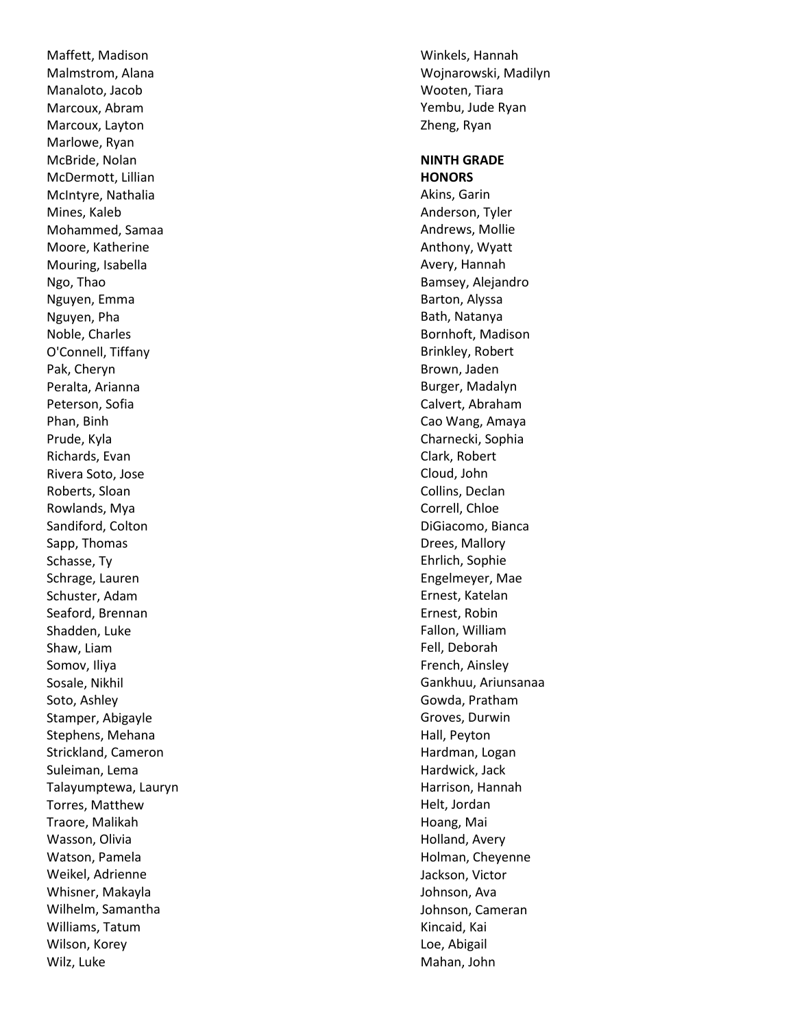Maffett, Madison
Malmstrom, Alana
Manaloto, Jacob
Marcoux, Abram
Marcoux, Layton
Marlowe, Ryan
McBride, Nolan
McDermott, Lillian
McIntyre, Nathalia
Mines, Kaleb
Mohammed, Samaa
Moore, Katherine
Mouring, Isabella
Ngo, Thao
Nguyen, Emma
Nguyen, Pha
Noble, Charles
O'Connell, Tiffany
Pak, Cheryn
Peralta, Arianna
Peterson, Sofia
Phan, Binh
Prude, Kyla
Richards, Evan
Rivera Soto, Jose
Roberts, Sloan
Rowlands, Mya
Sandiford, Colton
Sapp, Thomas
Schasse, Ty
Schrage, Lauren
Schuster, Adam
Seaford, Brennan
Shadden, Luke
Shaw, Liam
Somov, Iliya
Sosale, Nikhil
Soto, Ashley
Stamper, Abigayle
Stephens, Mehana
Strickland, Cameron
Suleiman, Lema
Talayumptewa, Lauryn
Torres, Matthew
Traore, Malikah
Wasson, Olivia
Watson, Pamela
Weikel, Adrienne
Whisner, Makayla
Wilhelm, Samantha
Williams, Tatum
Wilson, Korey
Wilz, Luke
Winkels, Hannah
Wojnarowski, Madilyn
Wooten, Tiara
Yembu, Jude Ryan
Zheng, Ryan

**NINTH GRADE HONORS**

Akins, Garin
Anderson, Tyler
Andrews, Mollie
Anthony, Wyatt
Avery, Hannah
Bamsey, Alejandro
Barton, Alyssa
Bath, Natanya
Bornhoft, Madison
Brinkley, Robert
Brown, Jaden
Burger, Madalyn
Calvert, Abraham
Cao Wang, Amaya
Charnecki, Sophia
Clark, Robert
Cloud, John
Collins, Declan
Correll, Chloe
DiGiacomo, Bianca
Drees, Mallory
Ehrlich, Sophie
Engelmeyer, Mae
Ernest, Katelan
Ernest, Robin
Fallon, William
Fell, Deborah
French, Ainsley
Gankhuu, Ariunsanaa
Gowda, Pratham
Groves, Durwin
Hall, Peyton
Hardman, Logan
Hardwick, Jack
Harrison, Hannah
Helt, Jordan
Hoang, Mai
Holland, Avery
Holman, Cheyenne
Jackson, Victor
Johnson, Ava
Johnson, Cameran
Kincaid, Kai
Loe, Abigail
Mahan, John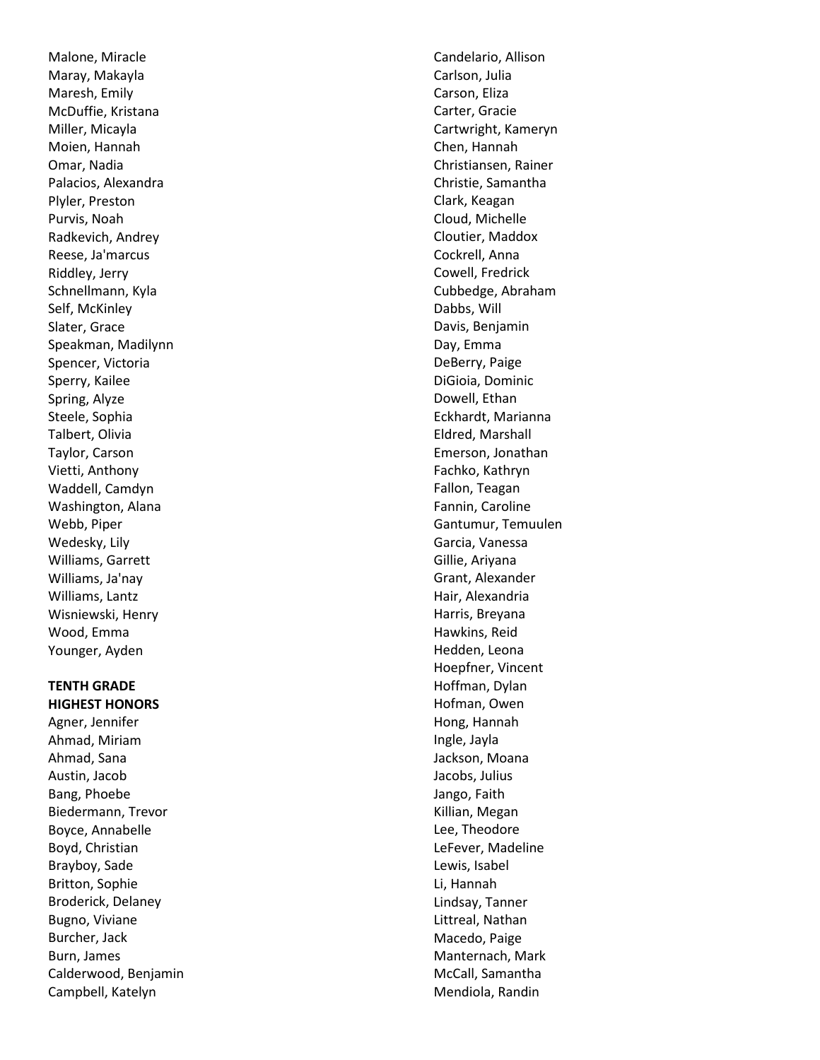Malone, Miracle
Maray, Makayla
Maresh, Emily
McDuffie, Kristana
Miller, Micayla
Moien, Hannah
Omar, Nadia
Palacios, Alexandra
Plyler, Preston
Purvis, Noah
Radkevich, Andrey
Reese, Ja'marcus
Riddley, Jerry
Schnellmann, Kyla
Self, McKinley
Slater, Grace
Speakman, Madilynn
Spencer, Victoria
Sperry, Kailee
Spring, Alyze
Steele, Sophia
Talbert, Olivia
Taylor, Carson
Vietti, Anthony
Waddell, Camdyn
Washington, Alana
Webb, Piper
Wedesky, Lily
Williams, Garrett
Williams, Ja'nay
Williams, Lantz
Wisniewski, Henry
Wood, Emma
Younger, Ayden

**TENTH GRADE**
**HIGHEST HONORS**

Agner, Jennifer
Ahmad, Miriam
Ahmad, Sana
Austin, Jacob
Bang, Phoebe
Biedermann, Trevor
Boyce, Annabelle
Boyd, Christian
Brayboy, Sade
Britton, Sophie
Broderick, Delaney
Bugno, Viviane
Burcher, Jack
Burn, James
Calderwood, Benjamin
Campbell, Katelyn
Candelario, Allison
Carlson, Julia
Carson, Eliza
Carter, Gracie
Cartwright, Kameryn
Chen, Hannah
Christiansen, Rainer
Christie, Samantha
Clark, Keagan
Cloud, Michelle
Cloutier, Maddox
Cockrell, Anna
Cowell, Fredrick
Cubbedge, Abraham
Dabbs, Will
Davis, Benjamin
Day, Emma
DeBerry, Paige
DiGioia, Dominic
Dowell, Ethan
Eckhardt, Marianna
Eldred, Marshall
Emerson, Jonathan
Fachko, Kathryn
Fallon, Teagan
Fannin, Caroline
Gantumur, Temuulen
Garcia, Vanessa
Gillie, Ariyana
Grant, Alexander
Hair, Alexandria
Harris, Breyana
Hawkins, Reid
Hedden, Leona
Hoepfner, Vincent
Hoffman, Dylan
Hofman, Owen
Hong, Hannah
Ingle, Jayla
Jackson, Moana
Jacobs, Julius
Jango, Faith
Killian, Megan
Lee, Theodore
LeFever, Madeline
Lewis, Isabel
Li, Hannah
Lindsay, Tanner
Littreal, Nathan
Macedo, Paige
Manternach, Mark
McCall, Samantha
Mendiola, Randin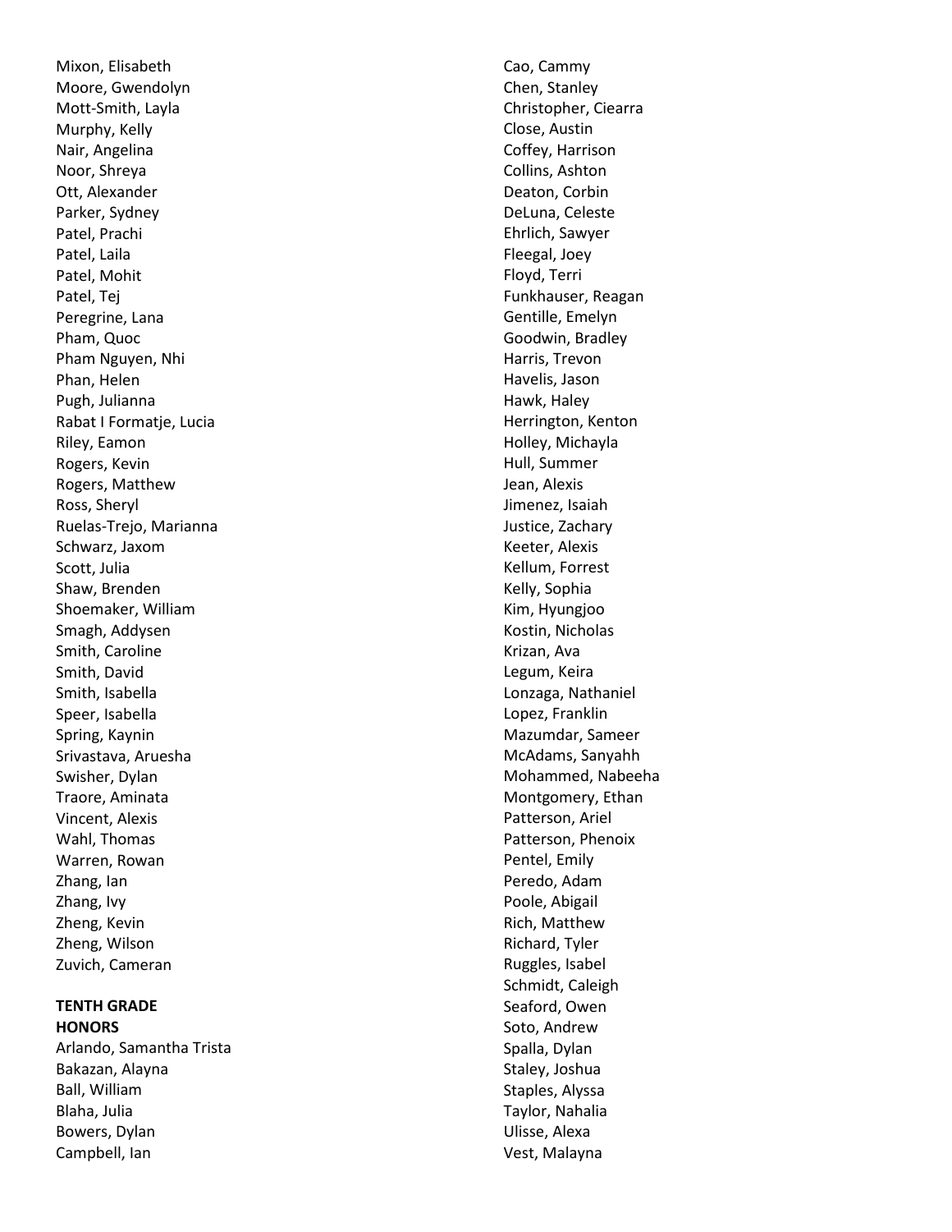Mixon, Elisabeth
Moore, Gwendolyn
Mott-Smith, Layla
Murphy, Kelly
Nair, Angelina
Noor, Shreya
Ott, Alexander
Parker, Sydney
Patel, Prachi
Patel, Laila
Patel, Mohit
Patel, Tej
Peregrine, Lana
Pham, Quoc
Pham Nguyen, Nhi
Phan, Helen
Pugh, Julianna
Rabat I Formatje, Lucia
Riley, Eamon
Rogers, Kevin
Rogers, Matthew
Ross, Sheryl
Ruelas-Trejo, Marianna
Schwarz, Jaxom
Scott, Julia
Shaw, Brenden
Shoemaker, William
Smagh, Addysen
Smith, Caroline
Smith, David
Smith, Isabella
Speer, Isabella
Spring, Kaynin
Srivastava, Aruesha
Swisher, Dylan
Traore, Aminata
Vincent, Alexis
Wahl, Thomas
Warren, Rowan
Zhang, Ian
Zhang, Ivy
Zheng, Kevin
Zheng, Wilson
Zuvich, Cameran

**TENTH GRADE**
**HONORS**

Arlando, Samantha Trista
Bakazan, Alayna
Ball, William
Blaha, Julia
Bowers, Dylan
Campbell, Ian
Cao, Cammy
Chen, Stanley
Christopher, Ciearra
Close, Austin
Coffey, Harrison
Collins, Ashton
Deaton, Corbin
DeLuna, Celeste
Ehrlich, Sawyer
Fleegal, Joey
Floyd, Terri
Funkhauser, Reagan
Gentille, Emelyn
Goodwin, Bradley
Harris, Trevon
Havelis, Jason
Hawk, Haley
Herrington, Kenton
Holley, Michayla
Hull, Summer
Jean, Alexis
Jimenez, Isaiah
Justice, Zachary
Keeter, Alexis
Kellum, Forrest
Kelly, Sophia
Kim, Hyungjoo
Kostin, Nicholas
Krizan, Ava
Legum, Keira
Lonzaga, Nathaniel
Lopez, Franklin
Mazumdar, Sameer
McAdams, Sanyahh
Mohammed, Nabeeha
Montgomery, Ethan
Patterson, Ariel
Patterson, Phenoix
Pentel, Emily
Peredo, Adam
Poole, Abigail
Rich, Matthew
Richard, Tyler
Ruggles, Isabel
Schmidt, Caleigh
Seaford, Owen
Soto, Andrew
Spalla, Dylan
Staley, Joshua
Staples, Alyssa
Taylor, Nahalia
Ulisse, Alexa
Vest, Malayna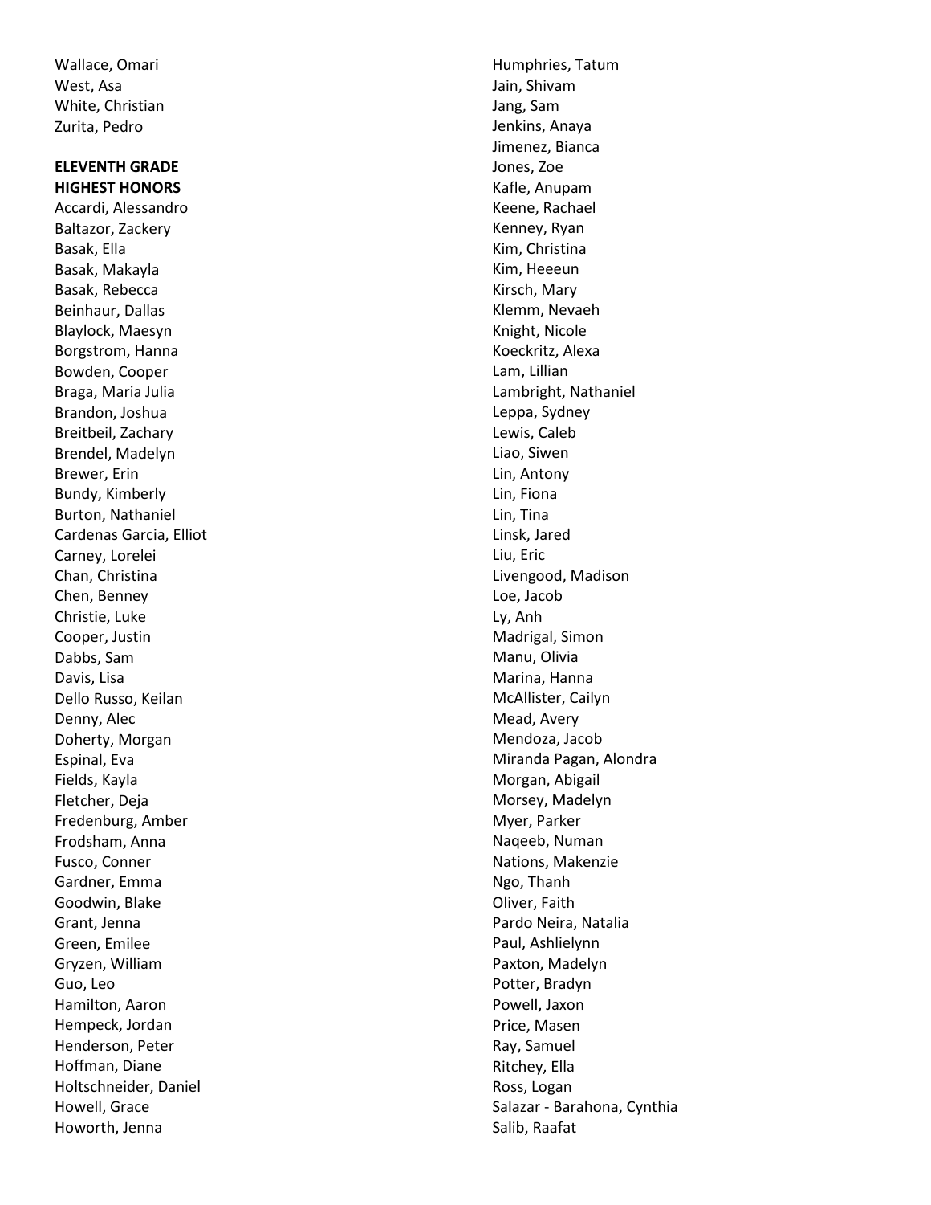Wallace, Omari
West, Asa
White, Christian
Zurita, Pedro

**ELEVENTH GRADE**
**HIGHEST HONORS**

Accardi, Alessandro
Baltazor, Zackery
Basak, Ella
Basak, Makayla
Basak, Rebecca
Beinhaur, Dallas
Blaylock, Maesyn
Borgstrom, Hanna
Bowden, Cooper
Braga, Maria Julia
Brandon, Joshua
Breitbeil, Zachary
Brendel, Madelyn
Brewer, Erin
Bundy, Kimberly
Burton, Nathaniel
Cardenas Garcia, Elliot
Carney, Lorelei
Chan, Christina
Chen, Benney
Christie, Luke
Cooper, Justin
Dabbs, Sam
Davis, Lisa
Dello Russo, Keilan
Denny, Alec
Doherty, Morgan
Espinal, Eva
Fields, Kayla
Fletcher, Deja
Fredenburg, Amber
Frodsham, Anna
Fusco, Conner
Gardner, Emma
Goodwin, Blake
Grant, Jenna
Green, Emilee
Gryzen, William
Guo, Leo
Hamilton, Aaron
Hempeck, Jordan
Henderson, Peter
Hoffman, Diane
Holtschneider, Daniel
Howell, Grace
Howorth, Jenna
Humphries, Tatum
Jain, Shivam
Jang, Sam
Jenkins, Anaya
Jimenez, Bianca
Jones, Zoe
Kafle, Anupam
Keene, Rachael
Kenney, Ryan
Kim, Christina
Kim, Heeeun
Kirsch, Mary
Klemm, Nevaeh
Knight, Nicole
Koeckritz, Alexa
Lam, Lillian
Lambright, Nathaniel
Leppa, Sydney
Lewis, Caleb
Liao, Siwen
Lin, Antony
Lin, Fiona
Lin, Tina
Linsk, Jared
Liu, Eric
Livengood, Madison
Loe, Jacob
Ly, Anh
Madrigal, Simon
Manu, Olivia
Marina, Hanna
McAllister, Cailyn
Mead, Avery
Mendoza, Jacob
Miranda Pagan, Alondra
Morgan, Abigail
Morsey, Madelyn
Myer, Parker
Naqeeb, Numan
Nations, Makenzie
Ngo, Thanh
Oliver, Faith
Pardo Neira, Natalia
Paul, Ashlielynn
Paxton, Madelyn
Potter, Bradyn
Powell, Jaxon
Price, Masen
Ray, Samuel
Ritchey, Ella
Ross, Logan
Salazar - Barahona, Cynthia
Salib, Raafat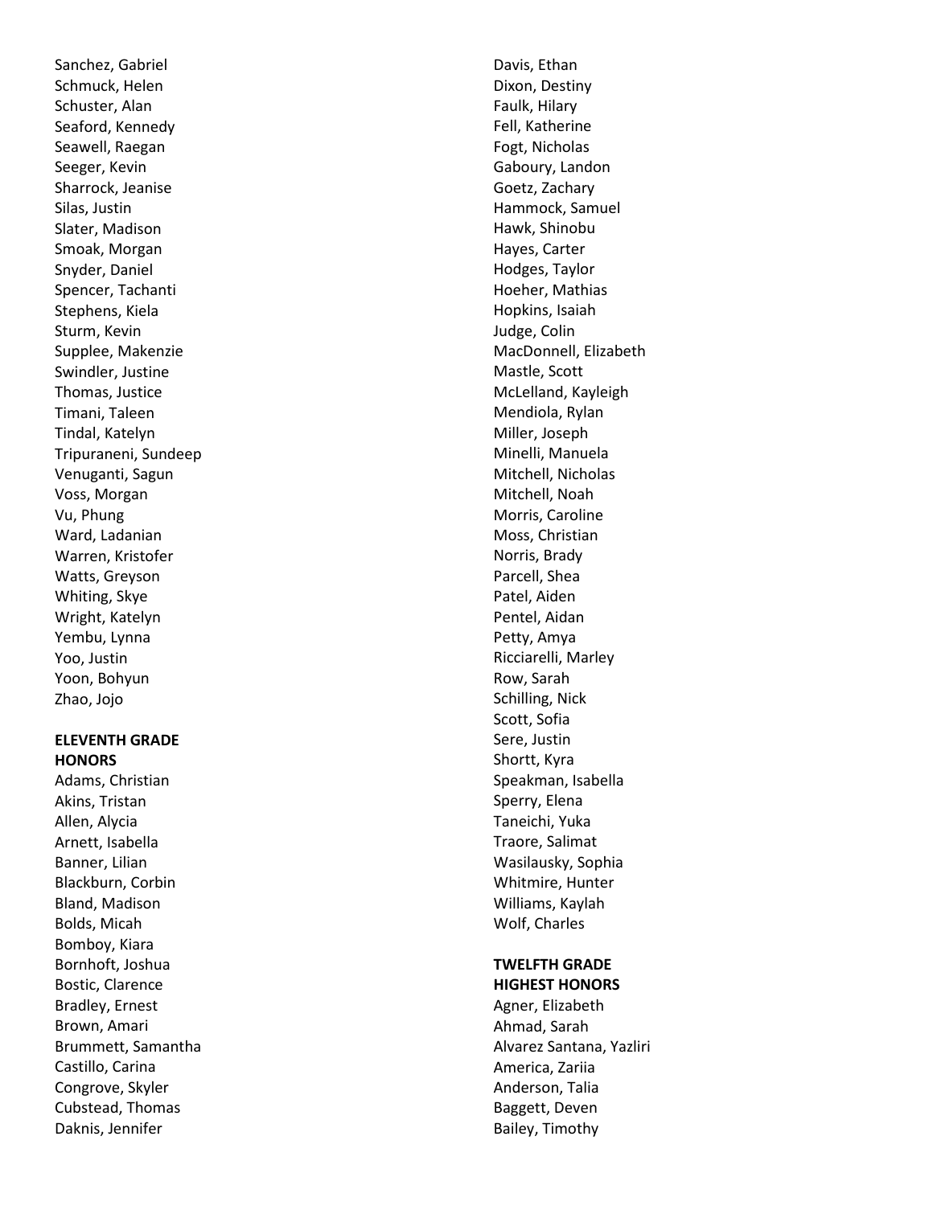Sanchez, Gabriel
Schmuck, Helen
Schuster, Alan
Seaford, Kennedy
Seawell, Raegan
Seeger, Kevin
Sharrock, Jeanise
Silas, Justin
Slater, Madison
Smoak, Morgan
Snyder, Daniel
Spencer, Tachanti
Stephens, Kiela
Sturm, Kevin
Supplee, Makenzie
Swindler, Justine
Thomas, Justice
Timani, Taleen
Tindal, Katelyn
Tripuraneni, Sundeep
Venuganti, Sagun
Voss, Morgan
Vu, Phung
Ward, Ladanian
Warren, Kristofer
Watts, Greyson
Whiting, Skye
Wright, Katelyn
Yembu, Lynna
Yoo, Justin
Yoon, Bohyun
Zhao, Jojo

**ELEVENTH GRADE HONORS**

Adams, Christian
Akins, Tristan
Allen, Alycia
Arnett, Isabella
Banner, Lilian
Blackburn, Corbin
Bland, Madison
Bolds, Micah
Bomboy, Kiara
Bornhoft, Joshua
Bostic, Clarence
Bradley, Ernest
Brown, Amari
Brummett, Samantha
Castillo, Carina
Congrove, Skyler
Cubstead, Thomas
Daknis, Jennifer
Davis, Ethan
Dixon, Destiny
Faulk, Hilary
Fell, Katherine
Fogt, Nicholas
Gaboury, Landon
Goetz, Zachary
Hammock, Samuel
Hawk, Shinobu
Hayes, Carter
Hodges, Taylor
Hoeher, Mathias
Hopkins, Isaiah
Judge, Colin
MacDonnell, Elizabeth
Mastle, Scott
McLelland, Kayleigh
Mendiola, Rylan
Miller, Joseph
Minelli, Manuela
Mitchell, Nicholas
Mitchell, Noah
Morris, Caroline
Moss, Christian
Norris, Brady
Parcell, Shea
Patel, Aiden
Pentel, Aidan
Petty, Amya
Ricciarelli, Marley
Row, Sarah
Schilling, Nick
Scott, Sofia
Sere, Justin
Shortt, Kyra
Speakman, Isabella
Sperry, Elena
Taneichi, Yuka
Traore, Salimat
Wasilausky, Sophia
Whitmire, Hunter
Williams, Kaylah
Wolf, Charles

**TWELFTH GRADE HIGHEST HONORS**

Agner, Elizabeth
Ahmad, Sarah
Alvarez Santana, Yazliri
America, Zariia
Anderson, Talia
Baggett, Deven
Bailey, Timothy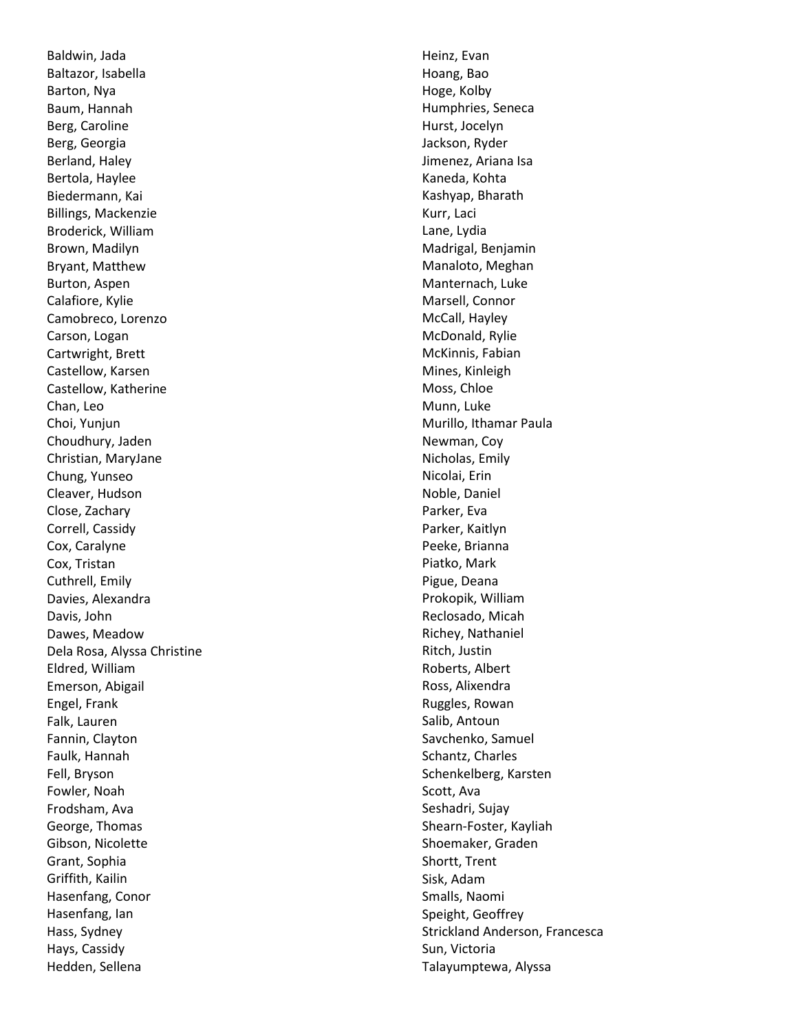Baldwin, Jada
Baltazor, Isabella
Barton, Nya
Baum, Hannah
Berg, Caroline
Berg, Georgia
Berland, Haley
Bertola, Haylee
Biedermann, Kai
Billings, Mackenzie
Broderick, William
Brown, Madilyn
Bryant, Matthew
Burton, Aspen
Calafiore, Kylie
Camobreco, Lorenzo
Carson, Logan
Cartwright, Brett
Castellow, Karsen
Castellow, Katherine
Chan, Leo
Choi, Yunjun
Choudhury, Jaden
Christian, MaryJane
Chung, Yunseo
Cleaver, Hudson
Close, Zachary
Correll, Cassidy
Cox, Caralyne
Cox, Tristan
Cuthrell, Emily
Davies, Alexandra
Davis, John
Dawes, Meadow
Dela Rosa, Alyssa Christine
Eldred, William
Emerson, Abigail
Engel, Frank
Falk, Lauren
Fannin, Clayton
Faulk, Hannah
Fell, Bryson
Fowler, Noah
Frodsham, Ava
George, Thomas
Gibson, Nicolette
Grant, Sophia
Griffith, Kailin
Hasenfang, Conor
Hasenfang, Ian
Hass, Sydney
Hays, Cassidy
Hedden, Sellena
Heinz, Evan
Hoang, Bao
Hoge, Kolby
Humphries, Seneca
Hurst, Jocelyn
Jackson, Ryder
Jimenez, Ariana Isa
Kaneda, Kohta
Kashyap, Bharath
Kurr, Laci
Lane, Lydia
Madrigal, Benjamin
Manaloto, Meghan
Manternach, Luke
Marsell, Connor
McCall, Hayley
McDonald, Rylie
McKinnis, Fabian
Mines, Kinleigh
Moss, Chloe
Munn, Luke
Murillo, Ithamar Paula
Newman, Coy
Nicholas, Emily
Nicolai, Erin
Noble, Daniel
Parker, Eva
Parker, Kaitlyn
Peeke, Brianna
Piatko, Mark
Pigue, Deana
Prokopik, William
Reclosado, Micah
Richey, Nathaniel
Ritch, Justin
Roberts, Albert
Ross, Alixendra
Ruggles, Rowan
Salib, Antoun
Savchenko, Samuel
Schantz, Charles
Schenkelberg, Karsten
Scott, Ava
Seshadri, Sujay
Shearn-Foster, Kayliah
Shoemaker, Graden
Shortt, Trent
Sisk, Adam
Smalls, Naomi
Speight, Geoffrey
Strickland Anderson, Francesca
Sun, Victoria
Talayumptewa, Alyssa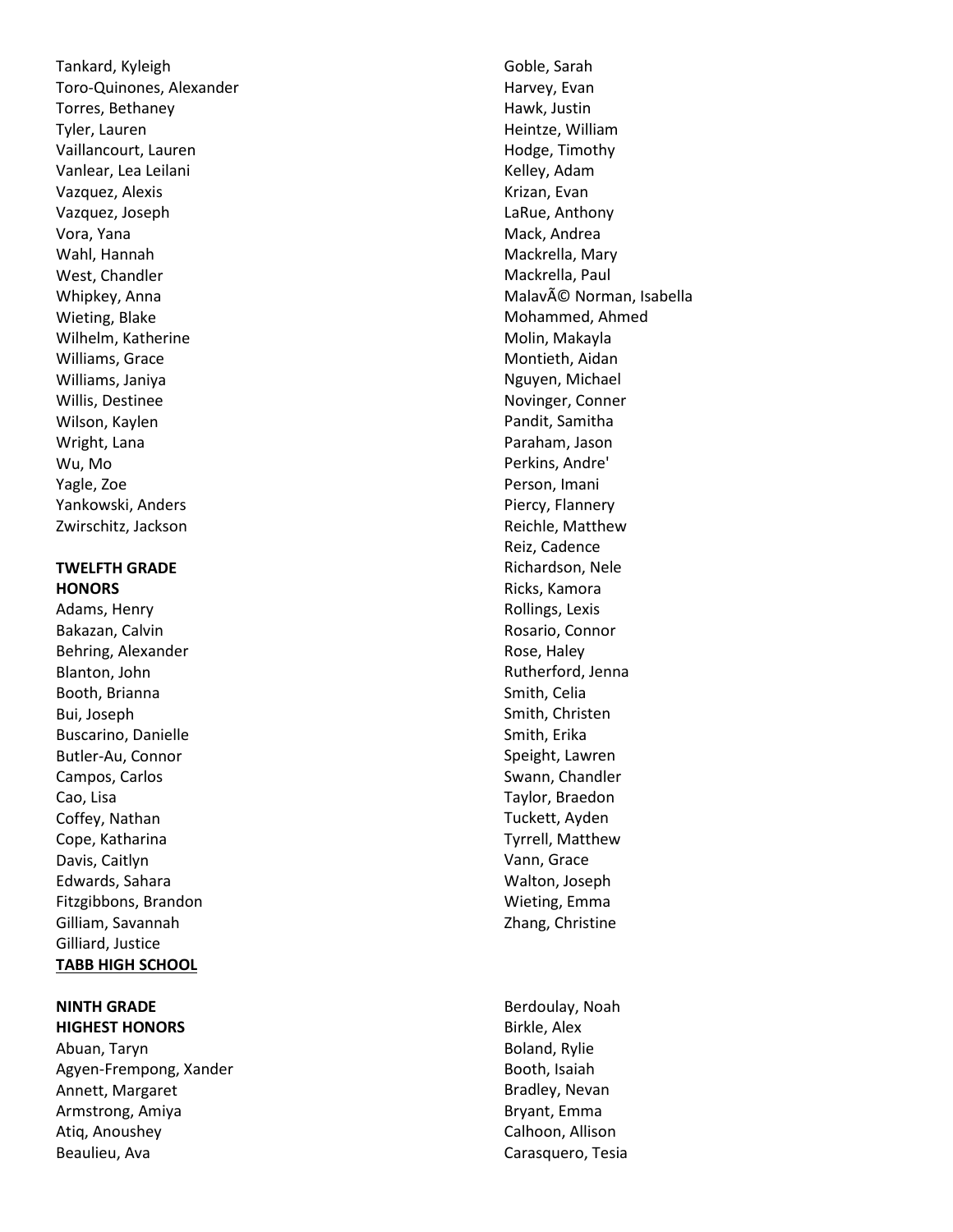Tankard, Kyleigh
Toro-Quinones, Alexander
Torres, Bethaney
Tyler, Lauren
Vaillancourt, Lauren
Vanlear, Lea Leilani
Vazquez, Alexis
Vazquez, Joseph
Vora, Yana
Wahl, Hannah
West, Chandler
Whipkey, Anna
Wieting, Blake
Wilhelm, Katherine
Williams, Grace
Williams, Janiya
Willis, Destinee
Wilson, Kaylen
Wright, Lana
Wu, Mo
Yagle, Zoe
Yankowski, Anders
Zwirschitz, Jackson

**TWELFTH GRADE**
**HONORS**

Adams, Henry
Bakazan, Calvin
Behring, Alexander
Blanton, John
Booth, Brianna
Bui, Joseph
Buscarino, Danielle
Butler-Au, Connor
Campos, Carlos
Cao, Lisa
Coffey, Nathan
Cope, Katharina
Davis, Caitlyn
Edwards, Sahara
Fitzgibbons, Brandon
Gilliam, Savannah
Gilliard, Justice
Goble, Sarah
Harvey, Evan
Hawk, Justin
Heintze, William
Hodge, Timothy
Kelley, Adam
Krizan, Evan
LaRue, Anthony
Mack, Andrea
Mackrella, Mary
Mackrella, Paul
MalavÃ© Norman, Isabella
Mohammed, Ahmed
Molin, Makayla
Montieth, Aidan
Nguyen, Michael
Novinger, Conner
Pandit, Samitha
Paraham, Jason
Perkins, Andre'
Person, Imani
Piercy, Flannery
Reichle, Matthew
Reiz, Cadence
Richardson, Nele
Ricks, Kamora
Rollings, Lexis
Rosario, Connor
Rose, Haley
Rutherford, Jenna
Smith, Celia
Smith, Christen
Smith, Erika
Speight, Lawren
Swann, Chandler
Taylor, Braedon
Tuckett, Ayden
Tyrrell, Matthew
Vann, Grace
Walton, Joseph
Wieting, Emma
Zhang, Christine

**<u>TABB HIGH SCHOOL</u>**

**NINTH GRADE**
**HIGHEST HONORS**

Abuan, Taryn
Agyen-Frempong, Xander
Annett, Margaret
Armstrong, Amiya
Atiq, Anoushey
Beaulieu, Ava
Berdoulay, Noah
Birkle, Alex
Boland, Rylie
Booth, Isaiah
Bradley, Nevan
Bryant, Emma
Calhoon, Allison
Carasquero, Tesia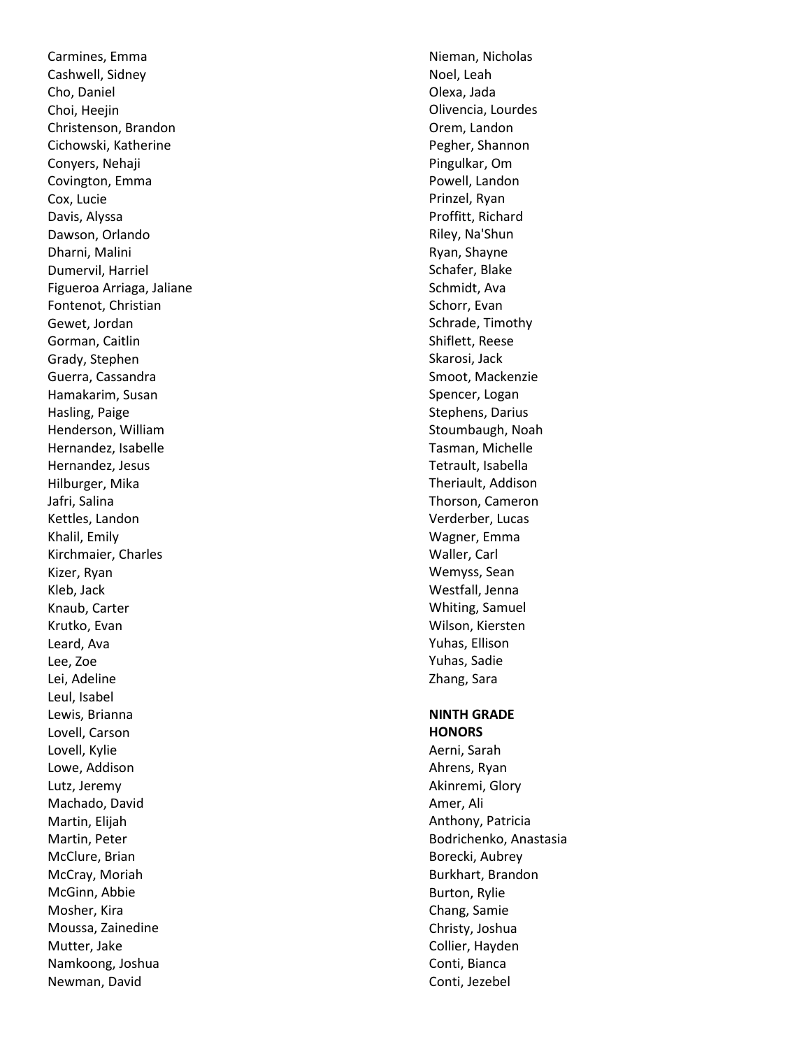Carmines, Emma
Cashwell, Sidney
Cho, Daniel
Choi, Heejin
Christenson, Brandon
Cichowski, Katherine
Conyers, Nehaji
Covington, Emma
Cox, Lucie
Davis, Alyssa
Dawson, Orlando
Dharni, Malini
Dumervil, Harriel
Figueroa Arriaga, Jaliane
Fontenot, Christian
Gewet, Jordan
Gorman, Caitlin
Grady, Stephen
Guerra, Cassandra
Hamakarim, Susan
Hasling, Paige
Henderson, William
Hernandez, Isabelle
Hernandez, Jesus
Hilburger, Mika
Jafri, Salina
Kettles, Landon
Khalil, Emily
Kirchmaier, Charles
Kizer, Ryan
Kleb, Jack
Knaub, Carter
Krutko, Evan
Leard, Ava
Lee, Zoe
Lei, Adeline
Leul, Isabel
Lewis, Brianna
Lovell, Carson
Lovell, Kylie
Lowe, Addison
Lutz, Jeremy
Machado, David
Martin, Elijah
Martin, Peter
McClure, Brian
McCray, Moriah
McGinn, Abbie
Mosher, Kira
Moussa, Zainedine
Mutter, Jake
Namkoong, Joshua
Newman, David
Nieman, Nicholas
Noel, Leah
Olexa, Jada
Olivencia, Lourdes
Orem, Landon
Pegher, Shannon
Pingulkar, Om
Powell, Landon
Prinzel, Ryan
Proffitt, Richard
Riley, Na'Shun
Ryan, Shayne
Schafer, Blake
Schmidt, Ava
Schorr, Evan
Schrade, Timothy
Shiflett, Reese
Skarosi, Jack
Smoot, Mackenzie
Spencer, Logan
Stephens, Darius
Stoumbaugh, Noah
Tasman, Michelle
Tetrault, Isabella
Theriault, Addison
Thorson, Cameron
Verderber, Lucas
Wagner, Emma
Waller, Carl
Wemyss, Sean
Westfall, Jenna
Whiting, Samuel
Wilson, Kiersten
Yuhas, Ellison
Yuhas, Sadie
Zhang, Sara

**NINTH GRADE HONORS**

Aerni, Sarah
Ahrens, Ryan
Akinremi, Glory
Amer, Ali
Anthony, Patricia
Bodrichenko, Anastasia
Borecki, Aubrey
Burkhart, Brandon
Burton, Rylie
Chang, Samie
Christy, Joshua
Collier, Hayden
Conti, Bianca
Conti, Jezebel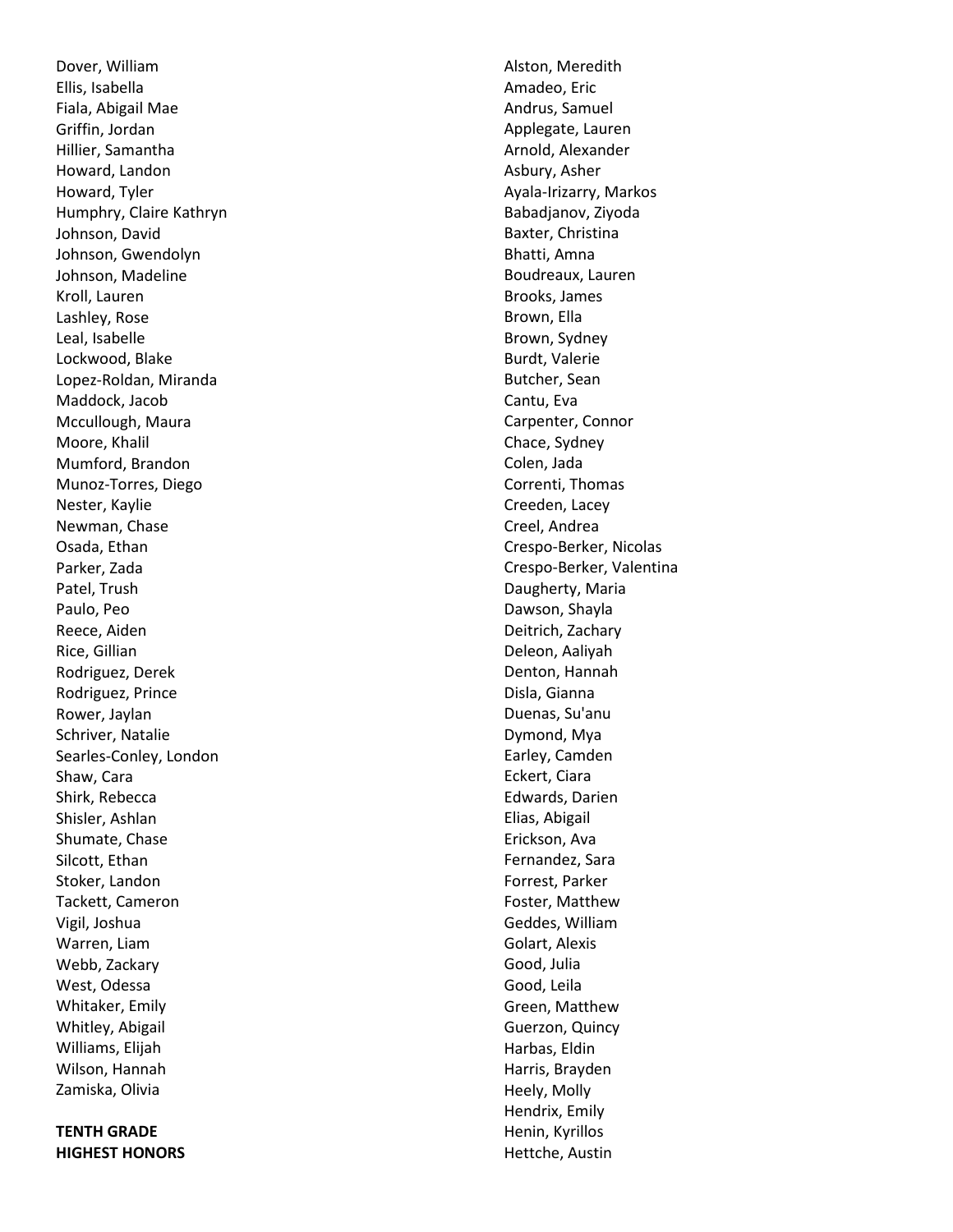Dover, William
Ellis, Isabella
Fiala, Abigail Mae
Griffin, Jordan
Hillier, Samantha
Howard, Landon
Howard, Tyler
Humphry, Claire Kathryn
Johnson, David
Johnson, Gwendolyn
Johnson, Madeline
Kroll, Lauren
Lashley, Rose
Leal, Isabelle
Lockwood, Blake
Lopez-Roldan, Miranda
Maddock, Jacob
Mccullough, Maura
Moore, Khalil
Mumford, Brandon
Munoz-Torres, Diego
Nester, Kaylie
Newman, Chase
Osada, Ethan
Parker, Zada
Patel, Trush
Paulo, Peo
Reece, Aiden
Rice, Gillian
Rodriguez, Derek
Rodriguez, Prince
Rower, Jaylan
Schriver, Natalie
Searles-Conley, London
Shaw, Cara
Shirk, Rebecca
Shisler, Ashlan
Shumate, Chase
Silcott, Ethan
Stoker, Landon
Tackett, Cameron
Vigil, Joshua
Warren, Liam
Webb, Zackary
West, Odessa
Whitaker, Emily
Whitley, Abigail
Williams, Elijah
Wilson, Hannah
Zamiska, Olivia

**TENTH GRADE**
**HIGHEST HONORS**

Alston, Meredith
Amadeo, Eric
Andrus, Samuel
Applegate, Lauren
Arnold, Alexander
Asbury, Asher
Ayala-Irizarry, Markos
Babadjanov, Ziyoda
Baxter, Christina
Bhatti, Amna
Boudreaux, Lauren
Brooks, James
Brown, Ella
Brown, Sydney
Burdt, Valerie
Butcher, Sean
Cantu, Eva
Carpenter, Connor
Chace, Sydney
Colen, Jada
Correnti, Thomas
Creeden, Lacey
Creel, Andrea
Crespo-Berker, Nicolas
Crespo-Berker, Valentina
Daugherty, Maria
Dawson, Shayla
Deitrich, Zachary
Deleon, Aaliyah
Denton, Hannah
Disla, Gianna
Duenas, Su'anu
Dymond, Mya
Earley, Camden
Eckert, Ciara
Edwards, Darien
Elias, Abigail
Erickson, Ava
Fernandez, Sara
Forrest, Parker
Foster, Matthew
Geddes, William
Golart, Alexis
Good, Julia
Good, Leila
Green, Matthew
Guerzon, Quincy
Harbas, Eldin
Harris, Brayden
Heely, Molly
Hendrix, Emily
Henin, Kyrillos
Hettche, Austin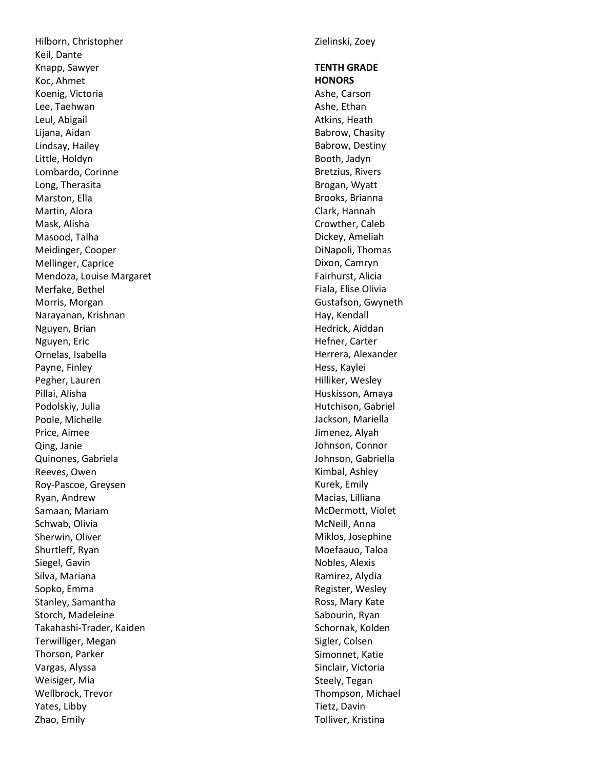Hilborn, Christopher
Keil, Dante
Knapp, Sawyer
Koc, Ahmet
Koenig, Victoria
Lee, Taehwan
Leul, Abigail
Lijana, Aidan
Lindsay, Hailey
Little, Holdyn
Lombardo, Corinne
Long, Therasita
Marston, Ella
Martin, Alora
Mask, Alisha
Masood, Talha
Meidinger, Cooper
Mellinger, Caprice
Mendoza, Louise Margaret
Merfake, Bethel
Morris, Morgan
Narayanan, Krishnan
Nguyen, Brian
Nguyen, Eric
Ornelas, Isabella
Payne, Finley
Pegher, Lauren
Pillai, Alisha
Podolskiy, Julia
Poole, Michelle
Price, Aimee
Qing, Janie
Quinones, Gabriela
Reeves, Owen
Roy-Pascoe, Greysen
Ryan, Andrew
Samaan, Mariam
Schwab, Olivia
Sherwin, Oliver
Shurtleff, Ryan
Siegel, Gavin
Silva, Mariana
Sopko, Emma
Stanley, Samantha
Storch, Madeleine
Takahashi-Trader, Kaiden
Terwilliger, Megan
Thorson, Parker
Vargas, Alyssa
Weisiger, Mia
Wellbrock, Trevor
Yates, Libby
Zhao, Emily
Zielinski, Zoey

**TENTH GRADE**
**HONORS**

Ashe, Carson
Ashe, Ethan
Atkins, Heath
Babrow, Chasity
Babrow, Destiny
Booth, Jadyn
Bretzius, Rivers
Brogan, Wyatt
Brooks, Brianna
Clark, Hannah
Crowther, Caleb
Dickey, Ameliah
DiNapoli, Thomas
Dixon, Camryn
Fairhurst, Alicia
Fiala, Elise Olivia
Gustafson, Gwyneth
Hay, Kendall
Hedrick, Aiddan
Hefner, Carter
Herrera, Alexander
Hess, Kaylei
Hilliker, Wesley
Huskisson, Amaya
Hutchison, Gabriel
Jackson, Mariella
Jimenez, Alyah
Johnson, Connor
Johnson, Gabriella
Kimbal, Ashley
Kurek, Emily
Macias, Lilliana
McDermott, Violet
McNeill, Anna
Miklos, Josephine
Moefaauo, Taloa
Nobles, Alexis
Ramirez, Alydia
Register, Wesley
Ross, Mary Kate
Sabourin, Ryan
Schornak, Kolden
Sigler, Colsen
Simonnet, Katie
Sinclair, Victoria
Steely, Tegan
Thompson, Michael
Tietz, Davin
Tolliver, Kristina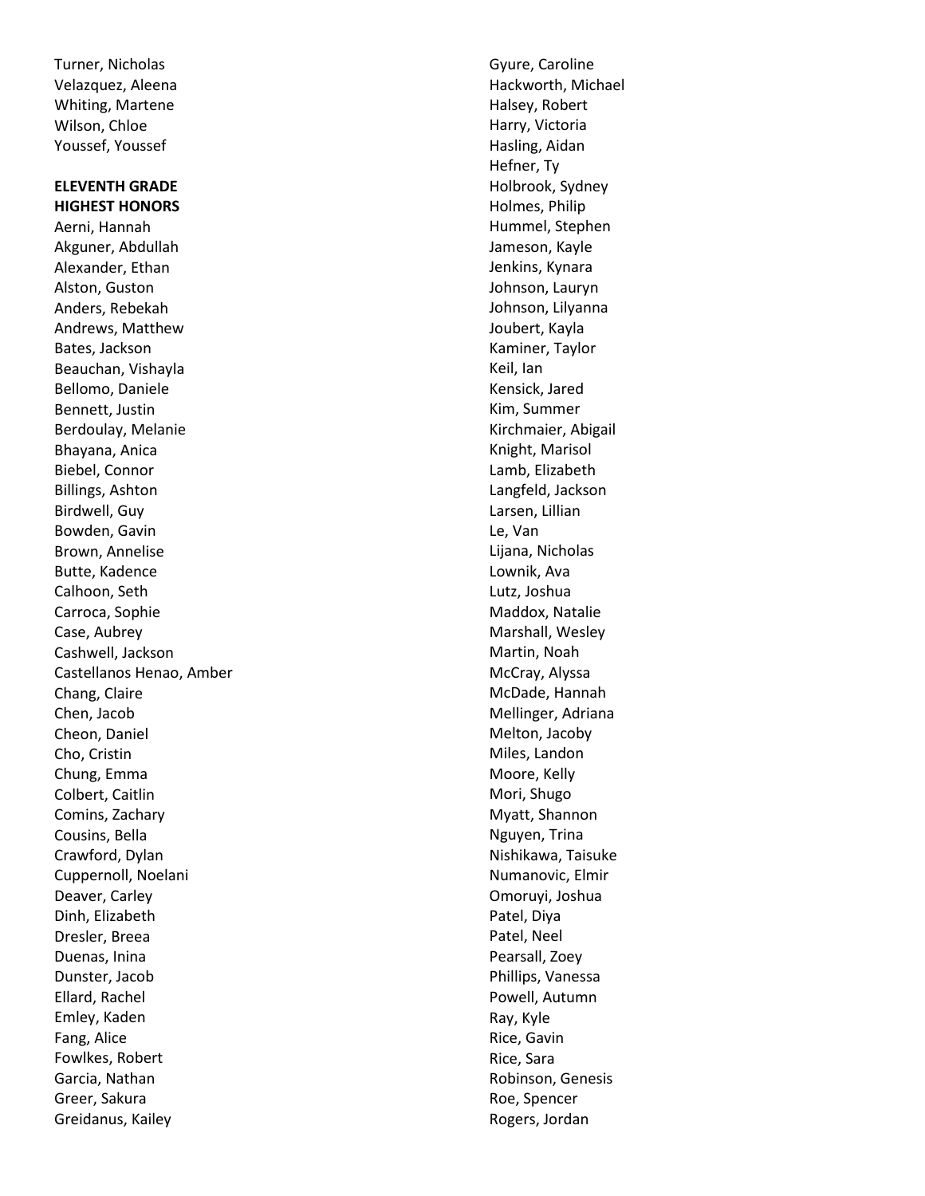Turner, Nicholas
Velazquez, Aleena
Whiting, Martene
Wilson, Chloe
Youssef, Youssef

**ELEVENTH GRADE**
**HIGHEST HONORS**

Aerni, Hannah
Akguner, Abdullah
Alexander, Ethan
Alston, Guston
Anders, Rebekah
Andrews, Matthew
Bates, Jackson
Beauchan, Vishayla
Bellomo, Daniele
Bennett, Justin
Berdoulay, Melanie
Bhayana, Anica
Biebel, Connor
Billings, Ashton
Birdwell, Guy
Bowden, Gavin
Brown, Annelise
Butte, Kadence
Calhoon, Seth
Carroca, Sophie
Case, Aubrey
Cashwell, Jackson
Castellanos Henao, Amber
Chang, Claire
Chen, Jacob
Cheon, Daniel
Cho, Cristin
Chung, Emma
Colbert, Caitlin
Comins, Zachary
Cousins, Bella
Crawford, Dylan
Cuppernoll, Noelani
Deaver, Carley
Dinh, Elizabeth
Dresler, Breea
Duenas, Inina
Dunster, Jacob
Ellard, Rachel
Emley, Kaden
Fang, Alice
Fowlkes, Robert
Garcia, Nathan
Greer, Sakura
Greidanus, Kailey
Gyure, Caroline
Hackworth, Michael
Halsey, Robert
Harry, Victoria
Hasling, Aidan
Hefner, Ty
Holbrook, Sydney
Holmes, Philip
Hummel, Stephen
Jameson, Kayle
Jenkins, Kynara
Johnson, Lauryn
Johnson, Lilyanna
Joubert, Kayla
Kaminer, Taylor
Keil, Ian
Kensick, Jared
Kim, Summer
Kirchmaier, Abigail
Knight, Marisol
Lamb, Elizabeth
Langfeld, Jackson
Larsen, Lillian
Le, Van
Lijana, Nicholas
Lownik, Ava
Lutz, Joshua
Maddox, Natalie
Marshall, Wesley
Martin, Noah
McCray, Alyssa
McDade, Hannah
Mellinger, Adriana
Melton, Jacoby
Miles, Landon
Moore, Kelly
Mori, Shugo
Myatt, Shannon
Nguyen, Trina
Nishikawa, Taisuke
Numanovic, Elmir
Omoruyi, Joshua
Patel, Diya
Patel, Neel
Pearsall, Zoey
Phillips, Vanessa
Powell, Autumn
Ray, Kyle
Rice, Gavin
Rice, Sara
Robinson, Genesis
Roe, Spencer
Rogers, Jordan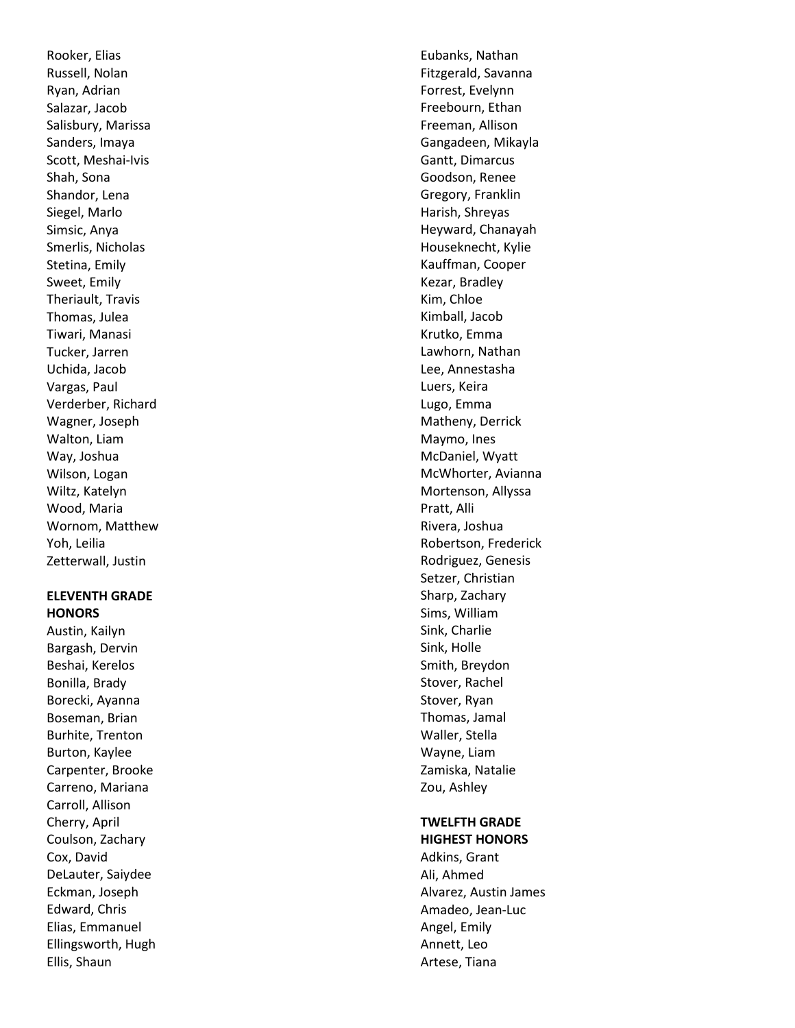Rooker, Elias
Russell, Nolan
Ryan, Adrian
Salazar, Jacob
Salisbury, Marissa
Sanders, Imaya
Scott, Meshai-Ivis
Shah, Sona
Shandor, Lena
Siegel, Marlo
Simsic, Anya
Smerlis, Nicholas
Stetina, Emily
Sweet, Emily
Theriault, Travis
Thomas, Julea
Tiwari, Manasi
Tucker, Jarren
Uchida, Jacob
Vargas, Paul
Verderber, Richard
Wagner, Joseph
Walton, Liam
Way, Joshua
Wilson, Logan
Wiltz, Katelyn
Wood, Maria
Wornom, Matthew
Yoh, Leilia
Zetterwall, Justin

**ELEVENTH GRADE HONORS**

Austin, Kailyn
Bargash, Dervin
Beshai, Kerelos
Bonilla, Brady
Borecki, Ayanna
Boseman, Brian
Burhite, Trenton
Burton, Kaylee
Carpenter, Brooke
Carreno, Mariana
Carroll, Allison
Cherry, April
Coulson, Zachary
Cox, David
DeLauter, Saiydee
Eckman, Joseph
Edward, Chris
Elias, Emmanuel
Ellingsworth, Hugh
Ellis, Shaun
Eubanks, Nathan
Fitzgerald, Savanna
Forrest, Evelynn
Freebourn, Ethan
Freeman, Allison
Gangadeen, Mikayla
Gantt, Dimarcus
Goodson, Renee
Gregory, Franklin
Harish, Shreyas
Heyward, Chanayah
Houseknecht, Kylie
Kauffman, Cooper
Kezar, Bradley
Kim, Chloe
Kimball, Jacob
Krutko, Emma
Lawhorn, Nathan
Lee, Annestasha
Luers, Keira
Lugo, Emma
Matheny, Derrick
Maymo, Ines
McDaniel, Wyatt
McWhorter, Avianna
Mortenson, Allyssa
Pratt, Alli
Rivera, Joshua
Robertson, Frederick
Rodriguez, Genesis
Setzer, Christian
Sharp, Zachary
Sims, William
Sink, Charlie
Sink, Holle
Smith, Breydon
Stover, Rachel
Stover, Ryan
Thomas, Jamal
Waller, Stella
Wayne, Liam
Zamiska, Natalie
Zou, Ashley

**TWELFTH GRADE HIGHEST HONORS**

Adkins, Grant
Ali, Ahmed
Alvarez, Austin James
Amadeo, Jean-Luc
Angel, Emily
Annett, Leo
Artese, Tiana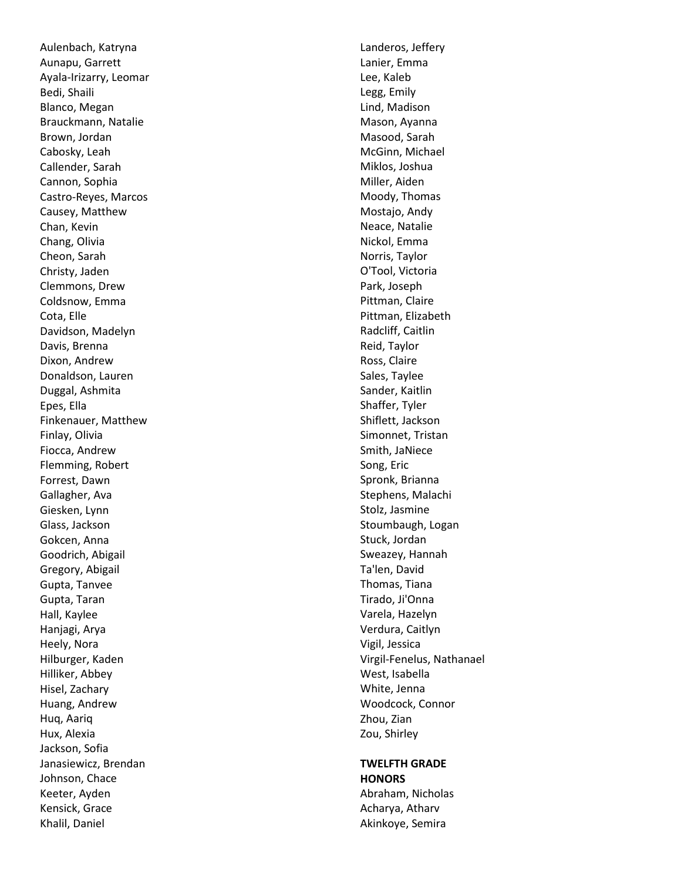Aulenbach, Katryna
Aunapu, Garrett
Ayala-Irizarry, Leomar
Bedi, Shaili
Blanco, Megan
Brauckmann, Natalie
Brown, Jordan
Cabosky, Leah
Callender, Sarah
Cannon, Sophia
Castro-Reyes, Marcos
Causey, Matthew
Chan, Kevin
Chang, Olivia
Cheon, Sarah
Christy, Jaden
Clemmons, Drew
Coldsnow, Emma
Cota, Elle
Davidson, Madelyn
Davis, Brenna
Dixon, Andrew
Donaldson, Lauren
Duggal, Ashmita
Epes, Ella
Finkenauer, Matthew
Finlay, Olivia
Fiocca, Andrew
Flemming, Robert
Forrest, Dawn
Gallagher, Ava
Giesken, Lynn
Glass, Jackson
Gokcen, Anna
Goodrich, Abigail
Gregory, Abigail
Gupta, Tanvee
Gupta, Taran
Hall, Kaylee
Hanjagi, Arya
Heely, Nora
Hilburger, Kaden
Hilliker, Abbey
Hisel, Zachary
Huang, Andrew
Huq, Aariq
Hux, Alexia
Jackson, Sofia
Janasiewicz, Brendan
Johnson, Chace
Keeter, Ayden
Kensick, Grace
Khalil, Daniel
Landeros, Jeffery
Lanier, Emma
Lee, Kaleb
Legg, Emily
Lind, Madison
Mason, Ayanna
Masood, Sarah
McGinn, Michael
Miklos, Joshua
Miller, Aiden
Moody, Thomas
Mostajo, Andy
Neace, Natalie
Nickol, Emma
Norris, Taylor
O'Tool, Victoria
Park, Joseph
Pittman, Claire
Pittman, Elizabeth
Radcliff, Caitlin
Reid, Taylor
Ross, Claire
Sales, Taylee
Sander, Kaitlin
Shaffer, Tyler
Shiflett, Jackson
Simonnet, Tristan
Smith, JaNiece
Song, Eric
Spronk, Brianna
Stephens, Malachi
Stolz, Jasmine
Stoumbaugh, Logan
Stuck, Jordan
Sweazey, Hannah
Ta'len, David
Thomas, Tiana
Tirado, Ji'Onna
Varela, Hazelyn
Verdura, Caitlyn
Vigil, Jessica
Virgil-Fenelus, Nathanael
West, Isabella
White, Jenna
Woodcock, Connor
Zhou, Zian
Zou, Shirley

**TWELFTH GRADE HONORS**

Abraham, Nicholas
Acharya, Atharv
Akinkoye, Semira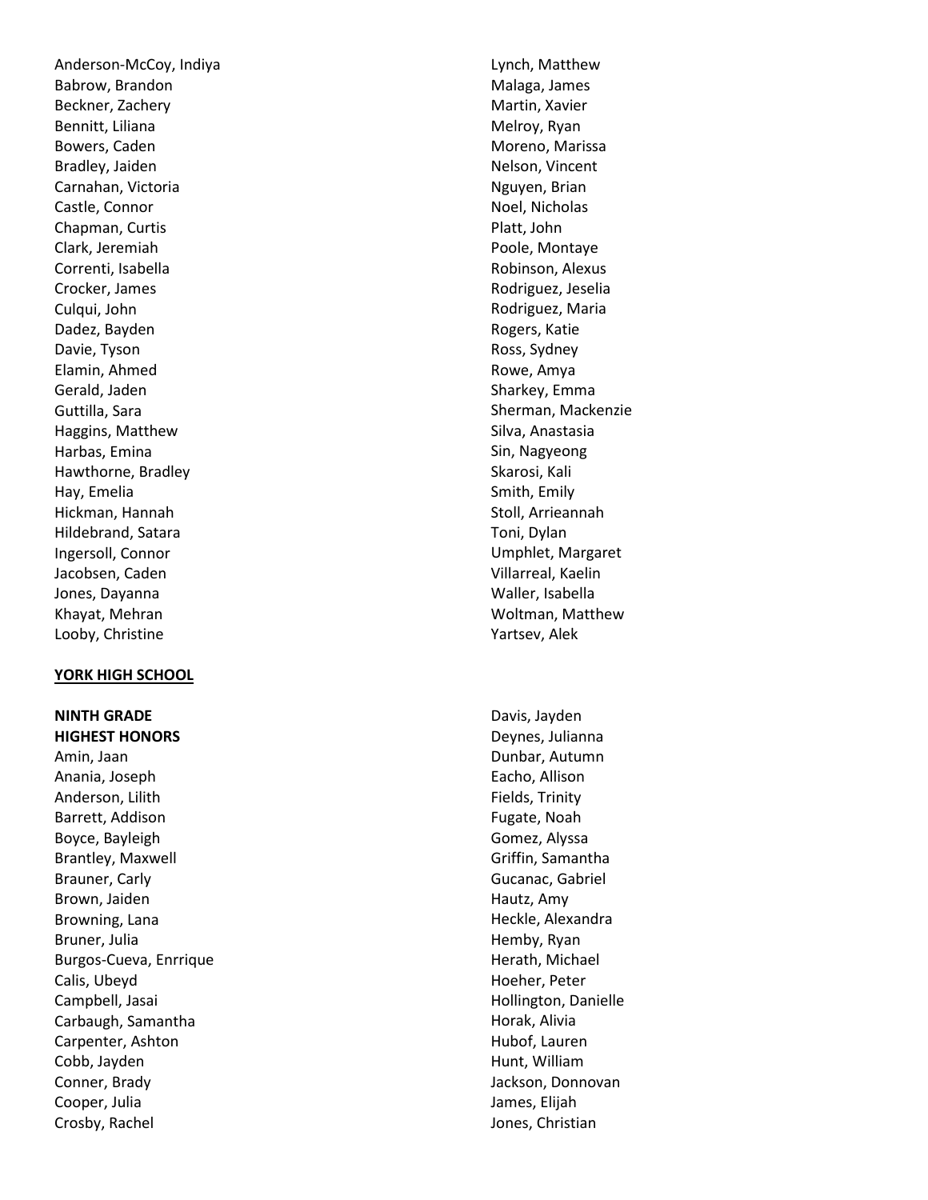Anderson-McCoy, Indiya
Babrow, Brandon
Beckner, Zachery
Bennitt, Liliana
Bowers, Caden
Bradley, Jaiden
Carnahan, Victoria
Castle, Connor
Chapman, Curtis
Clark, Jeremiah
Correnti, Isabella
Crocker, James
Culqui, John
Dadez, Bayden
Davie, Tyson
Elamin, Ahmed
Gerald, Jaden
Guttilla, Sara
Haggins, Matthew
Harbas, Emina
Hawthorne, Bradley
Hay, Emelia
Hickman, Hannah
Hildebrand, Satara
Ingersoll, Connor
Jacobsen, Caden
Jones, Dayanna
Khayat, Mehran
Looby, Christine
Lynch, Matthew
Malaga, James
Martin, Xavier
Melroy, Ryan
Moreno, Marissa
Nelson, Vincent
Nguyen, Brian
Noel, Nicholas
Platt, John
Poole, Montaye
Robinson, Alexus
Rodriguez, Jeselia
Rodriguez, Maria
Rogers, Katie
Ross, Sydney
Rowe, Amya
Sharkey, Emma
Sherman, Mackenzie
Silva, Anastasia
Sin, Nagyeong
Skarosi, Kali
Smith, Emily
Stoll, Arrieannah
Toni, Dylan
Umphlet, Margaret
Villarreal, Kaelin
Waller, Isabella
Woltman, Matthew
Yartsev, Alek

**YORK HIGH SCHOOL**

**NINTH GRADE**
**HIGHEST HONORS**

Amin, Jaan
Anania, Joseph
Anderson, Lilith
Barrett, Addison
Boyce, Bayleigh
Brantley, Maxwell
Brauner, Carly
Brown, Jaiden
Browning, Lana
Bruner, Julia
Burgos-Cueva, Enrrique
Calis, Ubeyd
Campbell, Jasai
Carbaugh, Samantha
Carpenter, Ashton
Cobb, Jayden
Conner, Brady
Cooper, Julia
Crosby, Rachel
Davis, Jayden
Deynes, Julianna
Dunbar, Autumn
Eacho, Allison
Fields, Trinity
Fugate, Noah
Gomez, Alyssa
Griffin, Samantha
Gucanac, Gabriel
Hautz, Amy
Heckle, Alexandra
Hemby, Ryan
Herath, Michael
Hoeher, Peter
Hollington, Danielle
Horak, Alivia
Hubof, Lauren
Hunt, William
Jackson, Donnovan
James, Elijah
Jones, Christian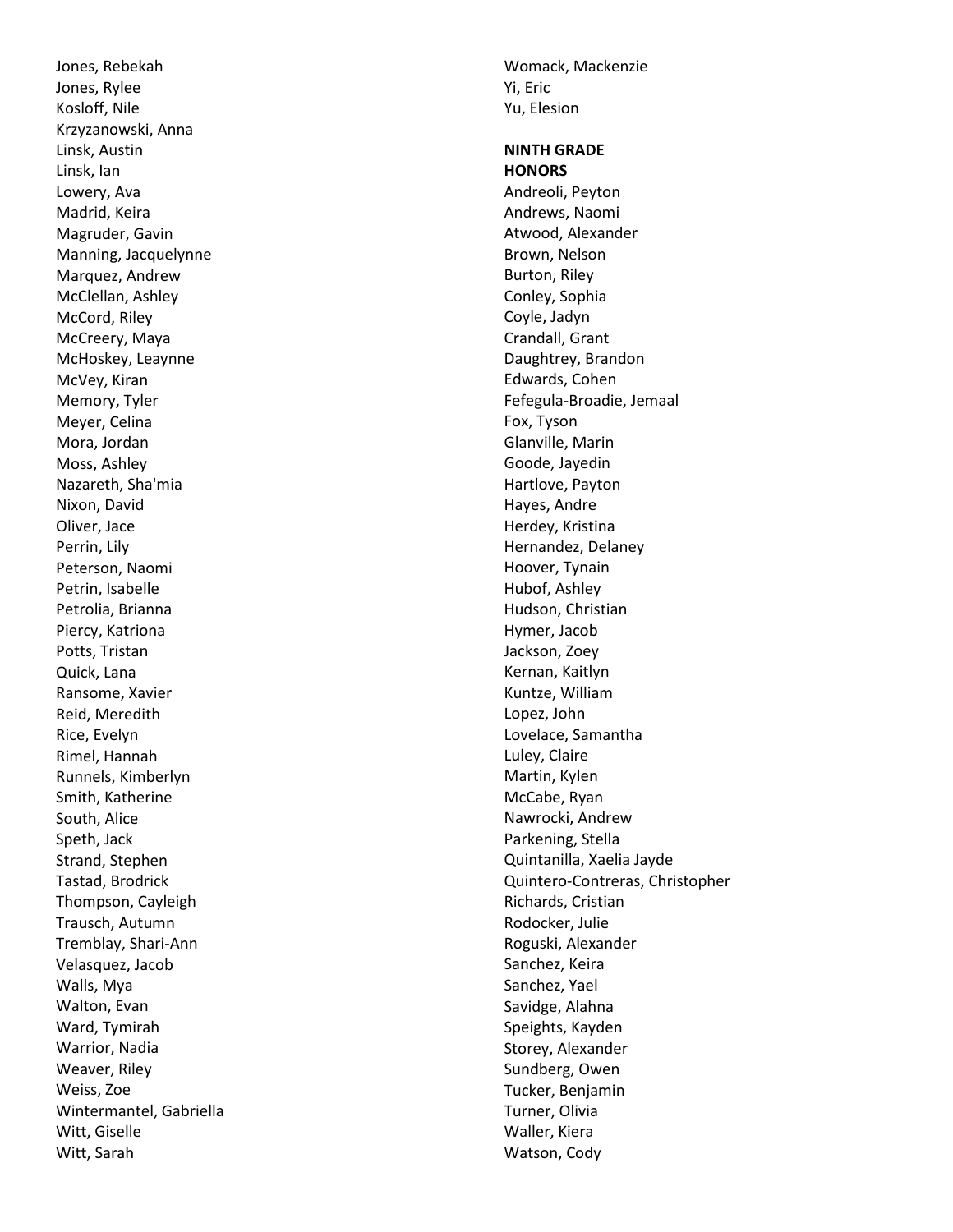Jones, Rebekah
Jones, Rylee
Kosloff, Nile
Krzyzanowski, Anna
Linsk, Austin
Linsk, Ian
Lowery, Ava
Madrid, Keira
Magruder, Gavin
Manning, Jacquelynne
Marquez, Andrew
McClellan, Ashley
McCord, Riley
McCreery, Maya
McHoskey, Leaynne
McVey, Kiran
Memory, Tyler
Meyer, Celina
Mora, Jordan
Moss, Ashley
Nazareth, Sha'mia
Nixon, David
Oliver, Jace
Perrin, Lily
Peterson, Naomi
Petrin, Isabelle
Petrolia, Brianna
Piercy, Katriona
Potts, Tristan
Quick, Lana
Ransome, Xavier
Reid, Meredith
Rice, Evelyn
Rimel, Hannah
Runnels, Kimberlyn
Smith, Katherine
South, Alice
Speth, Jack
Strand, Stephen
Tastad, Brodrick
Thompson, Cayleigh
Trausch, Autumn
Tremblay, Shari-Ann
Velasquez, Jacob
Walls, Mya
Walton, Evan
Ward, Tymirah
Warrior, Nadia
Weaver, Riley
Weiss, Zoe
Wintermantel, Gabriella
Witt, Giselle
Witt, Sarah
Womack, Mackenzie
Yi, Eric
Yu, Elesion

**NINTH GRADE**
**HONORS**

Andreoli, Peyton
Andrews, Naomi
Atwood, Alexander
Brown, Nelson
Burton, Riley
Conley, Sophia
Coyle, Jadyn
Crandall, Grant
Daughtrey, Brandon
Edwards, Cohen
Fefegula-Broadie, Jemaal
Fox, Tyson
Glanville, Marin
Goode, Jayedin
Hartlove, Payton
Hayes, Andre
Herdey, Kristina
Hernandez, Delaney
Hoover, Tynain
Hubof, Ashley
Hudson, Christian
Hymer, Jacob
Jackson, Zoey
Kernan, Kaitlyn
Kuntze, William
Lopez, John
Lovelace, Samantha
Luley, Claire
Martin, Kylen
McCabe, Ryan
Nawrocki, Andrew
Parkening, Stella
Quintanilla, Xaelia Jayde
Quintero-Contreras, Christopher
Richards, Cristian
Rodocker, Julie
Roguski, Alexander
Sanchez, Keira
Sanchez, Yael
Savidge, Alahna
Speights, Kayden
Storey, Alexander
Sundberg, Owen
Tucker, Benjamin
Turner, Olivia
Waller, Kiera
Watson, Cody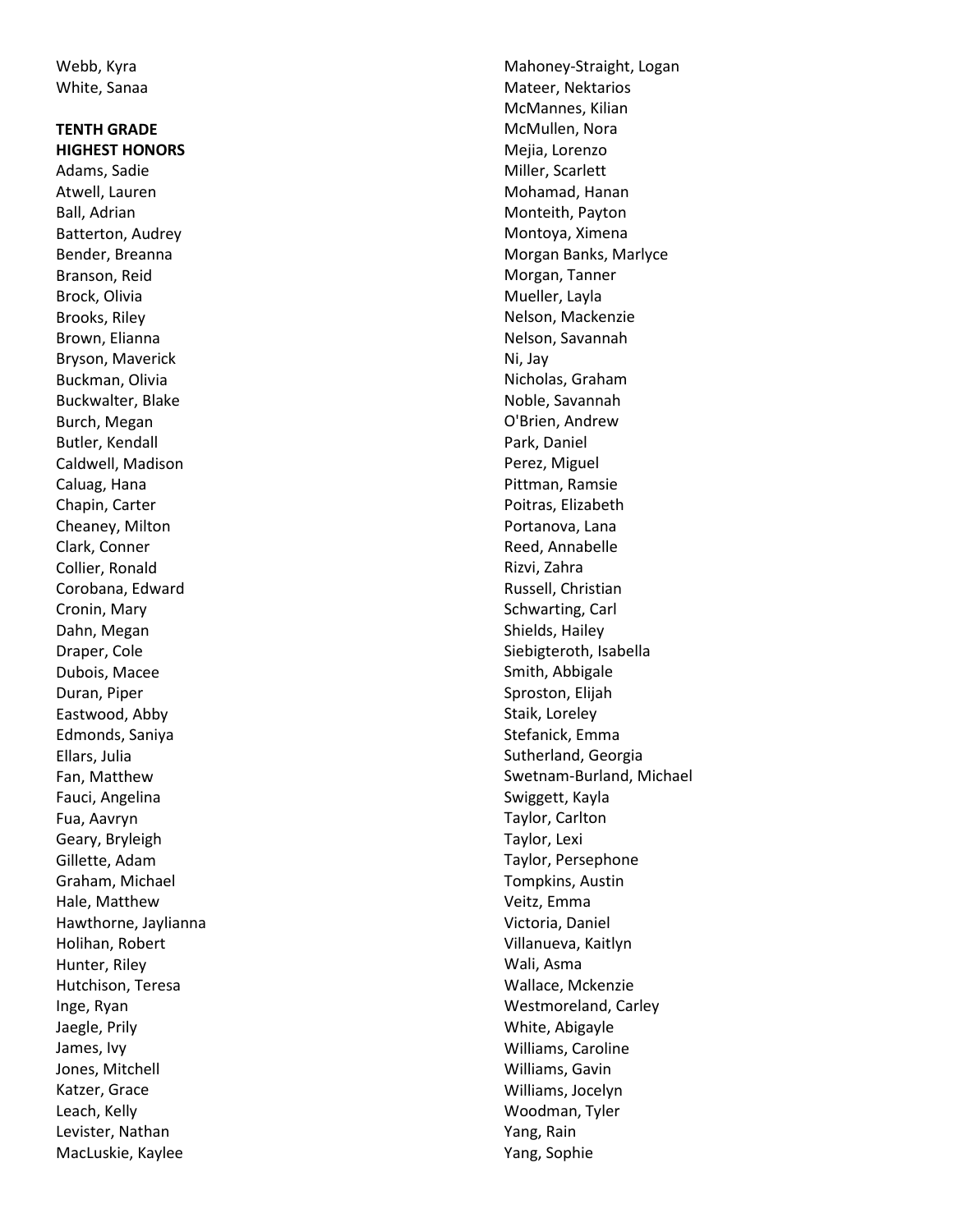Webb, Kyra
White, Sanaa

**TENTH GRADE**
**HIGHEST HONORS**

Adams, Sadie
Atwell, Lauren
Ball, Adrian
Batterton, Audrey
Bender, Breanna
Branson, Reid
Brock, Olivia
Brooks, Riley
Brown, Elianna
Bryson, Maverick
Buckman, Olivia
Buckwalter, Blake
Burch, Megan
Butler, Kendall
Caldwell, Madison
Caluag, Hana
Chapin, Carter
Cheaney, Milton
Clark, Conner
Collier, Ronald
Corobana, Edward
Cronin, Mary
Dahn, Megan
Draper, Cole
Dubois, Macee
Duran, Piper
Eastwood, Abby
Edmonds, Saniya
Ellars, Julia
Fan, Matthew
Fauci, Angelina
Fua, Aavryn
Geary, Bryleigh
Gillette, Adam
Graham, Michael
Hale, Matthew
Hawthorne, Jaylianna
Holihan, Robert
Hunter, Riley
Hutchison, Teresa
Inge, Ryan
Jaegle, Prily
James, Ivy
Jones, Mitchell
Katzer, Grace
Leach, Kelly
Levister, Nathan
MacLuskie, Kaylee
Mahoney-Straight, Logan
Mateer, Nektarios
McMannes, Kilian
McMullen, Nora
Mejia, Lorenzo
Miller, Scarlett
Mohamad, Hanan
Monteith, Payton
Montoya, Ximena
Morgan Banks, Marlyce
Morgan, Tanner
Mueller, Layla
Nelson, Mackenzie
Nelson, Savannah
Ni, Jay
Nicholas, Graham
Noble, Savannah
O'Brien, Andrew
Park, Daniel
Perez, Miguel
Pittman, Ramsie
Poitras, Elizabeth
Portanova, Lana
Reed, Annabelle
Rizvi, Zahra
Russell, Christian
Schwarting, Carl
Shields, Hailey
Siebigteroth, Isabella
Smith, Abbigale
Sproston, Elijah
Staik, Loreley
Stefanick, Emma
Sutherland, Georgia
Swetnam-Burland, Michael
Swiggett, Kayla
Taylor, Carlton
Taylor, Lexi
Taylor, Persephone
Tompkins, Austin
Veitz, Emma
Victoria, Daniel
Villanueva, Kaitlyn
Wali, Asma
Wallace, Mckenzie
Westmoreland, Carley
White, Abigayle
Williams, Caroline
Williams, Gavin
Williams, Jocelyn
Woodman, Tyler
Yang, Rain
Yang, Sophie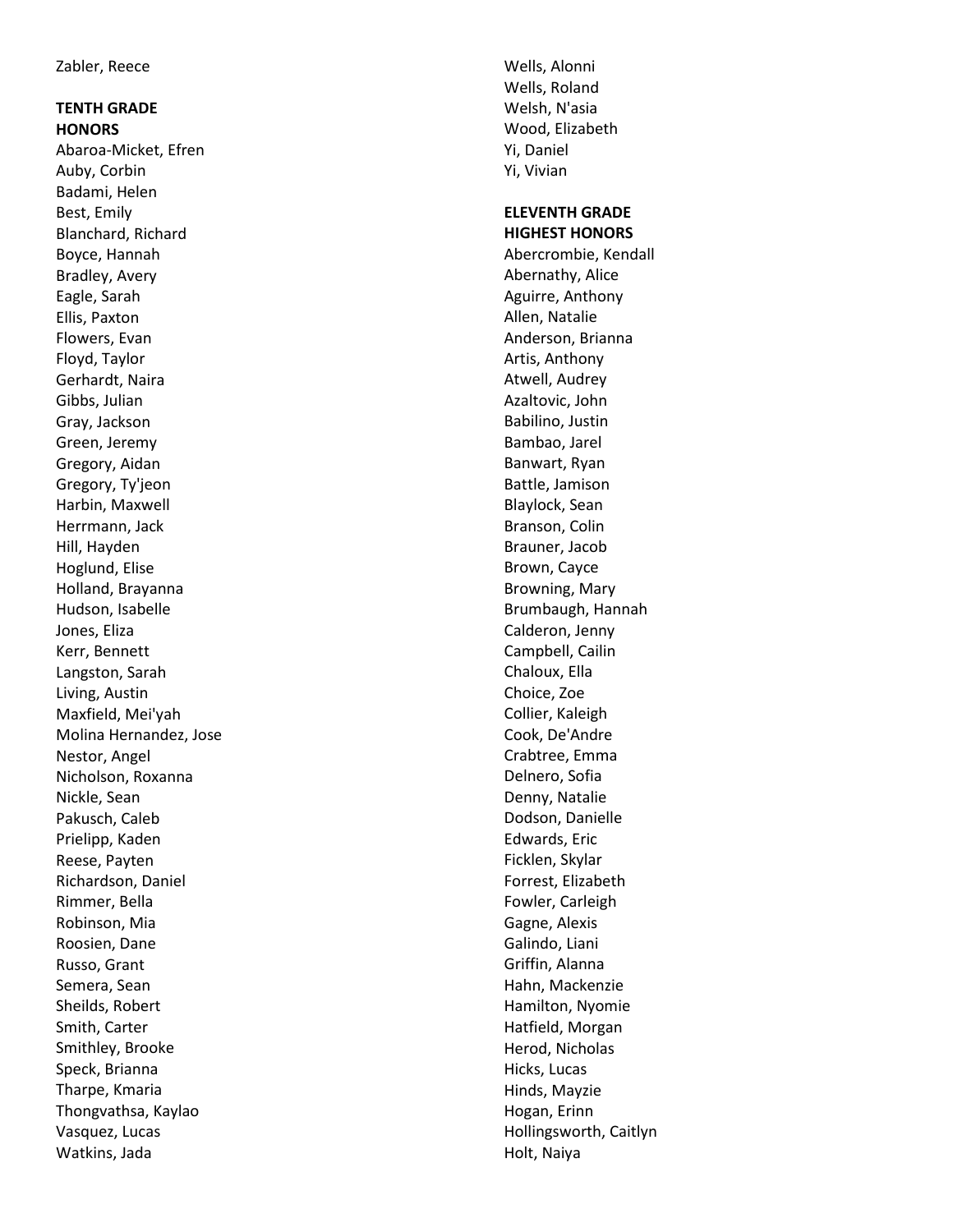Zabler, Reece

**TENTH GRADE**
**HONORS**

Abaroa-Micket, Efren
Auby, Corbin
Badami, Helen
Best, Emily
Blanchard, Richard
Boyce, Hannah
Bradley, Avery
Eagle, Sarah
Ellis, Paxton
Flowers, Evan
Floyd, Taylor
Gerhardt, Naira
Gibbs, Julian
Gray, Jackson
Green, Jeremy
Gregory, Aidan
Gregory, Ty'jeon
Harbin, Maxwell
Herrmann, Jack
Hill, Hayden
Hoglund, Elise
Holland, Brayanna
Hudson, Isabelle
Jones, Eliza
Kerr, Bennett
Langston, Sarah
Living, Austin
Maxfield, Mei'yah
Molina Hernandez, Jose
Nestor, Angel
Nicholson, Roxanna
Nickle, Sean
Pakusch, Caleb
Prielipp, Kaden
Reese, Payten
Richardson, Daniel
Rimmer, Bella
Robinson, Mia
Roosien, Dane
Russo, Grant
Semera, Sean
Sheilds, Robert
Smith, Carter
Smithley, Brooke
Speck, Brianna
Tharpe, Kmaria
Thongvathsa, Kaylao
Vasquez, Lucas
Watkins, Jada
Wells, Alonni
Wells, Roland
Welsh, N'asia
Wood, Elizabeth
Yi, Daniel
Yi, Vivian

**ELEVENTH GRADE**
**HIGHEST HONORS**

Abercrombie, Kendall
Abernathy, Alice
Aguirre, Anthony
Allen, Natalie
Anderson, Brianna
Artis, Anthony
Atwell, Audrey
Azaltovic, John
Babilino, Justin
Bambao, Jarel
Banwart, Ryan
Battle, Jamison
Blaylock, Sean
Branson, Colin
Brauner, Jacob
Brown, Cayce
Browning, Mary
Brumbaugh, Hannah
Calderon, Jenny
Campbell, Cailin
Chaloux, Ella
Choice, Zoe
Collier, Kaleigh
Cook, De'Andre
Crabtree, Emma
Delnero, Sofia
Denny, Natalie
Dodson, Danielle
Edwards, Eric
Ficklen, Skylar
Forrest, Elizabeth
Fowler, Carleigh
Gagne, Alexis
Galindo, Liani
Griffin, Alanna
Hahn, Mackenzie
Hamilton, Nyomie
Hatfield, Morgan
Herod, Nicholas
Hicks, Lucas
Hinds, Mayzie
Hogan, Erinn
Hollingsworth, Caitlyn
Holt, Naiya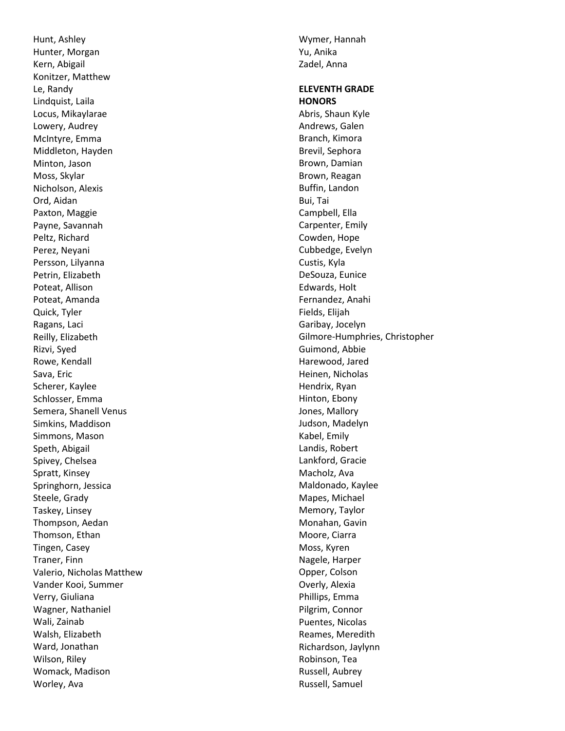Hunt, Ashley
Hunter, Morgan
Kern, Abigail
Konitzer, Matthew
Le, Randy
Lindquist, Laila
Locus, Mikaylarae
Lowery, Audrey
McIntyre, Emma
Middleton, Hayden
Minton, Jason
Moss, Skylar
Nicholson, Alexis
Ord, Aidan
Paxton, Maggie
Payne, Savannah
Peltz, Richard
Perez, Neyani
Persson, Lilyanna
Petrin, Elizabeth
Poteat, Allison
Poteat, Amanda
Quick, Tyler
Ragans, Laci
Reilly, Elizabeth
Rizvi, Syed
Rowe, Kendall
Sava, Eric
Scherer, Kaylee
Schlosser, Emma
Semera, Shanell Venus
Simkins, Maddison
Simmons, Mason
Speth, Abigail
Spivey, Chelsea
Spratt, Kinsey
Springhorn, Jessica
Steele, Grady
Taskey, Linsey
Thompson, Aedan
Thomson, Ethan
Tingen, Casey
Traner, Finn
Valerio, Nicholas Matthew
Vander Kooi, Summer
Verry, Giuliana
Wagner, Nathaniel
Wali, Zainab
Walsh, Elizabeth
Ward, Jonathan
Wilson, Riley
Womack, Madison
Worley, Ava
Wymer, Hannah
Yu, Anika
Zadel, Anna

**ELEVENTH GRADE**
**HONORS**

Abris, Shaun Kyle
Andrews, Galen
Branch, Kimora
Brevil, Sephora
Brown, Damian
Brown, Reagan
Buffin, Landon
Bui, Tai
Campbell, Ella
Carpenter, Emily
Cowden, Hope
Cubbedge, Evelyn
Custis, Kyla
DeSouza, Eunice
Edwards, Holt
Fernandez, Anahi
Fields, Elijah
Garibay, Jocelyn
Gilmore-Humphries, Christopher
Guimond, Abbie
Harewood, Jared
Heinen, Nicholas
Hendrix, Ryan
Hinton, Ebony
Jones, Mallory
Judson, Madelyn
Kabel, Emily
Landis, Robert
Lankford, Gracie
Macholz, Ava
Maldonado, Kaylee
Mapes, Michael
Memory, Taylor
Monahan, Gavin
Moore, Ciarra
Moss, Kyren
Nagele, Harper
Opper, Colson
Overly, Alexia
Phillips, Emma
Pilgrim, Connor
Puentes, Nicolas
Reames, Meredith
Richardson, Jaylynn
Robinson, Tea
Russell, Aubrey
Russell, Samuel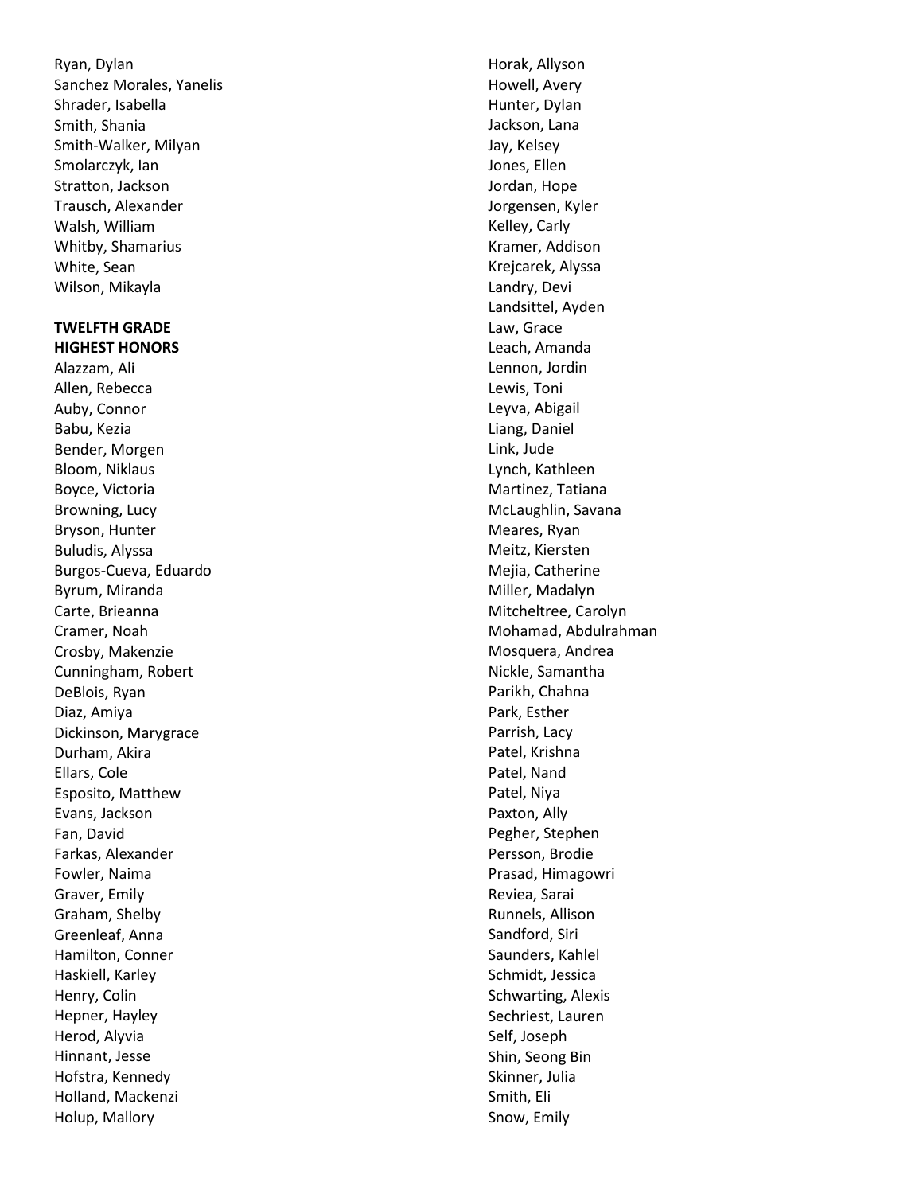Ryan, Dylan
Sanchez Morales, Yanelis
Shrader, Isabella
Smith, Shania
Smith-Walker, Milyan
Smolarczyk, Ian
Stratton, Jackson
Trausch, Alexander
Walsh, William
Whitby, Shamarius
White, Sean
Wilson, Mikayla

**TWELFTH GRADE**
**HIGHEST HONORS**

Alazzam, Ali
Allen, Rebecca
Auby, Connor
Babu, Kezia
Bender, Morgen
Bloom, Niklaus
Boyce, Victoria
Browning, Lucy
Bryson, Hunter
Buludis, Alyssa
Burgos-Cueva, Eduardo
Byrum, Miranda
Carte, Brieanna
Cramer, Noah
Crosby, Makenzie
Cunningham, Robert
DeBlois, Ryan
Diaz, Amiya
Dickinson, Marygrace
Durham, Akira
Ellars, Cole
Esposito, Matthew
Evans, Jackson
Fan, David
Farkas, Alexander
Fowler, Naima
Graver, Emily
Graham, Shelby
Greenleaf, Anna
Hamilton, Conner
Haskiell, Karley
Henry, Colin
Hepner, Hayley
Herod, Alyvia
Hinnant, Jesse
Hofstra, Kennedy
Holland, Mackenzi
Holup, Mallory
Horak, Allyson
Howell, Avery
Hunter, Dylan
Jackson, Lana
Jay, Kelsey
Jones, Ellen
Jordan, Hope
Jorgensen, Kyler
Kelley, Carly
Kramer, Addison
Krejcarek, Alyssa
Landry, Devi
Landsittel, Ayden
Law, Grace
Leach, Amanda
Lennon, Jordin
Lewis, Toni
Leyva, Abigail
Liang, Daniel
Link, Jude
Lynch, Kathleen
Martinez, Tatiana
McLaughlin, Savana
Meares, Ryan
Meitz, Kiersten
Mejia, Catherine
Miller, Madalyn
Mitcheltree, Carolyn
Mohamad, Abdulrahman
Mosquera, Andrea
Nickle, Samantha
Parikh, Chahna
Park, Esther
Parrish, Lacy
Patel, Krishna
Patel, Nand
Patel, Niya
Paxton, Ally
Pegher, Stephen
Persson, Brodie
Prasad, Himagowri
Reviea, Sarai
Runnels, Allison
Sandford, Siri
Saunders, Kahlel
Schmidt, Jessica
Schwarting, Alexis
Sechriest, Lauren
Self, Joseph
Shin, Seong Bin
Skinner, Julia
Smith, Eli
Snow, Emily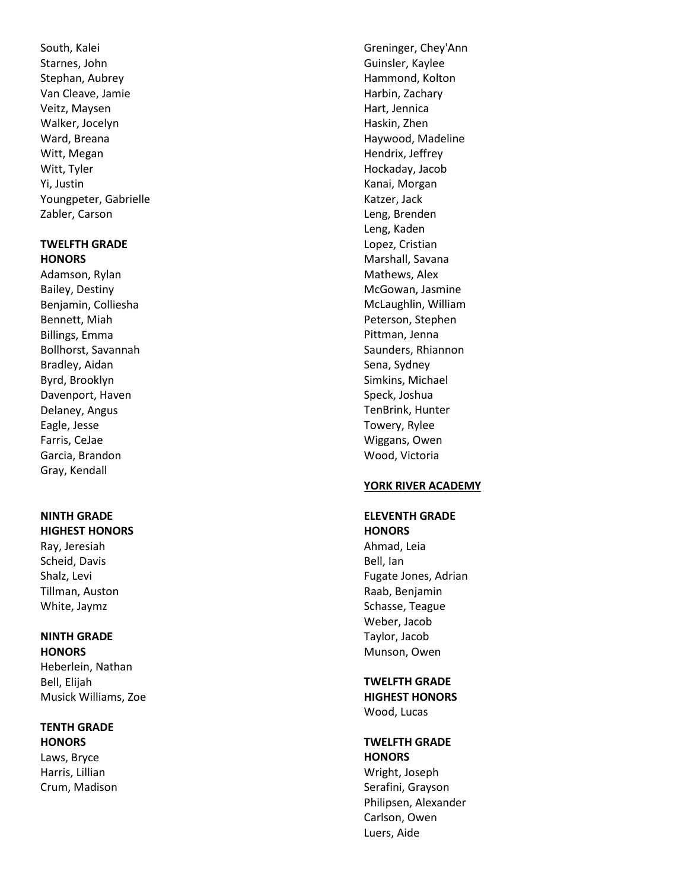South, Kalei
Starnes, John
Stephan, Aubrey
Van Cleave, Jamie
Veitz, Maysen
Walker, Jocelyn
Ward, Breana
Witt, Megan
Witt, Tyler
Yi, Justin
Youngpeter, Gabrielle
Zabler, Carson

**TWELFTH GRADE HONORS**

Adamson, Rylan
Bailey, Destiny
Benjamin, Colliesha
Bennett, Miah
Billings, Emma
Bollhorst, Savannah
Bradley, Aidan
Byrd, Brooklyn
Davenport, Haven
Delaney, Angus
Eagle, Jesse
Farris, CeJae
Garcia, Brandon
Gray, Kendall
Greninger, Chey'Ann
Guinsler, Kaylee
Hammond, Kolton
Harbin, Zachary
Hart, Jennica
Haskin, Zhen
Haywood, Madeline
Hendrix, Jeffrey
Hockaday, Jacob
Kanai, Morgan
Katzer, Jack
Leng, Brenden
Leng, Kaden
Lopez, Cristian
Marshall, Savana
Mathews, Alex
McGowan, Jasmine
McLaughlin, William
Peterson, Stephen
Pittman, Jenna
Saunders, Rhiannon
Sena, Sydney
Simkins, Michael
Speck, Joshua
TenBrink, Hunter
Towery, Rylee
Wiggans, Owen
Wood, Victoria

## YORK RIVER ACADEMY

**NINTH GRADE HIGHEST HONORS**

Ray, Jeresiah
Scheid, Davis
Shalz, Levi
Tillman, Auston
White, Jaymz

**NINTH GRADE HONORS**

Heberlein, Nathan
Bell, Elijah
Musick Williams, Zoe

**TENTH GRADE HONORS**

Laws, Bryce
Harris, Lillian
Crum, Madison

**ELEVENTH GRADE HONORS**

Ahmad, Leia
Bell, Ian
Fugate Jones, Adrian
Raab, Benjamin
Schasse, Teague
Weber, Jacob
Taylor, Jacob
Munson, Owen

**TWELFTH GRADE HIGHEST HONORS**

Wood, Lucas

**TWELFTH GRADE HONORS**

Wright, Joseph
Serafini, Grayson
Philipsen, Alexander
Carlson, Owen
Luers, Aide